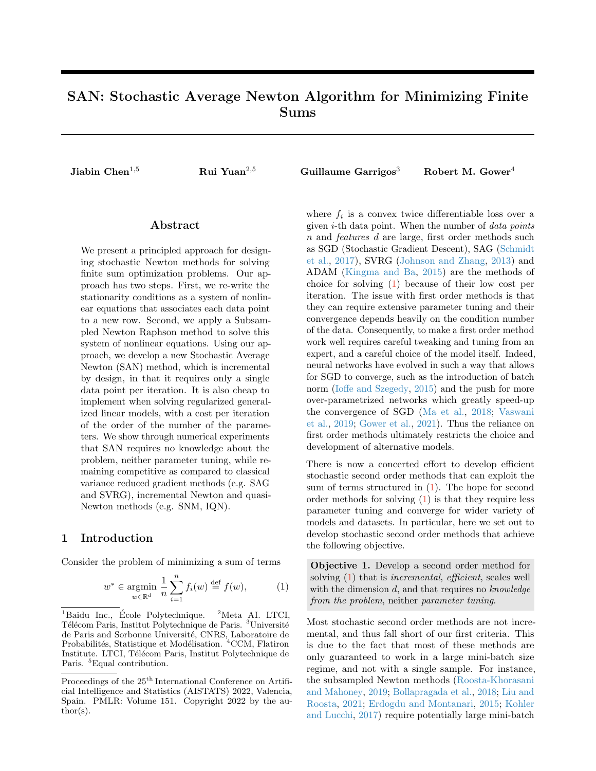# SAN: Stochastic Average Newton Algorithm for Minimizing Finite Sums

**Jiabin Chen**[1,5] **Rui Yuan**[2,5] **Guillaume Garrigos**[3] **Robert M. Gower**[4]

## Abstract

We present a principled approach for designing stochastic Newton methods for solving finite sum optimization problems. Our approach has two steps. First, we re-write the stationarity conditions as a system of nonlinear equations that associates each data point to a new row. Second, we apply a Subsampled Newton Raphson method to solve this system of nonlinear equations. Using our approach, we develop a new Stochastic Average Newton (SAN) method, which is incremental by design, in that it requires only a single data point per iteration. It is also cheap to implement when solving regularized generalized linear models, with a cost per iteration of the order of the number of the parameters. We show through numerical experiments that SAN requires no knowledge about the problem, neither parameter tuning, while remaining competitive as compared to classical variance reduced gradient methods (e.g. SAG and SVRG), incremental Newton and quasi-Newton methods (e.g. SNM, IQN).

## 1 Introduction

Consider the problem of minimizing a sum of terms

$$w^* \in \underset{w \in \mathbb{R}^d}{\operatorname{argmin}} \; \frac{1}{n} \sum_{i=1}^{n} f_i(w) \stackrel{\text{def}}{=} f(w), \tag{1}$$

where $f_i$ is a convex twice differentiable loss over a given $i$-th data point. When the number of *data points* $n$ and *features* $d$ are large, first order methods such as SGD (Stochastic Gradient Descent), SAG (Schmidt et al., 2017), SVRG (Johnson and Zhang, 2013) and ADAM (Kingma and Ba, 2015) are the methods of choice for solving (1) because of their low cost per iteration. The issue with first order methods is that they can require extensive parameter tuning and their convergence depends heavily on the condition number of the data. Consequently, to make a first order method work well requires careful tweaking and tuning from an expert, and a careful choice of the model itself. Indeed, neural networks have evolved in such a way that allows for SGD to converge, such as the introduction of batch norm (Ioffe and Szegedy, 2015) and the push for more over-parametrized networks which greatly speed-up the convergence of SGD (Ma et al., 2018; Vaswani et al., 2019; Gower et al., 2021). Thus the reliance on first order methods ultimately restricts the choice and development of alternative models.

There is now a concerted effort to develop efficient stochastic second order methods that can exploit the sum of terms structured in (1). The hope for second order methods for solving (1) is that they require less parameter tuning and converge for wider variety of models and datasets. In particular, here we set out to develop stochastic second order methods that achieve the following objective.

**Objective 1.** Develop a second order method for solving (1) that is *incremental*, *efficient*, scales well with the dimension $d$, and that requires no *knowledge from the problem*, neither *parameter tuning*.

Most stochastic second order methods are not incremental, and thus fall short of our first criteria. This is due to the fact that most of these methods are only guaranteed to work in a large mini-batch size regime, and not with a single sample. For instance, the subsampled Newton methods (Roosta-Khorasani and Mahoney, 2019; Bollapragada et al., 2018; Liu and Roosta, 2021; Erdogdu and Montanari, 2015; Kohler and Lucchi, 2017) require potentially large mini-batch

---

[1]Baidu Inc., École Polytechnique. [2]Meta AI. LTCI, Télécom Paris, Institut Polytechnique de Paris. [3]Université de Paris and Sorbonne Université, CNRS, Laboratoire de Probabilités, Statistique et Modélisation. [4]CCM, Flatiron Institute. LTCI, Télécom Paris, Institut Polytechnique de Paris. [5]Equal contribution.

Proceedings of the 25[th] International Conference on Artificial Intelligence and Statistics (AISTATS) 2022, Valencia, Spain. PMLR: Volume 151. Copyright 2022 by the author(s).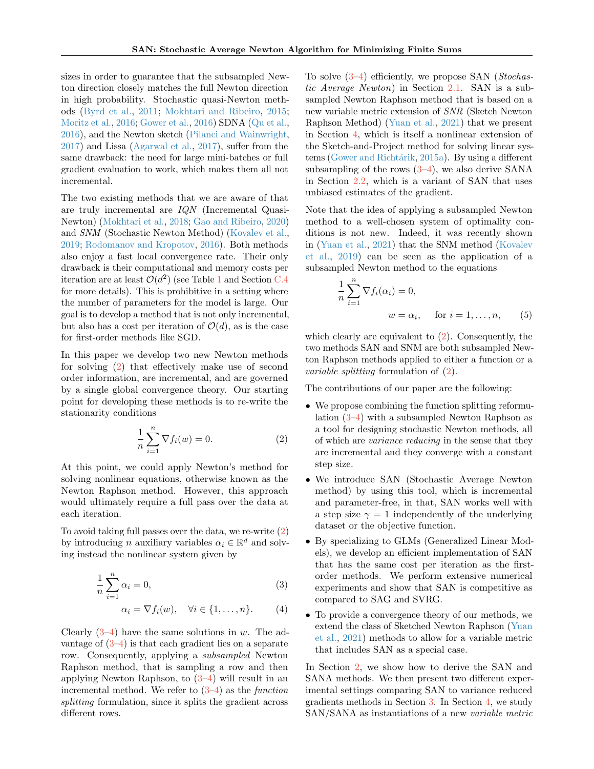sizes in order to guarantee that the subsampled Newton direction closely matches the full Newton direction in high probability. Stochastic quasi-Newton methods (Byrd et al., 2011; Mokhtari and Ribeiro, 2015; Moritz et al., 2016; Gower et al., 2016) SDNA (Qu et al., 2016), and the Newton sketch (Pilanci and Wainwright, 2017) and Lissa (Agarwal et al., 2017), suffer from the same drawback: the need for large mini-batches or full gradient evaluation to work, which makes them all not incremental.

The two existing methods that we are aware of that are truly incremental are *IQN* (Incremental Quasi-Newton) (Mokhtari et al., 2018; Gao and Ribeiro, 2020) and *SNM* (Stochastic Newton Method) (Kovalev et al., 2019; Rodomanov and Kropotov, 2016). Both methods also enjoy a fast local convergence rate. Their only drawback is their computational and memory costs per iteration are at least $\mathcal{O}(d^2)$ (see Table 1 and Section C.4 for more details). This is prohibitive in a setting where the number of parameters for the model is large. Our goal is to develop a method that is not only incremental, but also has a cost per iteration of $\mathcal{O}(d)$, as is the case for first-order methods like SGD.

In this paper we develop two new Newton methods for solving (2) that effectively make use of second order information, are incremental, and are governed by a single global convergence theory. Our starting point for developing these methods is to re-write the stationarity conditions

$$\frac{1}{n}\sum_{i=1}^{n} \nabla f_i(w) = 0. \tag{2}$$

At this point, we could apply Newton's method for solving nonlinear equations, otherwise known as the Newton Raphson method. However, this approach would ultimately require a full pass over the data at each iteration.

To avoid taking full passes over the data, we re-write (2) by introducing $n$ auxiliary variables $\alpha_i \in \mathbb{R}^d$ and solving instead the nonlinear system given by

$$\frac{1}{n}\sum_{i=1}^{n} \alpha_i = 0, \tag{3}$$

$$\alpha_i = \nabla f_i(w), \quad \forall i \in \{1,\ldots,n\}. \tag{4}$$

Clearly (3–4) have the same solutions in $w$. The advantage of (3–4) is that each gradient lies on a separate row. Consequently, applying a *subsampled* Newton Raphson method, that is sampling a row and then applying Newton Raphson, to (3–4) will result in an incremental method. We refer to (3–4) as the *function splitting* formulation, since it splits the gradient across different rows.

To solve (3–4) efficiently, we propose SAN (*Stochastic Average Newton*) in Section 2.1. SAN is a subsampled Newton Raphson method that is based on a new variable metric extension of *SNR* (Sketch Newton Raphson Method) (Yuan et al., 2021) that we present in Section 4, which is itself a nonlinear extension of the Sketch-and-Project method for solving linear systems (Gower and Richtárik, 2015a). By using a different subsampling of the rows (3–4), we also derive SANA in Section 2.2, which is a variant of SAN that uses unbiased estimates of the gradient.

Note that the idea of applying a subsampled Newton method to a well-chosen system of optimality conditions is not new. Indeed, it was recently shown in (Yuan et al., 2021) that the SNM method (Kovalev et al., 2019) can be seen as the application of a subsampled Newton method to the equations

$$\frac{1}{n}\sum_{i=1}^{n} \nabla f_i(\alpha_i) = 0,$$
$$w = \alpha_i, \quad \text{for } i = 1,\ldots,n, \tag{5}$$

which clearly are equivalent to (2). Consequently, the two methods SAN and SNM are both subsampled Newton Raphson methods applied to either a function or a *variable splitting* formulation of (2).

The contributions of our paper are the following:

- We propose combining the function splitting reformulation (3–4) with a subsampled Newton Raphson as a tool for designing stochastic Newton methods, all of which are *variance reducing* in the sense that they are incremental and they converge with a constant step size.
- We introduce SAN (Stochastic Average Newton method) by using this tool, which is incremental and parameter-free, in that, SAN works well with a step size $\gamma = 1$ independently of the underlying dataset or the objective function.
- By specializing to GLMs (Generalized Linear Models), we develop an efficient implementation of SAN that has the same cost per iteration as the first-order methods. We perform extensive numerical experiments and show that SAN is competitive as compared to SAG and SVRG.
- To provide a convergence theory of our methods, we extend the class of Sketched Newton Raphson (Yuan et al., 2021) methods to allow for a variable metric that includes SAN as a special case.

In Section 2, we show how to derive the SAN and SANA methods. We then present two different experimental settings comparing SAN to variance reduced gradients methods in Section 3. In Section 4, we study SAN/SANA as instantiations of a new *variable metric*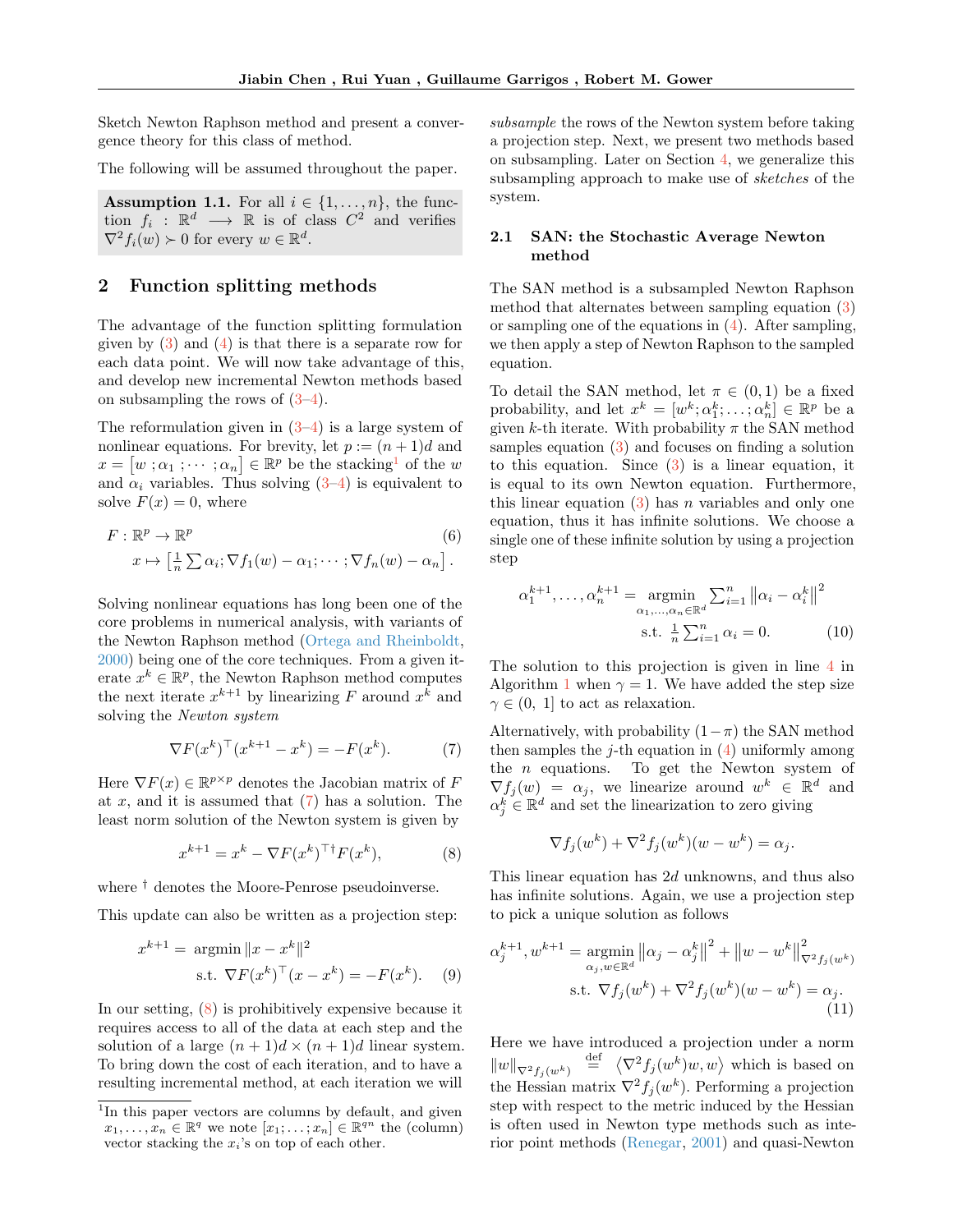Sketch Newton Raphson method and present a convergence theory for this class of method.

The following will be assumed throughout the paper.

**Assumption 1.1.** For all $i \in \{1, \ldots, n\}$, the function $f_i : \mathbb{R}^d \longrightarrow \mathbb{R}$ is of class $C^2$ and verifies $\nabla^2 f_i(w) \succ 0$ for every $w \in \mathbb{R}^d$.

## 2 Function splitting methods

The advantage of the function splitting formulation given by (3) and (4) is that there is a separate row for each data point. We will now take advantage of this, and develop new incremental Newton methods based on subsampling the rows of (3–4).

The reformulation given in (3–4) is a large system of nonlinear equations. For brevity, let $p := (n+1)d$ and $x = [w\,; \alpha_1\,; \cdots\,; \alpha_n] \in \mathbb{R}^p$ be the stacking[1] of the $w$ and $\alpha_i$ variables. Thus solving (3–4) is equivalent to solve $F(x) = 0$, where

$$
\begin{aligned}
F : \mathbb{R}^p &\to \mathbb{R}^p \qquad\qquad\qquad\qquad\qquad\qquad (6)\\
x &\mapsto \left[\tfrac{1}{n}\textstyle\sum \alpha_i; \nabla f_1(w) - \alpha_1; \cdots; \nabla f_n(w) - \alpha_n\right].
\end{aligned}
$$

Solving nonlinear equations has long been one of the core problems in numerical analysis, with variants of the Newton Raphson method (Ortega and Rheinboldt, 2000) being one of the core techniques. From a given iterate $x^k \in \mathbb{R}^p$, the Newton Raphson method computes the next iterate $x^{k+1}$ by linearizing $F$ around $x^k$ and solving the *Newton system*

$$
\nabla F(x^k)^\top (x^{k+1} - x^k) = -F(x^k). \tag{7}
$$

Here $\nabla F(x) \in \mathbb{R}^{p \times p}$ denotes the Jacobian matrix of $F$ at $x$, and it is assumed that (7) has a solution. The least norm solution of the Newton system is given by

$$
x^{k+1} = x^k - \nabla F(x^k)^{\top\dagger} F(x^k), \tag{8}
$$

where $^\dagger$ denotes the Moore-Penrose pseudoinverse.

This update can also be written as a projection step:

$$
\begin{aligned}
x^{k+1} = \; & \operatorname{argmin} \|x - x^k\|^2 \\
& \text{s.t. } \nabla F(x^k)^\top (x - x^k) = -F(x^k).
\end{aligned} \tag{9}
$$

In our setting, (8) is prohibitively expensive because it requires access to all of the data at each step and the solution of a large $(n+1)d \times (n+1)d$ linear system. To bring down the cost of each iteration, and to have a resulting incremental method, at each iteration we will *subsample* the rows of the Newton system before taking a projection step. Next, we present two methods based on subsampling. Later on Section 4, we generalize this subsampling approach to make use of *sketches* of the system.

### 2.1 SAN: the Stochastic Average Newton method

The SAN method is a subsampled Newton Raphson method that alternates between sampling equation (3) or sampling one of the equations in (4). After sampling, we then apply a step of Newton Raphson to the sampled equation.

To detail the SAN method, let $\pi \in (0,1)$ be a fixed probability, and let $x^k = [w^k; \alpha_1^k; \ldots; \alpha_n^k] \in \mathbb{R}^p$ be a given $k$-th iterate. With probability $\pi$ the SAN method samples equation (3) and focuses on finding a solution to this equation. Since (3) is a linear equation, it is equal to its own Newton equation. Furthermore, this linear equation (3) has $n$ variables and only one equation, thus it has infinite solutions. We choose a single one of these infinite solution by using a projection step

$$
\begin{aligned}
\alpha_1^{k+1}, \ldots, \alpha_n^{k+1} = \; & \underset{\alpha_1, \ldots, \alpha_n \in \mathbb{R}^d}{\operatorname{argmin}} \textstyle\sum_{i=1}^n \left\|\alpha_i - \alpha_i^k\right\|^2 \\
& \text{s.t. } \tfrac{1}{n}\textstyle\sum_{i=1}^n \alpha_i = 0.
\end{aligned} \tag{10}
$$

The solution to this projection is given in line 4 in Algorithm 1 when $\gamma = 1$. We have added the step size $\gamma \in (0,\, 1]$ to act as relaxation.

Alternatively, with probability $(1-\pi)$ the SAN method then samples the $j$-th equation in (4) uniformly among the $n$ equations. To get the Newton system of $\nabla f_j(w) = \alpha_j$, we linearize around $w^k \in \mathbb{R}^d$ and $\alpha_j^k \in \mathbb{R}^d$ and set the linearization to zero giving

$$
\nabla f_j(w^k) + \nabla^2 f_j(w^k)(w - w^k) = \alpha_j.
$$

This linear equation has $2d$ unknowns, and thus also has infinite solutions. Again, we use a projection step to pick a unique solution as follows

$$
\begin{aligned}
\alpha_j^{k+1}, w^{k+1} = \; & \underset{\alpha_j, w \in \mathbb{R}^d}{\operatorname{argmin}} \left\|\alpha_j - \alpha_j^k\right\|^2 + \left\|w - w^k\right\|^2_{\nabla^2 f_j(w^k)} \\
& \text{s.t. } \nabla f_j(w^k) + \nabla^2 f_j(w^k)(w - w^k) = \alpha_j.
\end{aligned} \tag{11}
$$

Here we have introduced a projection under a norm $\|w\|_{\nabla^2 f_j(w^k)} \overset{\text{def}}{=} \left\langle \nabla^2 f_j(w^k) w, w \right\rangle$ which is based on the Hessian matrix $\nabla^2 f_j(w^k)$. Performing a projection step with respect to the metric induced by the Hessian is often used in Newton type methods such as interior point methods (Renegar, 2001) and quasi-Newton

[1] In this paper vectors are columns by default, and given $x_1, \ldots, x_n \in \mathbb{R}^q$ we note $[x_1; \ldots; x_n] \in \mathbb{R}^{qn}$ the (column) vector stacking the $x_i$'s on top of each other.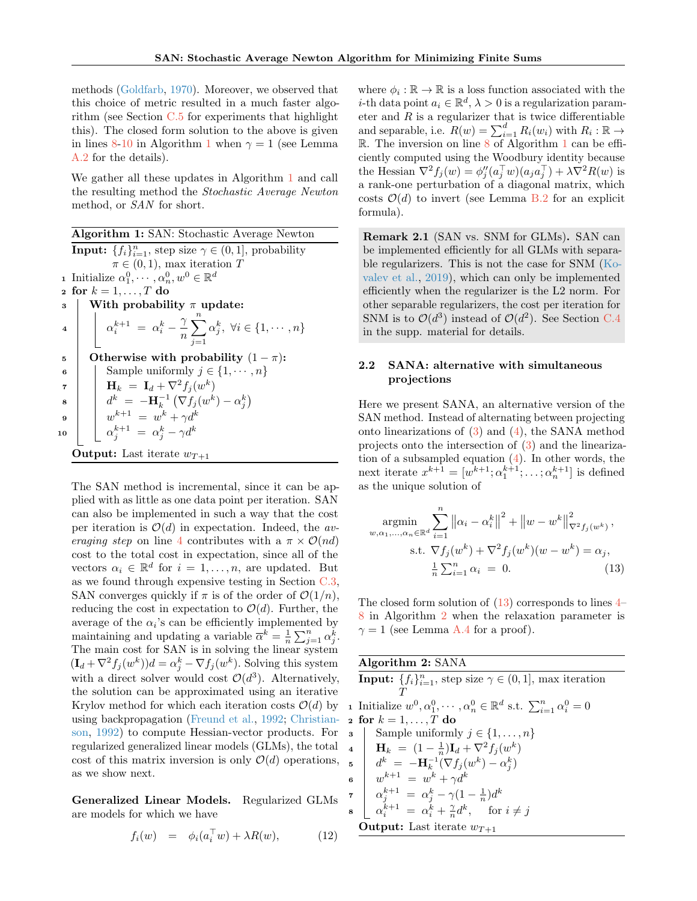methods (Goldfarb, 1970). Moreover, we observed that this choice of metric resulted in a much faster algorithm (see Section C.5 for experiments that highlight this). The closed form solution to the above is given in lines 8-10 in Algorithm 1 when $\gamma = 1$ (see Lemma A.2 for the details).

We gather all these updates in Algorithm 1 and call the resulting method the *Stochastic Average Newton* method, or *SAN* for short.

**Algorithm 1:** SAN: Stochastic Average Newton

**Input:** $\{f_i\}_{i=1}^n$, step size $\gamma \in (0,1]$, probability $\pi \in (0,1)$, max iteration $T$

1. Initialize $\alpha_1^0, \cdots, \alpha_n^0, w^0 \in \mathbb{R}^d$
2. **for** $k = 1, \ldots, T$ **do**
3. **With probability** $\pi$ **update:**
4. $\alpha_i^{k+1} = \alpha_i^k - \frac{\gamma}{n}\sum_{j=1}^n \alpha_j^k, \ \forall i \in \{1, \cdots, n\}$
5. **Otherwise with probability** $(1-\pi)$**:**
6. Sample uniformly $j \in \{1, \cdots, n\}$
7. $\mathbf{H}_k = \mathbf{I}_d + \nabla^2 f_j(w^k)$
8. $d^k = -\mathbf{H}_k^{-1}\left(\nabla f_j(w^k) - \alpha_j^k\right)$
9. $w^{k+1} = w^k + \gamma d^k$
10. $\alpha_j^{k+1} = \alpha_j^k - \gamma d^k$

**Output:** Last iterate $w_{T+1}$

The SAN method is incremental, since it can be applied with as little as one data point per iteration. SAN can also be implemented in such a way that the cost per iteration is $\mathcal{O}(d)$ in expectation. Indeed, the *averaging step* on line 4 contributes with a $\pi \times \mathcal{O}(nd)$ cost to the total cost in expectation, since all of the vectors $\alpha_i \in \mathbb{R}^d$ for $i = 1, \ldots, n$, are updated. But as we found through expensive testing in Section C.3, SAN converges quickly if $\pi$ is of the order of $\mathcal{O}(1/n)$, reducing the cost in expectation to $\mathcal{O}(d)$. Further, the average of the $\alpha_i$'s can be efficiently implemented by maintaining and updating a variable $\overline{\alpha}^k = \frac{1}{n}\sum_{j=1}^n \alpha_j^k$. The main cost for SAN is in solving the linear system $(\mathbf{I}_d + \nabla^2 f_j(w^k))d = \alpha_j^k - \nabla f_j(w^k)$. Solving this system with a direct solver would cost $\mathcal{O}(d^3)$. Alternatively, the solution can be approximated using an iterative Krylov method for which each iteration costs $\mathcal{O}(d)$ by using backpropagation (Freund et al., 1992; Christianson, 1992) to compute Hessian-vector products. For regularized generalized linear models (GLMs), the total cost of this matrix inversion is only $\mathcal{O}(d)$ operations, as we show next.

**Generalized Linear Models.** Regularized GLMs are models for which we have

$$f_i(w) = \phi_i(a_i^\top w) + \lambda R(w), \tag{12}$$

where $\phi_i : \mathbb{R} \to \mathbb{R}$ is a loss function associated with the $i$-th data point $a_i \in \mathbb{R}^d$, $\lambda > 0$ is a regularization parameter and $R$ is a regularizer that is twice differentiable and separable, i.e. $R(w) = \sum_{i=1}^d R_i(w_i)$ with $R_i : \mathbb{R} \to \mathbb{R}$. The inversion on line 8 of Algorithm 1 can be efficiently computed using the Woodbury identity because the Hessian $\nabla^2 f_j(w) = \phi_j''(a_j^\top w)(a_j a_j^\top) + \lambda \nabla^2 R(w)$ is a rank-one perturbation of a diagonal matrix, which costs $\mathcal{O}(d)$ to invert (see Lemma B.2 for an explicit formula).

**Remark 2.1** (SAN vs. SNM for GLMs)**.** SAN can be implemented efficiently for all GLMs with separable regularizers. This is not the case for SNM (Kovalev et al., 2019), which can only be implemented efficiently when the regularizer is the L2 norm. For other separable regularizers, the cost per iteration for SNM is to $\mathcal{O}(d^3)$ instead of $\mathcal{O}(d^2)$. See Section C.4 in the supp. material for details.

### 2.2 SANA: alternative with simultaneous projections

Here we present SANA, an alternative version of the SAN method. Instead of alternating between projecting onto linearizations of (3) and (4), the SANA method projects onto the intersection of (3) and the linearization of a subsampled equation (4). In other words, the next iterate $x^{k+1} = [w^{k+1}; \alpha_1^{k+1}; \ldots; \alpha_n^{k+1}]$ is defined as the unique solution of

$$\begin{aligned} \underset{w, \alpha_1, \ldots, \alpha_n \in \mathbb{R}^d}{\operatorname{argmin}} \sum_{i=1}^n \left\|\alpha_i - \alpha_i^k\right\|^2 + \left\|w - w^k\right\|^2_{\nabla^2 f_j(w^k)}, \\ \text{s.t. } \nabla f_j(w^k) + \nabla^2 f_j(w^k)(w - w^k) = \alpha_j, \\ \tfrac{1}{n}\textstyle\sum_{i=1}^n \alpha_i = 0. \end{aligned} \tag{13}$$

The closed form solution of (13) corresponds to lines 4–8 in Algorithm 2 when the relaxation parameter is $\gamma = 1$ (see Lemma A.4 for a proof).

**Algorithm 2:** SANA

**Input:** $\{f_i\}_{i=1}^n$, step size $\gamma \in (0,1]$, max iteration $T$

1. Initialize $w^0, \alpha_1^0, \cdots, \alpha_n^0 \in \mathbb{R}^d$ s.t. $\sum_{i=1}^n \alpha_i^0 = 0$
2. **for** $k = 1, \ldots, T$ **do**
3. Sample uniformly $j \in \{1, \ldots, n\}$
4. $\mathbf{H}_k = (1 - \frac{1}{n})\mathbf{I}_d + \nabla^2 f_j(w^k)$
5. $d^k = -\mathbf{H}_k^{-1}(\nabla f_j(w^k) - \alpha_j^k)$
6. $w^{k+1} = w^k + \gamma d^k$
7. $\alpha_j^{k+1} = \alpha_j^k - \gamma(1 - \frac{1}{n})d^k$
8. $\alpha_i^{k+1} = \alpha_i^k + \frac{\gamma}{n}d^k$, for $i \neq j$

**Output:** Last iterate $w_{T+1}$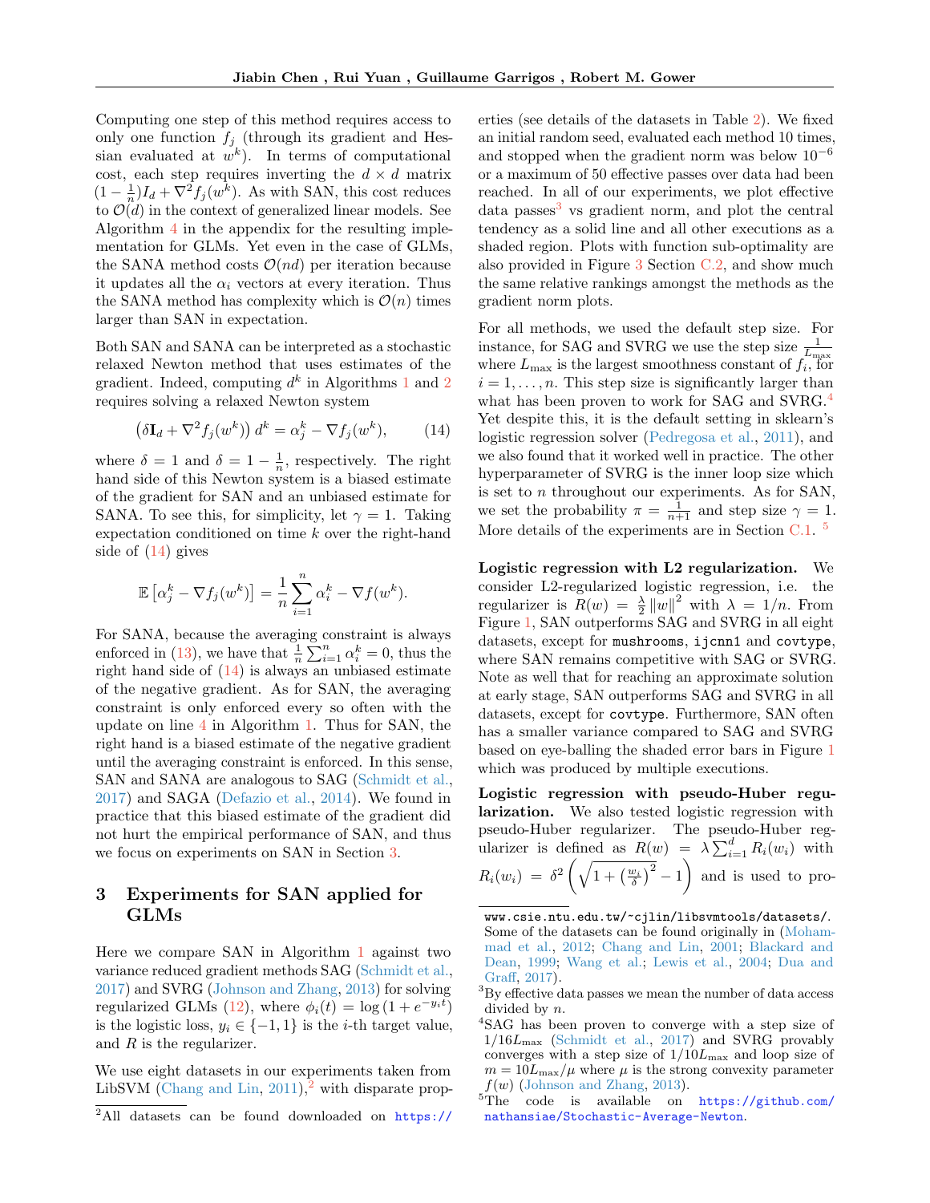Computing one step of this method requires access to only one function $f_j$ (through its gradient and Hessian evaluated at $w^k$). In terms of computational cost, each step requires inverting the $d \times d$ matrix $(1 - \frac{1}{n})I_d + \nabla^2 f_j(w^k)$. As with SAN, this cost reduces to $\mathcal{O}(d)$ in the context of generalized linear models. See Algorithm 4 in the appendix for the resulting implementation for GLMs. Yet even in the case of GLMs, the SANA method costs $\mathcal{O}(nd)$ per iteration because it updates all the $\alpha_i$ vectors at every iteration. Thus the SANA method has complexity which is $\mathcal{O}(n)$ times larger than SAN in expectation.

Both SAN and SANA can be interpreted as a stochastic relaxed Newton method that uses estimates of the gradient. Indeed, computing $d^k$ in Algorithms 1 and 2 requires solving a relaxed Newton system

$$\left(\delta \mathbf{I}_d + \nabla^2 f_j(w^k)\right) d^k = \alpha_j^k - \nabla f_j(w^k), \tag{14}$$

where $\delta = 1$ and $\delta = 1 - \frac{1}{n}$, respectively. The right hand side of this Newton system is a biased estimate of the gradient for SAN and an unbiased estimate for SANA. To see this, for simplicity, let $\gamma = 1$. Taking expectation conditioned on time $k$ over the right-hand side of (14) gives

$$\mathbb{E}\left[\alpha_j^k - \nabla f_j(w^k)\right] = \frac{1}{n}\sum_{i=1}^n \alpha_i^k - \nabla f(w^k).$$

For SANA, because the averaging constraint is always enforced in (13), we have that $\frac{1}{n}\sum_{i=1}^n \alpha_i^k = 0$, thus the right hand side of (14) is always an unbiased estimate of the negative gradient. As for SAN, the averaging constraint is only enforced every so often with the update on line 4 in Algorithm 1. Thus for SAN, the right hand is a biased estimate of the negative gradient until the averaging constraint is enforced. In this sense, SAN and SANA are analogous to SAG (Schmidt et al., 2017) and SAGA (Defazio et al., 2014). We found in practice that this biased estimate of the gradient did not hurt the empirical performance of SAN, and thus we focus on experiments on SAN in Section 3.

# 3 Experiments for SAN applied for GLMs

Here we compare SAN in Algorithm 1 against two variance reduced gradient methods SAG (Schmidt et al., 2017) and SVRG (Johnson and Zhang, 2013) for solving regularized GLMs (12), where $\phi_i(t) = \log(1 + e^{-y_i t})$ is the logistic loss, $y_i \in \{-1, 1\}$ is the $i$-th target value, and $R$ is the regularizer.

We use eight datasets in our experiments taken from LibSVM (Chang and Lin, 2011),[2] with disparate properties (see details of the datasets in Table 2). We fixed an initial random seed, evaluated each method 10 times, and stopped when the gradient norm was below $10^{-6}$ or a maximum of 50 effective passes over data had been reached. In all of our experiments, we plot effective data passes[3] vs gradient norm, and plot the central tendency as a solid line and all other executions as a shaded region. Plots with function sub-optimality are also provided in Figure 3 Section C.2, and show much the same relative rankings amongst the methods as the gradient norm plots.

For all methods, we used the default step size. For instance, for SAG and SVRG we use the step size $\frac{1}{L_{\max}}$ where $L_{\max}$ is the largest smoothness constant of $f_i$, for $i = 1, \ldots, n$. This step size is significantly larger than what has been proven to work for SAG and SVRG.[4] Yet despite this, it is the default setting in sklearn's logistic regression solver (Pedregosa et al., 2011), and we also found that it worked well in practice. The other hyperparameter of SVRG is the inner loop size which is set to $n$ throughout our experiments. As for SAN, we set the probability $\pi = \frac{1}{n+1}$ and step size $\gamma = 1$. More details of the experiments are in Section C.1.[5]

**Logistic regression with L2 regularization.** We consider L2-regularized logistic regression, i.e. the regularizer is $R(w) = \frac{\lambda}{2}\|w\|^2$ with $\lambda = 1/n$. From Figure 1, SAN outperforms SAG and SVRG in all eight datasets, except for `mushrooms`, `ijcnn1` and `covtype`, where SAN remains competitive with SAG or SVRG. Note as well that for reaching an approximate solution at early stage, SAN outperforms SAG and SVRG in all datasets, except for `covtype`. Furthermore, SAN often has a smaller variance compared to SAG and SVRG based on eye-balling the shaded error bars in Figure 1 which was produced by multiple executions.

**Logistic regression with pseudo-Huber regularization.** We also tested logistic regression with pseudo-Huber regularizer. The pseudo-Huber regularizer is defined as $R(w) = \lambda \sum_{i=1}^d R_i(w_i)$ with $R_i(w_i) = \delta^2 \left(\sqrt{1 + \left(\frac{w_i}{\delta}\right)^2} - 1\right)$ and is used to pro-

---

[2] All datasets can be found downloaded on https://www.csie.ntu.edu.tw/~cjlin/libsvmtools/datasets/. Some of the datasets can be found originally in (Mohammad et al., 2012; Chang and Lin, 2001; Blackard and Dean, 1999; Wang et al.; Lewis et al., 2004; Dua and Graff, 2017).

[3] By effective data passes we mean the number of data access divided by $n$.

[4] SAG has been proven to converge with a step size of $1/16L_{\max}$ (Schmidt et al., 2017) and SVRG provably converges with a step size of $1/10L_{\max}$ and loop size of $m = 10L_{\max}/\mu$ where $\mu$ is the strong convexity parameter $f(w)$ (Johnson and Zhang, 2013).

[5] The code is available on https://github.com/nathansiae/Stochastic-Average-Newton.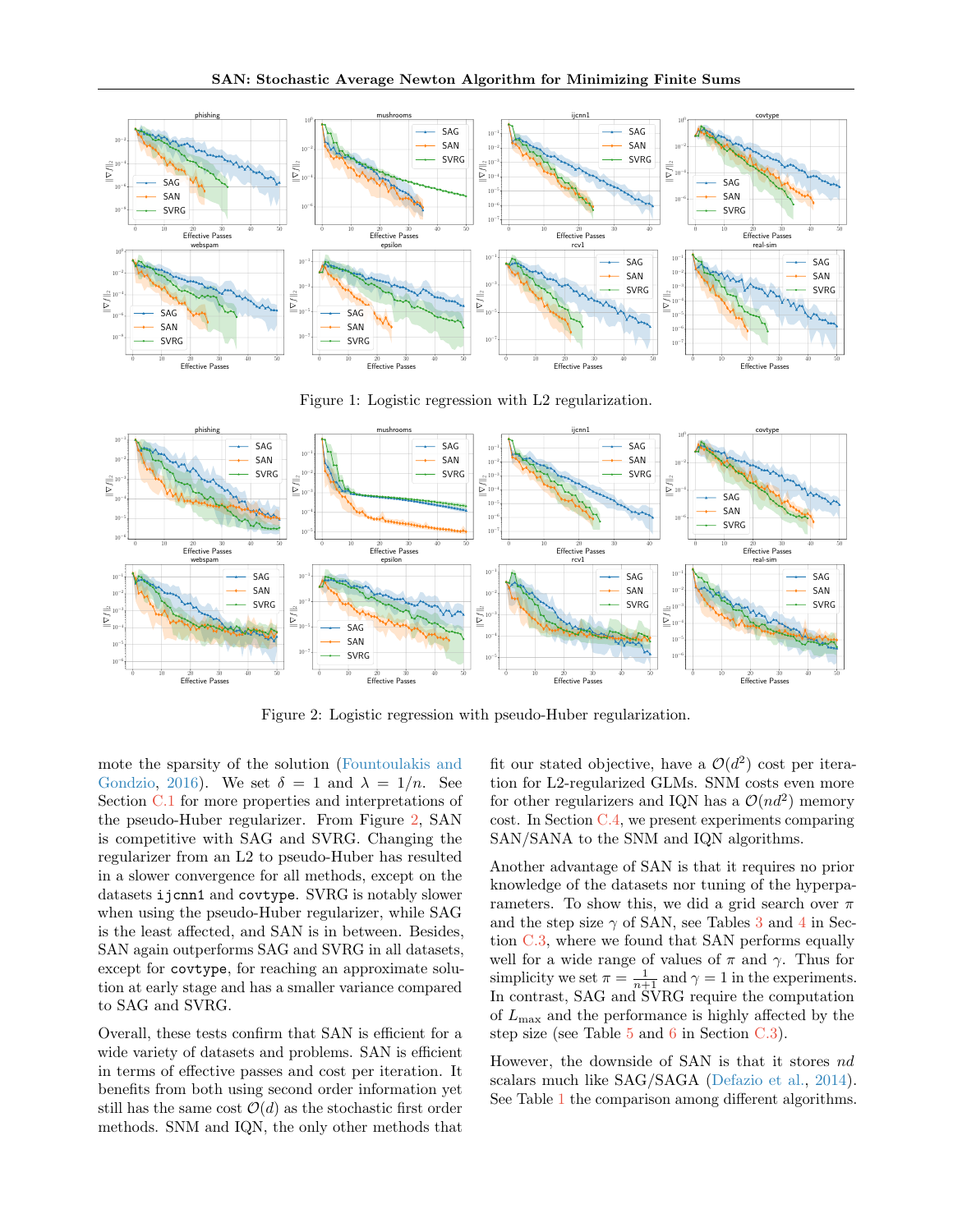Figure 1: Logistic regression with L2 regularization.

Figure 2: Logistic regression with pseudo-Huber regularization.

mote the sparsity of the solution (Fountoulakis and Gondzio, 2016). We set $\delta = 1$ and $\lambda = 1/n$. See Section C.1 for more properties and interpretations of the pseudo-Huber regularizer. From Figure 2, SAN is competitive with SAG and SVRG. Changing the regularizer from an L2 to pseudo-Huber has resulted in a slower convergence for all methods, except on the datasets ijcnn1 and covtype. SVRG is notably slower when using the pseudo-Huber regularizer, while SAG is the least affected, and SAN is in between. Besides, SAN again outperforms SAG and SVRG in all datasets, except for covtype, for reaching an approximate solution at early stage and has a smaller variance compared to SAG and SVRG.

Overall, these tests confirm that SAN is efficient for a wide variety of datasets and problems. SAN is efficient in terms of effective passes and cost per iteration. It benefits from both using second order information yet still has the same cost $\mathcal{O}(d)$ as the stochastic first order methods. SNM and IQN, the only other methods that fit our stated objective, have a $\mathcal{O}(d^2)$ cost per iteration for L2-regularized GLMs. SNM costs even more for other regularizers and IQN has a $\mathcal{O}(nd^2)$ memory cost. In Section C.4, we present experiments comparing SAN/SANA to the SNM and IQN algorithms.

Another advantage of SAN is that it requires no prior knowledge of the datasets nor tuning of the hyperparameters. To show this, we did a grid search over $\pi$ and the step size $\gamma$ of SAN, see Tables 3 and 4 in Section C.3, where we found that SAN performs equally well for a wide range of values of $\pi$ and $\gamma$. Thus for simplicity we set $\pi = \frac{1}{n+1}$ and $\gamma = 1$ in the experiments. In contrast, SAG and SVRG require the computation of $L_{\max}$ and the performance is highly affected by the step size (see Table 5 and 6 in Section C.3).

However, the downside of SAN is that it stores $nd$ scalars much like SAG/SAGA (Defazio et al., 2014). See Table 1 the comparison among different algorithms.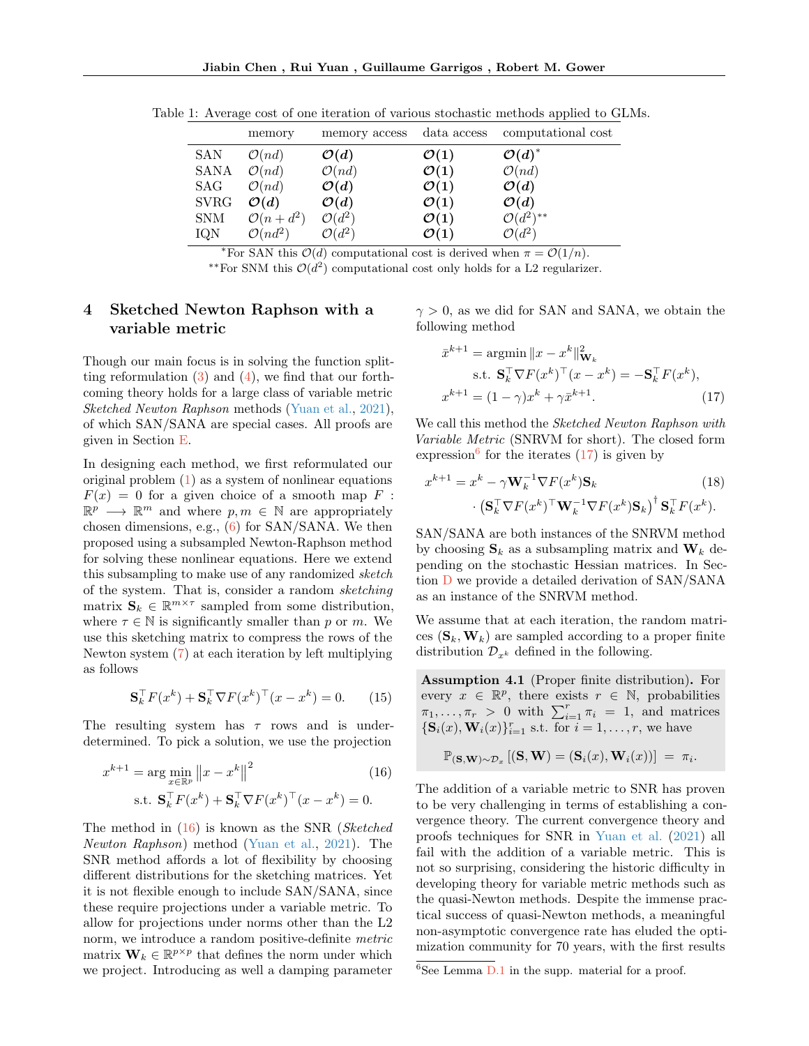Table 1: Average cost of one iteration of various stochastic methods applied to GLMs.

| | memory | memory access | data access | computational cost |
|---|---|---|---|---|
| SAN | $\mathcal{O}(nd)$ | $\boldsymbol{\mathcal{O}(d)}$ | $\boldsymbol{\mathcal{O}(1)}$ | $\boldsymbol{\mathcal{O}(d)}^*$ |
| SANA | $\mathcal{O}(nd)$ | $\mathcal{O}(nd)$ | $\boldsymbol{\mathcal{O}(1)}$ | $\mathcal{O}(nd)$ |
| SAG | $\mathcal{O}(nd)$ | $\boldsymbol{\mathcal{O}(d)}$ | $\boldsymbol{\mathcal{O}(1)}$ | $\boldsymbol{\mathcal{O}(d)}$ |
| SVRG | $\boldsymbol{\mathcal{O}(d)}$ | $\boldsymbol{\mathcal{O}(d)}$ | $\boldsymbol{\mathcal{O}(1)}$ | $\boldsymbol{\mathcal{O}(d)}$ |
| SNM | $\mathcal{O}(n+d^2)$ | $\mathcal{O}(d^2)$ | $\boldsymbol{\mathcal{O}(1)}$ | $\mathcal{O}(d^2)^{**}$ |
| IQN | $\mathcal{O}(nd^2)$ | $\mathcal{O}(d^2)$ | $\boldsymbol{\mathcal{O}(1)}$ | $\mathcal{O}(d^2)$ |

*For SAN this $\mathcal{O}(d)$ computational cost is derived when $\pi = \mathcal{O}(1/n)$.

**For SNM this $\mathcal{O}(d^2)$ computational cost only holds for a L2 regularizer.

# 4 Sketched Newton Raphson with a variable metric

Though our main focus is in solving the function splitting reformulation (3) and (4), we find that our forthcoming theory holds for a large class of variable metric *Sketched Newton Raphson* methods (Yuan et al., 2021), of which SAN/SANA are special cases. All proofs are given in Section E.

In designing each method, we first reformulated our original problem (1) as a system of nonlinear equations $F(x) = 0$ for a given choice of a smooth map $F : \mathbb{R}^p \longrightarrow \mathbb{R}^m$ and where $p, m \in \mathbb{N}$ are appropriately chosen dimensions, e.g., (6) for SAN/SANA. We then proposed using a subsampled Newton-Raphson method for solving these nonlinear equations. Here we extend this subsampling to make use of any randomized *sketch* of the system. That is, consider a random *sketching* matrix $\mathbf{S}_k \in \mathbb{R}^{m\times\tau}$ sampled from some distribution, where $\tau \in \mathbb{N}$ is significantly smaller than $p$ or $m$. We use this sketching matrix to compress the rows of the Newton system (7) at each iteration by left multiplying as follows

$$\mathbf{S}_k^\top F(x^k) + \mathbf{S}_k^\top \nabla F(x^k)^\top (x - x^k) = 0. \tag{15}$$

The resulting system has $\tau$ rows and is underdetermined. To pick a solution, we use the projection

$$\begin{aligned} x^{k+1} = \arg\min_{x\in\mathbb{R}^p} & \left\|x - x^k\right\|^2 \\ \text{s.t. } & \mathbf{S}_k^\top F(x^k) + \mathbf{S}_k^\top \nabla F(x^k)^\top (x - x^k) = 0. \end{aligned} \tag{16}$$

The method in (16) is known as the SNR (*Sketched Newton Raphson*) method (Yuan et al., 2021). The SNR method affords a lot of flexibility by choosing different distributions for the sketching matrices. Yet it is not flexible enough to include SAN/SANA, since these require projections under a variable metric. To allow for projections under norms other than the L2 norm, we introduce a random positive-definite *metric* matrix $\mathbf{W}_k \in \mathbb{R}^{p\times p}$ that defines the norm under which we project. Introducing as well a damping parameter $\gamma > 0$, as we did for SAN and SANA, we obtain the following method

$$\begin{aligned} \bar{x}^{k+1} &= \operatorname{argmin} \|x - x^k\|^2_{\mathbf{W}_k} \\ & \quad \text{s.t. } \mathbf{S}_k^\top \nabla F(x^k)^\top (x - x^k) = -\mathbf{S}_k^\top F(x^k), \\ x^{k+1} &= (1-\gamma)x^k + \gamma \bar{x}^{k+1}. \end{aligned} \tag{17}$$

We call this method the *Sketched Newton Raphson with Variable Metric* (SNRVM for short). The closed form expression[6] for the iterates (17) is given by

$$\begin{aligned} x^{k+1} = x^k &- \gamma \mathbf{W}_k^{-1} \nabla F(x^k) \mathbf{S}_k \\ &\cdot \left(\mathbf{S}_k^\top \nabla F(x^k)^\top \mathbf{W}_k^{-1} \nabla F(x^k) \mathbf{S}_k\right)^\dagger \mathbf{S}_k^\top F(x^k). \end{aligned} \tag{18}$$

SAN/SANA are both instances of the SNRVM method by choosing $\mathbf{S}_k$ as a subsampling matrix and $\mathbf{W}_k$ depending on the stochastic Hessian matrices. In Section D we provide a detailed derivation of SAN/SANA as an instance of the SNRVM method.

We assume that at each iteration, the random matrices $(\mathbf{S}_k, \mathbf{W}_k)$ are sampled according to a proper finite distribution $\mathcal{D}_{x^k}$ defined in the following.

> **Assumption 4.1** (Proper finite distribution)**.** For every $x \in \mathbb{R}^p$, there exists $r \in \mathbb{N}$, probabilities $\pi_1, \ldots, \pi_r > 0$ with $\sum_{i=1}^r \pi_i = 1$, and matrices $\{\mathbf{S}_i(x), \mathbf{W}_i(x)\}_{i=1}^r$ s.t. for $i = 1, \ldots, r$, we have
>
> $$\mathbb{P}_{(\mathbf{S},\mathbf{W})\sim\mathcal{D}_x}\left[(\mathbf{S}, \mathbf{W}) = (\mathbf{S}_i(x), \mathbf{W}_i(x))\right] = \pi_i.$$

The addition of a variable metric to SNR has proven to be very challenging in terms of establishing a convergence theory. The current convergence theory and proofs techniques for SNR in Yuan et al. (2021) all fail with the addition of a variable metric. This is not so surprising, considering the historic difficulty in developing theory for variable metric methods such as the quasi-Newton methods. Despite the immense practical success of quasi-Newton methods, a meaningful non-asymptotic convergence rate has eluded the optimization community for 70 years, with the first results

[6] See Lemma D.1 in the supp. material for a proof.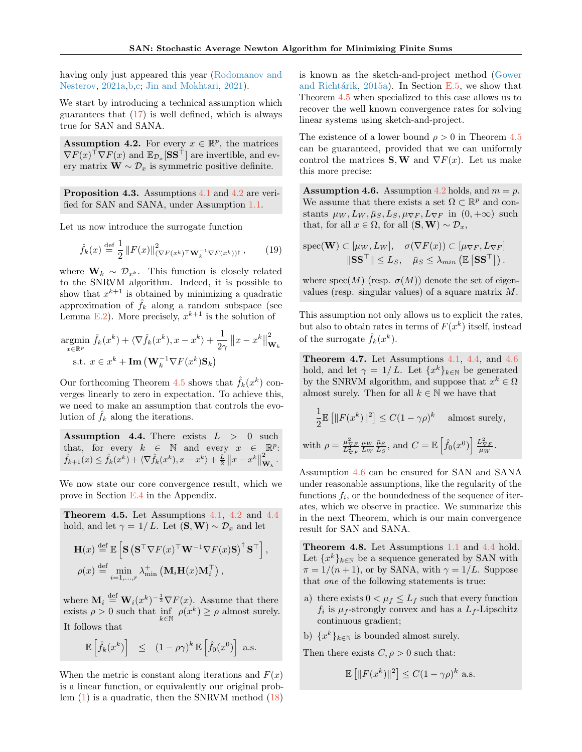having only just appeared this year (Rodomanov and Nesterov, 2021a,b,c; Jin and Mokhtari, 2021).

We start by introducing a technical assumption which guarantees that (17) is well defined, which is always true for SAN and SANA.

**Assumption 4.2.** For every $x \in \mathbb{R}^p$, the matrices $\nabla F(x)^\top \nabla F(x)$ and $\mathbb{E}_{\mathcal{D}_x}[\mathbf{S}\mathbf{S}^\top]$ are invertible, and every matrix $\mathbf{W} \sim \mathcal{D}_x$ is symmetric positive definite.

**Proposition 4.3.** Assumptions 4.1 and 4.2 are verified for SAN and SANA, under Assumption 1.1.

Let us now introduce the surrogate function

$$\hat{f}_k(x) \stackrel{\text{def}}{=} \frac{1}{2} \|F(x)\|^2_{(\nabla F(x^k)^\top \mathbf{W}_k^{-1} \nabla F(x^k))^\dagger}, \tag{19}$$

where $\mathbf{W}_k \sim \mathcal{D}_{x^k}$. This function is closely related to the SNRVM algorithm. Indeed, it is possible to show that $x^{k+1}$ is obtained by minimizing a quadratic approximation of $\hat{f}_k$ along a random subspace (see Lemma E.2). More precisely, $x^{k+1}$ is the solution of

$$\begin{aligned}
&\underset{x \in \mathbb{R}^p}{\operatorname{argmin}}\ \hat{f}_k(x^k) + \langle \nabla \hat{f}_k(x^k), x - x^k \rangle + \frac{1}{2\gamma} \|x - x^k\|^2_{\mathbf{W}_k} \\
&\quad \text{s.t. } x \in x^k + \mathbf{Im}\left(\mathbf{W}_k^{-1} \nabla F(x^k) \mathbf{S}_k\right)
\end{aligned}$$

Our forthcoming Theorem 4.5 shows that $\hat{f}_k(x^k)$ converges linearly to zero in expectation. To achieve this, we need to make an assumption that controls the evolution of $\hat{f}_k$ along the iterations.

**Assumption 4.4.** There exists $L > 0$ such that, for every $k \in \mathbb{N}$ and every $x \in \mathbb{R}^p$: $\hat{f}_{k+1}(x) \leq \hat{f}_k(x^k) + \langle \nabla \hat{f}_k(x^k), x - x^k \rangle + \frac{L}{2} \|x - x^k\|^2_{\mathbf{W}_k}$.

We now state our core convergence result, which we prove in Section E.4 in the Appendix.

**Theorem 4.5.** Let Assumptions 4.1, 4.2 and 4.4 hold, and let $\gamma = 1/L$. Let $(\mathbf{S}, \mathbf{W}) \sim \mathcal{D}_x$ and let

$$\mathbf{H}(x) \stackrel{\text{def}}{=} \mathbb{E}\left[\mathbf{S}\left(\mathbf{S}^\top \nabla F(x)^\top \mathbf{W}^{-1} \nabla F(x) \mathbf{S}\right)^\dagger \mathbf{S}^\top\right],$$

$$\rho(x) \stackrel{\text{def}}{=} \min_{i=1,\ldots,r} \lambda^+_{\min}\left(\mathbf{M}_i \mathbf{H}(x) \mathbf{M}_i^\top\right),$$

where $\mathbf{M}_i \stackrel{\text{def}}{=} \mathbf{W}_i(x^k)^{-\frac{1}{2}} \nabla F(x)$. Assume that there exists $\rho > 0$ such that $\inf_{k \in \mathbb{N}} \rho(x^k) \geq \rho$ almost surely. It follows that

$$\mathbb{E}\left[\hat{f}_k(x^k)\right] \quad \leq \quad (1 - \rho\gamma)^k \, \mathbb{E}\left[\hat{f}_0(x^0)\right] \quad \text{a.s.}$$

When the metric is constant along iterations and $F(x)$ is a linear function, or equivalently our original problem (1) is a quadratic, then the SNRVM method (18) is known as the sketch-and-project method (Gower and Richtárik, 2015a). In Section E.5, we show that Theorem 4.5 when specialized to this case allows us to recover the well known convergence rates for solving linear systems using sketch-and-project.

The existence of a lower bound $\rho > 0$ in Theorem 4.5 can be guaranteed, provided that we can uniformly control the matrices $\mathbf{S}, \mathbf{W}$ and $\nabla F(x)$. Let us make this more precise:

**Assumption 4.6.** Assumption 4.2 holds, and $m = p$. We assume that there exists a set $\Omega \subset \mathbb{R}^p$ and constants $\mu_W, L_W, \bar{\mu}_S, L_S, \mu_{\nabla F}, L_{\nabla F}$ in $(0, +\infty)$ such that, for all $x \in \Omega$, for all $(\mathbf{S}, \mathbf{W}) \sim \mathcal{D}_x$,

$$\begin{aligned}
\operatorname{spec}(\mathbf{W}) \subset [\mu_W, L_W], \quad & \sigma(\nabla F(x)) \subset [\mu_{\nabla F}, L_{\nabla F}] \\
\|\mathbf{S}\mathbf{S}^\top\| \leq L_S, \quad & \bar{\mu}_S \leq \lambda_{min}\left(\mathbb{E}\left[\mathbf{S}\mathbf{S}^\top\right]\right).
\end{aligned}$$

where $\operatorname{spec}(M)$ (resp. $\sigma(M)$) denote the set of eigenvalues (resp. singular values) of a square matrix $M$.

This assumption not only allows us to explicit the rates, but also to obtain rates in terms of $F(x^k)$ itself, instead of the surrogate $\hat{f}_k(x^k)$.

**Theorem 4.7.** Let Assumptions 4.1, 4.4, and 4.6 hold, and let $\gamma = 1/L$. Let $\{x^k\}_{k \in \mathbb{N}}$ be generated by the SNRVM algorithm, and suppose that $x^k \in \Omega$ almost surely. Then for all $k \in \mathbb{N}$ we have that

$$\frac{1}{2} \mathbb{E}\left[\|F(x^k)\|^2\right] \leq C(1 - \gamma\rho)^k \quad \text{almost surely,}$$

with $\rho = \frac{\mu^2_{\nabla F}}{L^2_{\nabla F}} \frac{\mu_W}{L_W} \frac{\bar{\mu}_S}{L_S}$, and $C = \mathbb{E}\left[\hat{f}_0(x^0)\right] \frac{L^2_{\nabla F}}{\mu_W}$.

Assumption 4.6 can be ensured for SAN and SANA under reasonable assumptions, like the regularity of the functions $f_i$, or the boundedness of the sequence of iterates, which we observe in practice. We summarize this in the next Theorem, which is our main convergence result for SAN and SANA.

**Theorem 4.8.** Let Assumptions 1.1 and 4.4 hold. Let $\{x^k\}_{k \in \mathbb{N}}$ be a sequence generated by SAN with $\pi = 1/(n+1)$, or by SANA, with $\gamma = 1/L$. Suppose that *one* of the following statements is true:

a) there exists $0 < \mu_f \leq L_f$ such that every function $f_i$ is $\mu_f$-strongly convex and has a $L_f$-Lipschitz continuous gradient;

b) $\{x^k\}_{k \in \mathbb{N}}$ is bounded almost surely.

Then there exists $C, \rho > 0$ such that:

$$\mathbb{E}\left[\|F(x^k)\|^2\right] \leq C(1 - \gamma\rho)^k \text{ a.s.}$$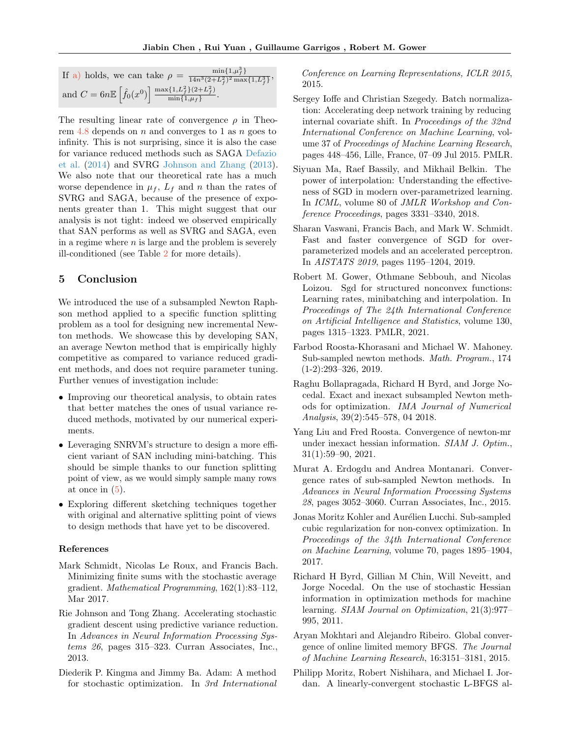If a) holds, we can take $\rho = \frac{\min\{1,\mu_f^3\}}{14n^3(2+L_f^2)^2\max\{1,L_f^3\}}$, and $C = 6n\mathbb{E}\left[\hat{f}_0(x^0)\right]\frac{\max\{1,L_f^2\}(2+L_f^2)}{\min\{1,\mu_f\}}$.

The resulting linear rate of convergence $\rho$ in Theorem 4.8 depends on $n$ and converges to 1 as $n$ goes to infinity. This is not surprising, since it is also the case for variance reduced methods such as SAGA Defazio et al. (2014) and SVRG Johnson and Zhang (2013). We also note that our theoretical rate has a much worse dependence in $\mu_f$, $L_f$ and $n$ than the rates of SVRG and SAGA, because of the presence of exponents greater than 1. This might suggest that our analysis is not tight: indeed we observed empirically that SAN performs as well as SVRG and SAGA, even in a regime where $n$ is large and the problem is severely ill-conditioned (see Table 2 for more details).

## 5 Conclusion

We introduced the use of a subsampled Newton Raphson method applied to a specific function splitting problem as a tool for designing new incremental Newton methods. We showcase this by developing SAN, an average Newton method that is empirically highly competitive as compared to variance reduced gradient methods, and does not require parameter tuning. Further venues of investigation include:

- Improving our theoretical analysis, to obtain rates that better matches the ones of usual variance reduced methods, motivated by our numerical experiments.
- Leveraging SNRVM's structure to design a more efficient variant of SAN including mini-batching. This should be simple thanks to our function splitting point of view, as we would simply sample many rows at once in (5).
- Exploring different sketching techniques together with original and alternative splitting point of views to design methods that have yet to be discovered.

### References

Mark Schmidt, Nicolas Le Roux, and Francis Bach. Minimizing finite sums with the stochastic average gradient. *Mathematical Programming*, 162(1):83–112, Mar 2017.

Rie Johnson and Tong Zhang. Accelerating stochastic gradient descent using predictive variance reduction. In *Advances in Neural Information Processing Systems 26*, pages 315–323. Curran Associates, Inc., 2013.

Diederik P. Kingma and Jimmy Ba. Adam: A method for stochastic optimization. In *3rd International Conference on Learning Representations, ICLR 2015*, 2015.

Sergey Ioffe and Christian Szegedy. Batch normalization: Accelerating deep network training by reducing internal covariate shift. In *Proceedings of the 32nd International Conference on Machine Learning*, volume 37 of *Proceedings of Machine Learning Research*, pages 448–456, Lille, France, 07–09 Jul 2015. PMLR.

Siyuan Ma, Raef Bassily, and Mikhail Belkin. The power of interpolation: Understanding the effectiveness of SGD in modern over-parametrized learning. In *ICML*, volume 80 of *JMLR Workshop and Conference Proceedings*, pages 3331–3340, 2018.

Sharan Vaswani, Francis Bach, and Mark W. Schmidt. Fast and faster convergence of SGD for over-parameterized models and an accelerated perceptron. In *AISTATS 2019*, pages 1195–1204, 2019.

Robert M. Gower, Othmane Sebbouh, and Nicolas Loizou. Sgd for structured nonconvex functions: Learning rates, minibatching and interpolation. In *Proceedings of The 24th International Conference on Artificial Intelligence and Statistics*, volume 130, pages 1315–1323. PMLR, 2021.

Farbod Roosta-Khorasani and Michael W. Mahoney. Sub-sampled newton methods. *Math. Program.*, 174 (1-2):293–326, 2019.

Raghu Bollapragada, Richard H Byrd, and Jorge Nocedal. Exact and inexact subsampled Newton methods for optimization. *IMA Journal of Numerical Analysis*, 39(2):545–578, 04 2018.

Yang Liu and Fred Roosta. Convergence of newton-mr under inexact hessian information. *SIAM J. Optim.*, 31(1):59–90, 2021.

Murat A. Erdogdu and Andrea Montanari. Convergence rates of sub-sampled Newton methods. In *Advances in Neural Information Processing Systems 28*, pages 3052–3060. Curran Associates, Inc., 2015.

Jonas Moritz Kohler and Aurélien Lucchi. Sub-sampled cubic regularization for non-convex optimization. In *Proceedings of the 34th International Conference on Machine Learning*, volume 70, pages 1895–1904, 2017.

Richard H Byrd, Gillian M Chin, Will Neveitt, and Jorge Nocedal. On the use of stochastic Hessian information in optimization methods for machine learning. *SIAM Journal on Optimization*, 21(3):977–995, 2011.

Aryan Mokhtari and Alejandro Ribeiro. Global convergence of online limited memory BFGS. *The Journal of Machine Learning Research*, 16:3151–3181, 2015.

Philipp Moritz, Robert Nishihara, and Michael I. Jordan. A linearly-convergent stochastic L-BFGS al-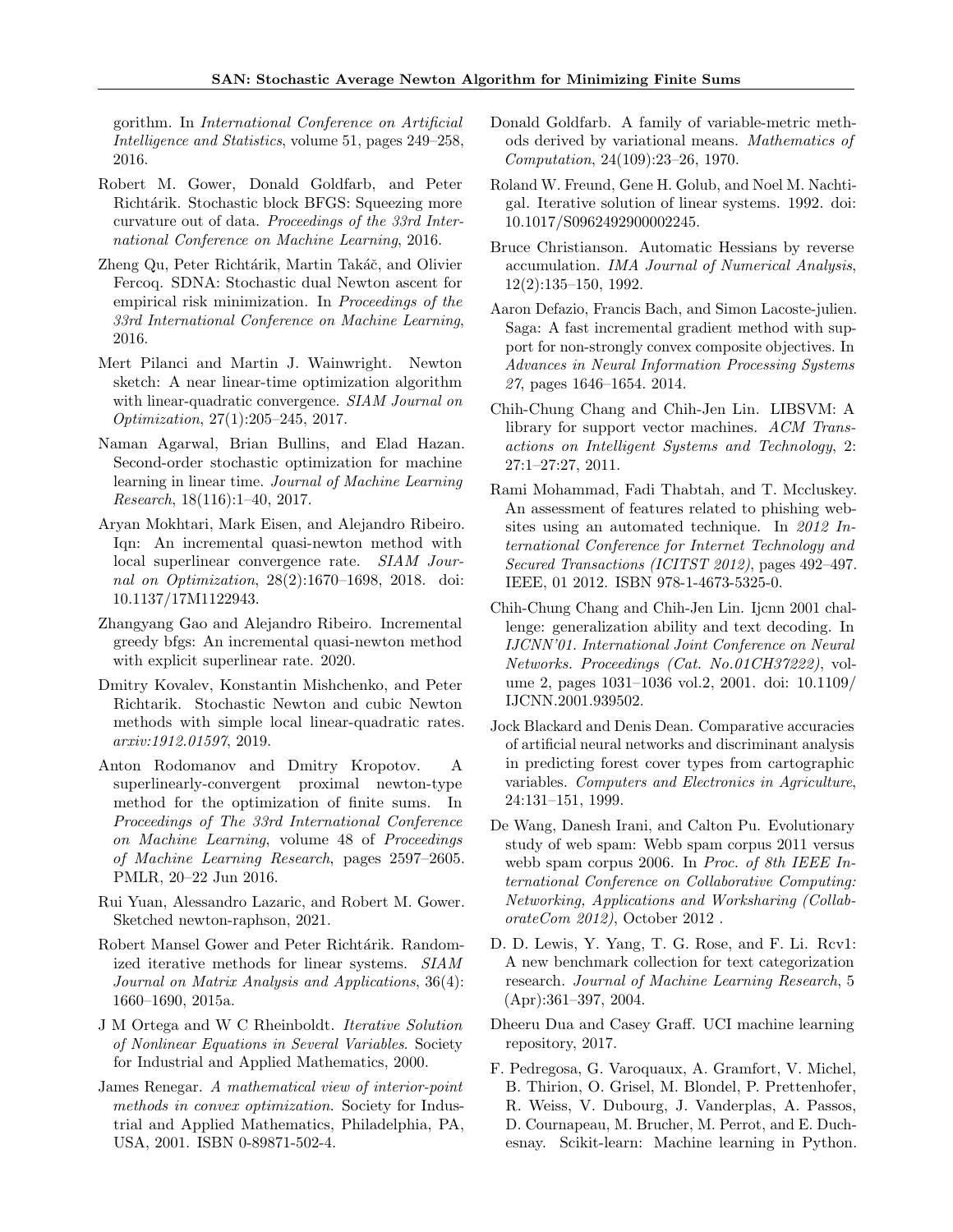gorithm. In *International Conference on Artificial Intelligence and Statistics*, volume 51, pages 249–258, 2016.

Robert M. Gower, Donald Goldfarb, and Peter Richtárik. Stochastic block BFGS: Squeezing more curvature out of data. *Proceedings of the 33rd International Conference on Machine Learning*, 2016.

Zheng Qu, Peter Richtárik, Martin Takáč, and Olivier Fercoq. SDNA: Stochastic dual Newton ascent for empirical risk minimization. In *Proceedings of the 33rd International Conference on Machine Learning*, 2016.

Mert Pilanci and Martin J. Wainwright. Newton sketch: A near linear-time optimization algorithm with linear-quadratic convergence. *SIAM Journal on Optimization*, 27(1):205–245, 2017.

Naman Agarwal, Brian Bullins, and Elad Hazan. Second-order stochastic optimization for machine learning in linear time. *Journal of Machine Learning Research*, 18(116):1–40, 2017.

Aryan Mokhtari, Mark Eisen, and Alejandro Ribeiro. Iqn: An incremental quasi-newton method with local superlinear convergence rate. *SIAM Journal on Optimization*, 28(2):1670–1698, 2018. doi: 10.1137/17M1122943.

Zhangyang Gao and Alejandro Ribeiro. Incremental greedy bfgs: An incremental quasi-newton method with explicit superlinear rate. 2020.

Dmitry Kovalev, Konstantin Mishchenko, and Peter Richtarik. Stochastic Newton and cubic Newton methods with simple local linear-quadratic rates. *arxiv:1912.01597*, 2019.

Anton Rodomanov and Dmitry Kropotov. A superlinearly-convergent proximal newton-type method for the optimization of finite sums. In *Proceedings of The 33rd International Conference on Machine Learning*, volume 48 of *Proceedings of Machine Learning Research*, pages 2597–2605. PMLR, 20–22 Jun 2016.

Rui Yuan, Alessandro Lazaric, and Robert M. Gower. Sketched newton-raphson, 2021.

Robert Mansel Gower and Peter Richtárik. Randomized iterative methods for linear systems. *SIAM Journal on Matrix Analysis and Applications*, 36(4): 1660–1690, 2015a.

J M Ortega and W C Rheinboldt. *Iterative Solution of Nonlinear Equations in Several Variables*. Society for Industrial and Applied Mathematics, 2000.

James Renegar. *A mathematical view of interior-point methods in convex optimization*. Society for Industrial and Applied Mathematics, Philadelphia, PA, USA, 2001. ISBN 0-89871-502-4.

Donald Goldfarb. A family of variable-metric methods derived by variational means. *Mathematics of Computation*, 24(109):23–26, 1970.

Roland W. Freund, Gene H. Golub, and Noel M. Nachtigal. Iterative solution of linear systems. 1992. doi: 10.1017/S0962492900002245.

Bruce Christianson. Automatic Hessians by reverse accumulation. *IMA Journal of Numerical Analysis*, 12(2):135–150, 1992.

Aaron Defazio, Francis Bach, and Simon Lacoste-julien. Saga: A fast incremental gradient method with support for non-strongly convex composite objectives. In *Advances in Neural Information Processing Systems 27*, pages 1646–1654. 2014.

Chih-Chung Chang and Chih-Jen Lin. LIBSVM: A library for support vector machines. *ACM Transactions on Intelligent Systems and Technology*, 2: 27:1–27:27, 2011.

Rami Mohammad, Fadi Thabtah, and T. Mccluskey. An assessment of features related to phishing websites using an automated technique. In *2012 International Conference for Internet Technology and Secured Transactions (ICITST 2012)*, pages 492–497. IEEE, 01 2012. ISBN 978-1-4673-5325-0.

Chih-Chung Chang and Chih-Jen Lin. Ijcnn 2001 challenge: generalization ability and text decoding. In *IJCNN'01. International Joint Conference on Neural Networks. Proceedings (Cat. No.01CH37222)*, volume 2, pages 1031–1036 vol.2, 2001. doi: 10.1109/IJCNN.2001.939502.

Jock Blackard and Denis Dean. Comparative accuracies of artificial neural networks and discriminant analysis in predicting forest cover types from cartographic variables. *Computers and Electronics in Agriculture*, 24:131–151, 1999.

De Wang, Danesh Irani, and Calton Pu. Evolutionary study of web spam: Webb spam corpus 2011 versus webb spam corpus 2006. In *Proc. of 8th IEEE International Conference on Collaborative Computing: Networking, Applications and Worksharing (CollaborateCom 2012)*, October 2012 .

D. D. Lewis, Y. Yang, T. G. Rose, and F. Li. Rcv1: A new benchmark collection for text categorization research. *Journal of Machine Learning Research*, 5 (Apr):361–397, 2004.

Dheeru Dua and Casey Graff. UCI machine learning repository, 2017.

F. Pedregosa, G. Varoquaux, A. Gramfort, V. Michel, B. Thirion, O. Grisel, M. Blondel, P. Prettenhofer, R. Weiss, V. Dubourg, J. Vanderplas, A. Passos, D. Cournapeau, M. Brucher, M. Perrot, and E. Duchesnay. Scikit-learn: Machine learning in Python.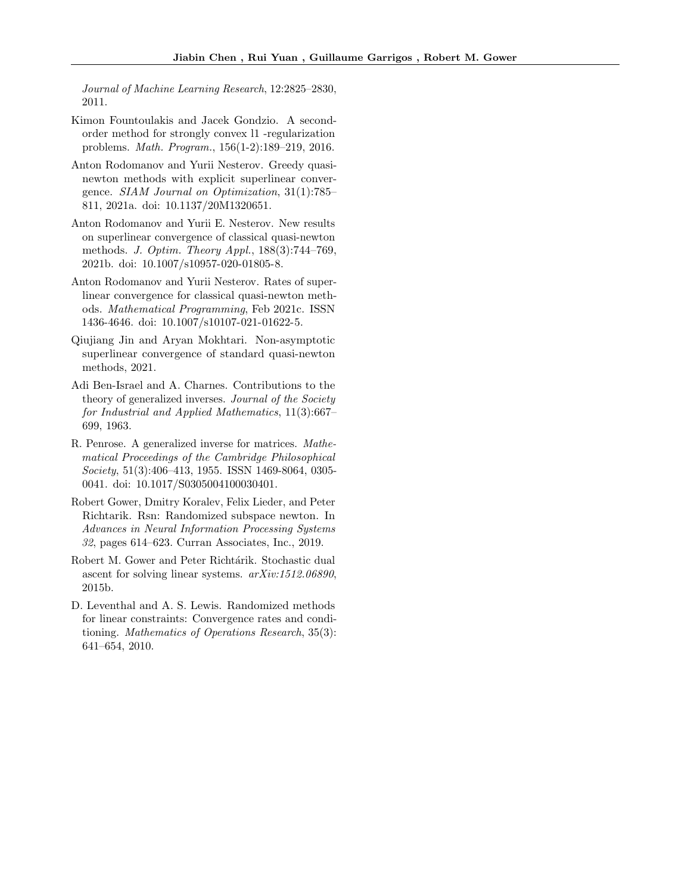*Journal of Machine Learning Research*, 12:2825–2830, 2011.

Kimon Fountoulakis and Jacek Gondzio. A second-order method for strongly convex l1 -regularization problems. *Math. Program.*, 156(1-2):189–219, 2016.

Anton Rodomanov and Yurii Nesterov. Greedy quasi-newton methods with explicit superlinear convergence. *SIAM Journal on Optimization*, 31(1):785–811, 2021a. doi: 10.1137/20M1320651.

Anton Rodomanov and Yurii E. Nesterov. New results on superlinear convergence of classical quasi-newton methods. *J. Optim. Theory Appl.*, 188(3):744–769, 2021b. doi: 10.1007/s10957-020-01805-8.

Anton Rodomanov and Yurii Nesterov. Rates of superlinear convergence for classical quasi-newton methods. *Mathematical Programming*, Feb 2021c. ISSN 1436-4646. doi: 10.1007/s10107-021-01622-5.

Qiujiang Jin and Aryan Mokhtari. Non-asymptotic superlinear convergence of standard quasi-newton methods, 2021.

Adi Ben-Israel and A. Charnes. Contributions to the theory of generalized inverses. *Journal of the Society for Industrial and Applied Mathematics*, 11(3):667–699, 1963.

R. Penrose. A generalized inverse for matrices. *Mathematical Proceedings of the Cambridge Philosophical Society*, 51(3):406–413, 1955. ISSN 1469-8064, 0305-0041. doi: 10.1017/S0305004100030401.

Robert Gower, Dmitry Koralev, Felix Lieder, and Peter Richtarik. Rsn: Randomized subspace newton. In *Advances in Neural Information Processing Systems 32*, pages 614–623. Curran Associates, Inc., 2019.

Robert M. Gower and Peter Richtárik. Stochastic dual ascent for solving linear systems. *arXiv:1512.06890*, 2015b.

D. Leventhal and A. S. Lewis. Randomized methods for linear constraints: Convergence rates and conditioning. *Mathematics of Operations Research*, 35(3): 641–654, 2010.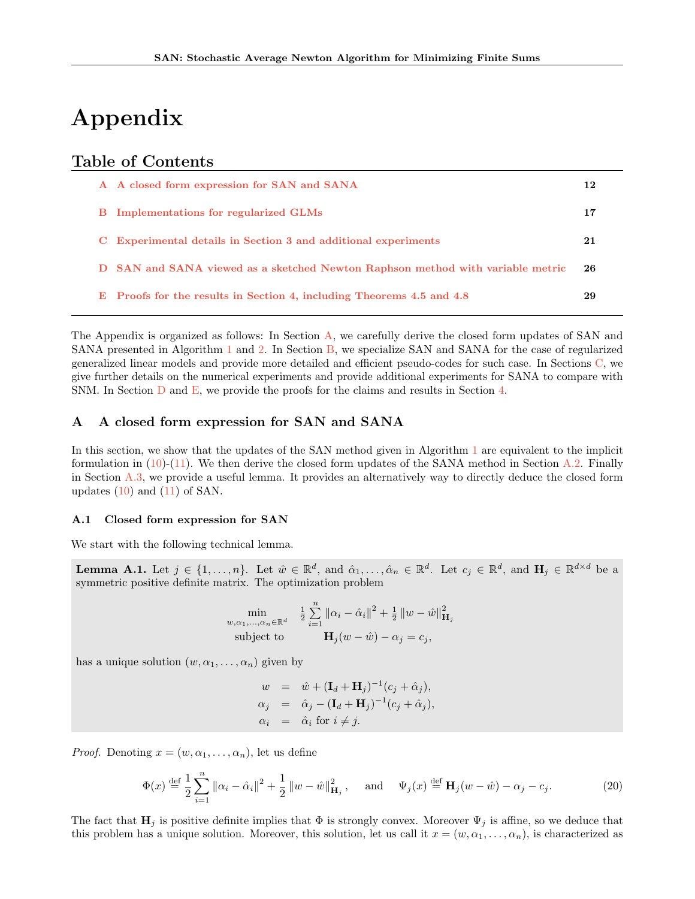# Appendix

## Table of Contents

| | | |
|---|---|---|
| A | A closed form expression for SAN and SANA | 12 |
| B | Implementations for regularized GLMs | 17 |
| C | Experimental details in Section 3 and additional experiments | 21 |
| D | SAN and SANA viewed as a sketched Newton Raphson method with variable metric | 26 |
| E | Proofs for the results in Section 4, including Theorems 4.5 and 4.8 | 29 |

The Appendix is organized as follows: In Section A, we carefully derive the closed form updates of SAN and SANA presented in Algorithm 1 and 2. In Section B, we specialize SAN and SANA for the case of regularized generalized linear models and provide more detailed and efficient pseudo-codes for such case. In Sections C, we give further details on the numerical experiments and provide additional experiments for SANA to compare with SNM. In Section D and E, we provide the proofs for the claims and results in Section 4.

## A A closed form expression for SAN and SANA

In this section, we show that the updates of the SAN method given in Algorithm 1 are equivalent to the implicit formulation in (10)-(11). We then derive the closed form updates of the SANA method in Section A.2. Finally in Section A.3, we provide a useful lemma. It provides an alternatively way to directly deduce the closed form updates (10) and (11) of SAN.

### A.1 Closed form expression for SAN

We start with the following technical lemma.

**Lemma A.1.** Let $j \in \{1, \dots, n\}$. Let $\hat{w} \in \mathbb{R}^d$, and $\hat{\alpha}_1, \dots, \hat{\alpha}_n \in \mathbb{R}^d$. Let $c_j \in \mathbb{R}^d$, and $\mathbf{H}_j \in \mathbb{R}^{d\times d}$ be a symmetric positive definite matrix. The optimization problem

$$
\begin{aligned}
\min_{w,\alpha_1,\dots,\alpha_n \in \mathbb{R}^d} \quad & \tfrac{1}{2}\sum_{i=1}^n \|\alpha_i - \hat{\alpha}_i\|^2 + \tfrac{1}{2}\|w - \hat{w}\|^2_{\mathbf{H}_j} \\
\text{subject to} \quad & \mathbf{H}_j(w - \hat{w}) - \alpha_j = c_j,
\end{aligned}
$$

has a unique solution $(w, \alpha_1, \dots, \alpha_n)$ given by

$$
\begin{aligned}
w &= \hat{w} + (\mathbf{I}_d + \mathbf{H}_j)^{-1}(c_j + \hat{\alpha}_j), \\
\alpha_j &= \hat{\alpha}_j - (\mathbf{I}_d + \mathbf{H}_j)^{-1}(c_j + \hat{\alpha}_j), \\
\alpha_i &= \hat{\alpha}_i \text{ for } i \neq j.
\end{aligned}
$$

*Proof.* Denoting $x = (w, \alpha_1, \dots, \alpha_n)$, let us define

$$
\Phi(x) \stackrel{\text{def}}{=} \frac{1}{2}\sum_{i=1}^n \|\alpha_i - \hat{\alpha}_i\|^2 + \frac{1}{2}\|w - \hat{w}\|^2_{\mathbf{H}_j}, \quad \text{and} \quad \Psi_j(x) \stackrel{\text{def}}{=} \mathbf{H}_j(w - \hat{w}) - \alpha_j - c_j. \tag{20}
$$

The fact that $\mathbf{H}_j$ is positive definite implies that $\Phi$ is strongly convex. Moreover $\Psi_j$ is affine, so we deduce that this problem has a unique solution. Moreover, this solution, let us call it $x = (w, \alpha_1, \dots, \alpha_n)$, is characterized as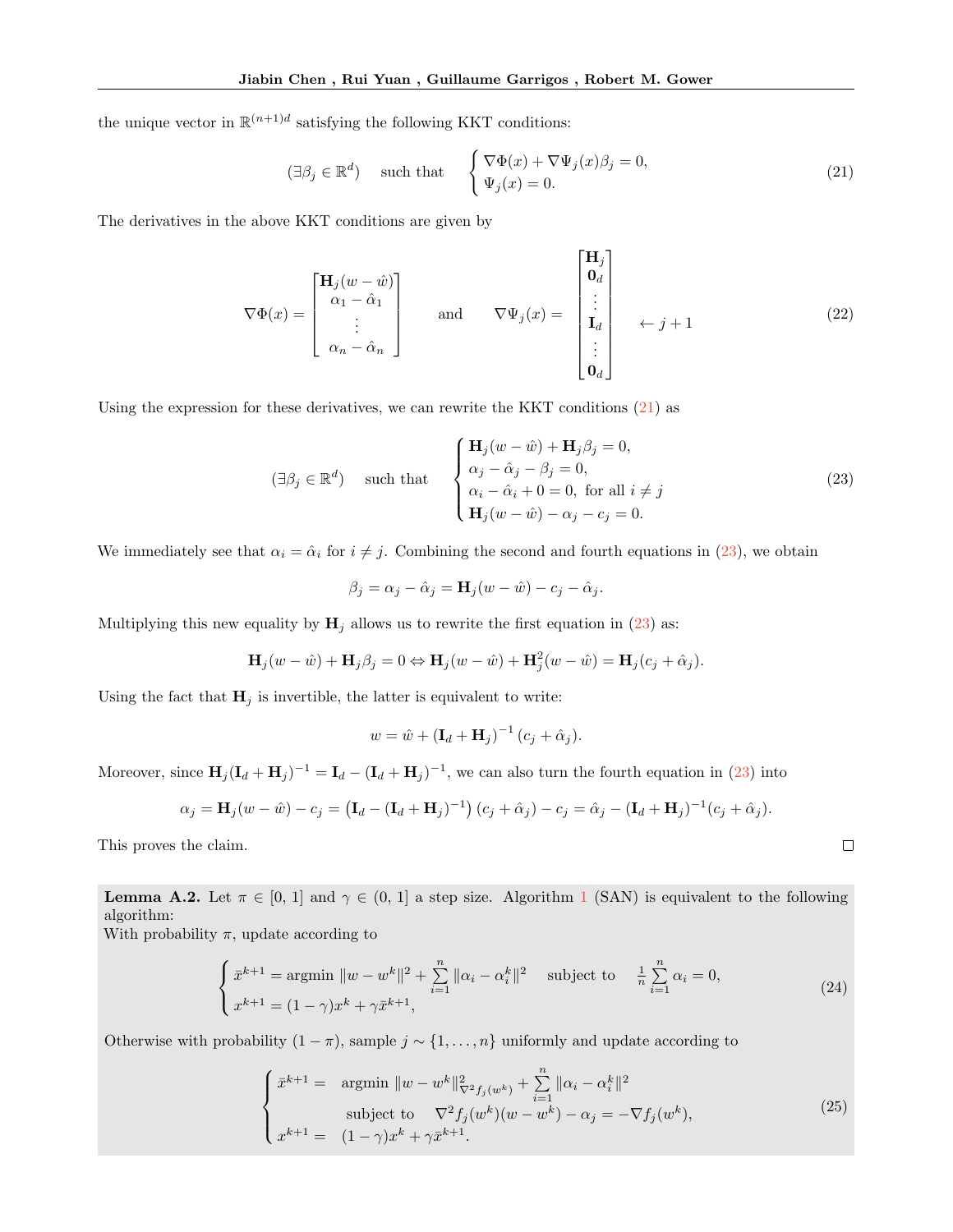the unique vector in $\mathbb{R}^{(n+1)d}$ satisfying the following KKT conditions:

$$
(\exists \beta_j \in \mathbb{R}^d) \quad \text{such that} \quad \begin{cases} \nabla\Phi(x) + \nabla\Psi_j(x)\beta_j = 0, \\ \Psi_j(x) = 0. \end{cases} \tag{21}
$$

The derivatives in the above KKT conditions are given by

$$
\nabla\Phi(x) = \begin{bmatrix} \mathbf{H}_j(w - \hat{w}) \\ \alpha_1 - \hat{\alpha}_1 \\ \vdots \\ \alpha_n - \hat{\alpha}_n \end{bmatrix} \qquad \text{and} \qquad \nabla\Psi_j(x) = \begin{bmatrix} \mathbf{H}_j \\ \mathbf{0}_d \\ \vdots \\ \mathbf{I}_d \\ \vdots \\ \mathbf{0}_d \end{bmatrix} \quad \leftarrow j+1 \tag{22}
$$

Using the expression for these derivatives, we can rewrite the KKT conditions (21) as

$$
(\exists \beta_j \in \mathbb{R}^d) \quad \text{such that} \quad \begin{cases} \mathbf{H}_j(w - \hat{w}) + \mathbf{H}_j\beta_j = 0, \\ \alpha_j - \hat{\alpha}_j - \beta_j = 0, \\ \alpha_i - \hat{\alpha}_i + 0 = 0, \text{ for all } i \neq j \\ \mathbf{H}_j(w - \hat{w}) - \alpha_j - c_j = 0. \end{cases} \tag{23}
$$

We immediately see that $\alpha_i = \hat{\alpha}_i$ for $i \neq j$. Combining the second and fourth equations in (23), we obtain

$$
\beta_j = \alpha_j - \hat{\alpha}_j = \mathbf{H}_j(w - \hat{w}) - c_j - \hat{\alpha}_j.
$$

Multiplying this new equality by $\mathbf{H}_j$ allows us to rewrite the first equation in (23) as:

$$
\mathbf{H}_j(w - \hat{w}) + \mathbf{H}_j\beta_j = 0 \Leftrightarrow \mathbf{H}_j(w - \hat{w}) + \mathbf{H}_j^2(w - \hat{w}) = \mathbf{H}_j(c_j + \hat{\alpha}_j).
$$

Using the fact that $\mathbf{H}_j$ is invertible, the latter is equivalent to write:

$$
w = \hat{w} + (\mathbf{I}_d + \mathbf{H}_j)^{-1}(c_j + \hat{\alpha}_j).
$$

Moreover, since $\mathbf{H}_j(\mathbf{I}_d + \mathbf{H}_j)^{-1} = \mathbf{I}_d - (\mathbf{I}_d + \mathbf{H}_j)^{-1}$, we can also turn the fourth equation in (23) into

$$
\alpha_j = \mathbf{H}_j(w - \hat{w}) - c_j = \left(\mathbf{I}_d - (\mathbf{I}_d + \mathbf{H}_j)^{-1}\right)(c_j + \hat{\alpha}_j) - c_j = \hat{\alpha}_j - (\mathbf{I}_d + \mathbf{H}_j)^{-1}(c_j + \hat{\alpha}_j).
$$

This proves the claim. ∎

**Lemma A.2.** Let $\pi \in [0, 1]$ and $\gamma \in (0, 1]$ a step size. Algorithm 1 (SAN) is equivalent to the following algorithm:
With probability $\pi$, update according to

$$
\begin{cases} \bar{x}^{k+1} = \operatorname{argmin} \|w - w^k\|^2 + \sum_{i=1}^{n} \|\alpha_i - \alpha_i^k\|^2 \quad \text{subject to} \quad \frac{1}{n}\sum_{i=1}^{n} \alpha_i = 0, \\ x^{k+1} = (1-\gamma)x^k + \gamma\bar{x}^{k+1}, \end{cases} \tag{24}
$$

Otherwise with probability $(1-\pi)$, sample $j \sim \{1, \ldots, n\}$ uniformly and update according to

$$
\begin{cases} \bar{x}^{k+1} = & \operatorname{argmin} \|w - w^k\|^2_{\nabla^2 f_j(w^k)} + \sum_{i=1}^{n} \|\alpha_i - \alpha_i^k\|^2 \\ & \text{subject to} \quad \nabla^2 f_j(w^k)(w - w^k) - \alpha_j = -\nabla f_j(w^k), \\ x^{k+1} = & (1-\gamma)x^k + \gamma\bar{x}^{k+1}. \end{cases} \tag{25}
$$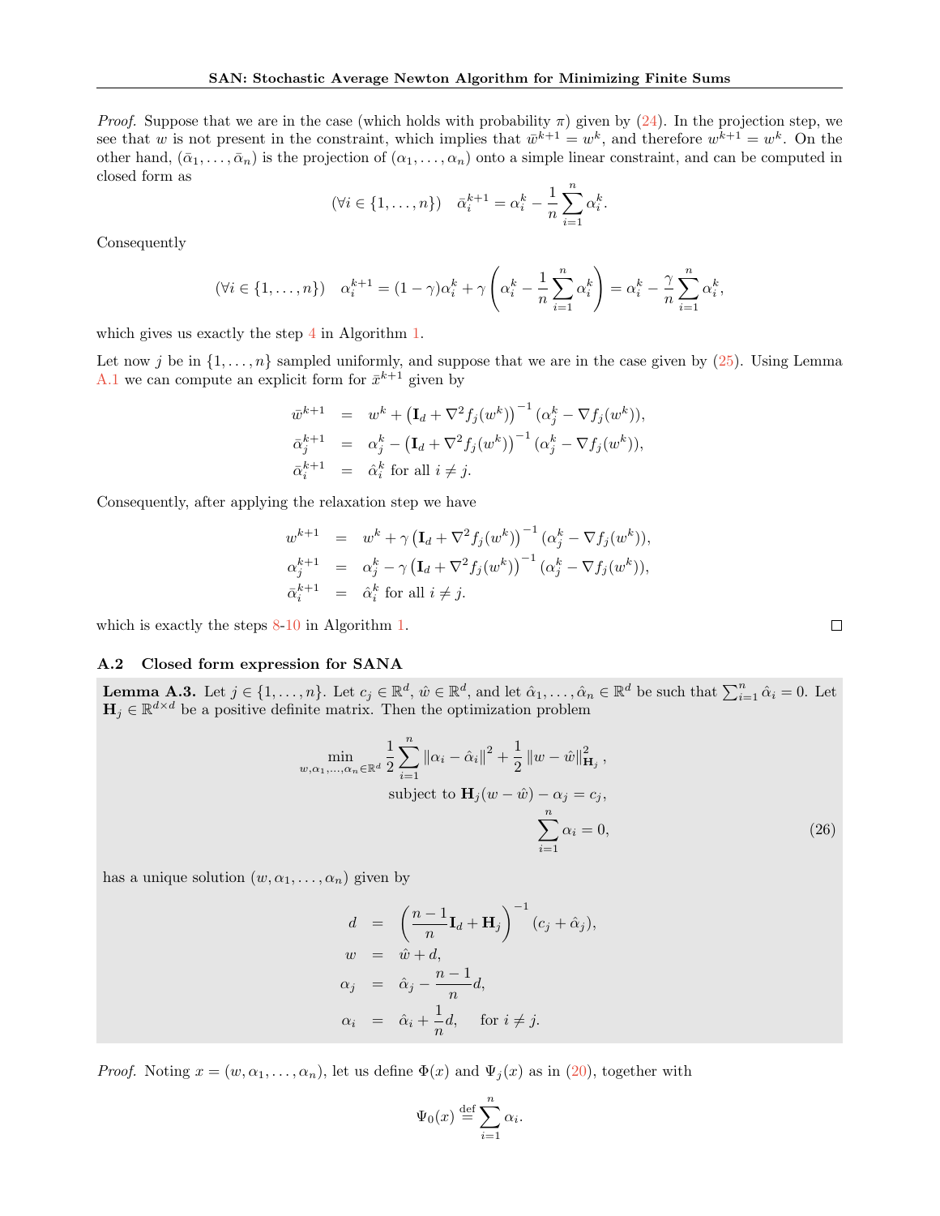*Proof.* Suppose that we are in the case (which holds with probability $\pi$) given by (24). In the projection step, we see that $w$ is not present in the constraint, which implies that $\bar{w}^{k+1} = w^k$, and therefore $w^{k+1} = w^k$. On the other hand, $(\bar{\alpha}_1, \ldots, \bar{\alpha}_n)$ is the projection of $(\alpha_1, \ldots, \alpha_n)$ onto a simple linear constraint, and can be computed in closed form as

$$(\forall i \in \{1, \ldots, n\}) \quad \bar{\alpha}_i^{k+1} = \alpha_i^k - \frac{1}{n} \sum_{i=1}^n \alpha_i^k.$$

Consequently

$$(\forall i \in \{1, \ldots, n\}) \quad \alpha_i^{k+1} = (1-\gamma)\alpha_i^k + \gamma \left( \alpha_i^k - \frac{1}{n} \sum_{i=1}^n \alpha_i^k \right) = \alpha_i^k - \frac{\gamma}{n} \sum_{i=1}^n \alpha_i^k,$$

which gives us exactly the step 4 in Algorithm 1.

Let now $j$ be in $\{1, \ldots, n\}$ sampled uniformly, and suppose that we are in the case given by (25). Using Lemma A.1 we can compute an explicit form for $\bar{x}^{k+1}$ given by

$$\begin{aligned}
\bar{w}^{k+1} &= w^k + \left(\mathbf{I}_d + \nabla^2 f_j(w^k)\right)^{-1} (\alpha_j^k - \nabla f_j(w^k)), \\
\bar{\alpha}_j^{k+1} &= \alpha_j^k - \left(\mathbf{I}_d + \nabla^2 f_j(w^k)\right)^{-1} (\alpha_j^k - \nabla f_j(w^k)), \\
\bar{\alpha}_i^{k+1} &= \hat{\alpha}_i^k \text{ for all } i \neq j.
\end{aligned}$$

Consequently, after applying the relaxation step we have

$$\begin{aligned}
w^{k+1} &= w^k + \gamma \left(\mathbf{I}_d + \nabla^2 f_j(w^k)\right)^{-1} (\alpha_j^k - \nabla f_j(w^k)), \\
\alpha_j^{k+1} &= \alpha_j^k - \gamma \left(\mathbf{I}_d + \nabla^2 f_j(w^k)\right)^{-1} (\alpha_j^k - \nabla f_j(w^k)), \\
\bar{\alpha}_i^{k+1} &= \hat{\alpha}_i^k \text{ for all } i \neq j.
\end{aligned}$$

which is exactly the steps 8-10 in Algorithm 1. ∎

### A.2 Closed form expression for SANA

**Lemma A.3.** Let $j \in \{1, \ldots, n\}$. Let $c_j \in \mathbb{R}^d$, $\hat{w} \in \mathbb{R}^d$, and let $\hat{\alpha}_1, \ldots, \hat{\alpha}_n \in \mathbb{R}^d$ be such that $\sum_{i=1}^n \hat{\alpha}_i = 0$. Let $\mathbf{H}_j \in \mathbb{R}^{d \times d}$ be a positive definite matrix. Then the optimization problem

$$\begin{aligned}
\min_{w, \alpha_1, \ldots, \alpha_n \in \mathbb{R}^d} \; & \frac{1}{2} \sum_{i=1}^n \|\alpha_i - \hat{\alpha}_i\|^2 + \frac{1}{2} \|w - \hat{w}\|^2_{\mathbf{H}_j}, \\
\text{subject to } & \mathbf{H}_j(w - \hat{w}) - \alpha_j = c_j, \\
& \sum_{i=1}^n \alpha_i = 0,
\end{aligned} \tag{26}$$

has a unique solution $(w, \alpha_1, \ldots, \alpha_n)$ given by

$$\begin{aligned}
d &= \left(\frac{n-1}{n}\mathbf{I}_d + \mathbf{H}_j\right)^{-1} (c_j + \hat{\alpha}_j), \\
w &= \hat{w} + d, \\
\alpha_j &= \hat{\alpha}_j - \frac{n-1}{n} d, \\
\alpha_i &= \hat{\alpha}_i + \frac{1}{n} d, \quad \text{for } i \neq j.
\end{aligned}$$

*Proof.* Noting $x = (w, \alpha_1, \ldots, \alpha_n)$, let us define $\Phi(x)$ and $\Psi_j(x)$ as in (20), together with

$$\Psi_0(x) \stackrel{\text{def}}{=} \sum_{i=1}^n \alpha_i.$$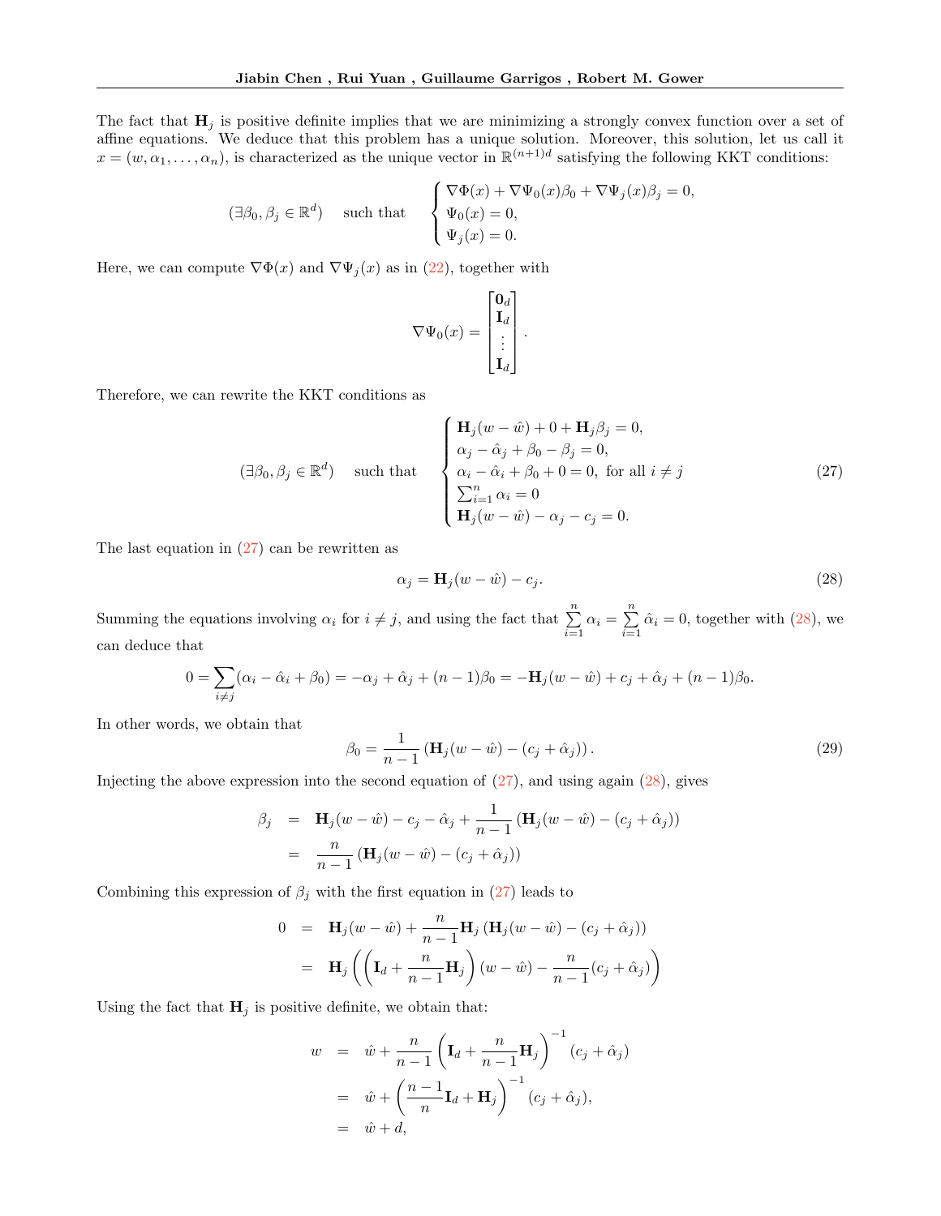The fact that $\mathbf{H}_j$ is positive definite implies that we are minimizing a strongly convex function over a set of affine equations. We deduce that this problem has a unique solution. Moreover, this solution, let us call it $x = (w, \alpha_1, \ldots, \alpha_n)$, is characterized as the unique vector in $\mathbb{R}^{(n+1)d}$ satisfying the following KKT conditions:

$$
(\exists \beta_0, \beta_j \in \mathbb{R}^d) \quad \text{such that} \quad \begin{cases} \nabla \Phi(x) + \nabla \Psi_0(x)\beta_0 + \nabla \Psi_j(x)\beta_j = 0, \\ \Psi_0(x) = 0, \\ \Psi_j(x) = 0. \end{cases}
$$

Here, we can compute $\nabla \Phi(x)$ and $\nabla \Psi_j(x)$ as in (22), together with

$$
\nabla \Psi_0(x) = \begin{bmatrix} \mathbf{0}_d \\ \mathbf{I}_d \\ \vdots \\ \mathbf{I}_d \end{bmatrix}.
$$

Therefore, we can rewrite the KKT conditions as

$$
(\exists \beta_0, \beta_j \in \mathbb{R}^d) \quad \text{such that} \quad \begin{cases} \mathbf{H}_j(w - \hat{w}) + 0 + \mathbf{H}_j \beta_j = 0, \\ \alpha_j - \hat{\alpha}_j + \beta_0 - \beta_j = 0, \\ \alpha_i - \hat{\alpha}_i + \beta_0 + 0 = 0, \text{ for all } i \neq j \\ \sum_{i=1}^n \alpha_i = 0 \\ \mathbf{H}_j(w - \hat{w}) - \alpha_j - c_j = 0. \end{cases} \tag{27}
$$

The last equation in (27) can be rewritten as

$$
\alpha_j = \mathbf{H}_j(w - \hat{w}) - c_j. \tag{28}
$$

Summing the equations involving $\alpha_i$ for $i \neq j$, and using the fact that $\sum_{i=1}^n \alpha_i = \sum_{i=1}^n \hat{\alpha}_i = 0$, together with (28), we can deduce that

$$
0 = \sum_{i \neq j} (\alpha_i - \hat{\alpha}_i + \beta_0) = -\alpha_j + \hat{\alpha}_j + (n-1)\beta_0 = -\mathbf{H}_j(w - \hat{w}) + c_j + \hat{\alpha}_j + (n-1)\beta_0.
$$

In other words, we obtain that

$$
\beta_0 = \frac{1}{n-1}\left(\mathbf{H}_j(w - \hat{w}) - (c_j + \hat{\alpha}_j)\right). \tag{29}
$$

Injecting the above expression into the second equation of (27), and using again (28), gives

$$
\begin{aligned}
\beta_j &= \mathbf{H}_j(w - \hat{w}) - c_j - \hat{\alpha}_j + \frac{1}{n-1}\left(\mathbf{H}_j(w - \hat{w}) - (c_j + \hat{\alpha}_j)\right) \\
&= \frac{n}{n-1}\left(\mathbf{H}_j(w - \hat{w}) - (c_j + \hat{\alpha}_j)\right)
\end{aligned}
$$

Combining this expression of $\beta_j$ with the first equation in (27) leads to

$$
\begin{aligned}
0 &= \mathbf{H}_j(w - \hat{w}) + \frac{n}{n-1}\mathbf{H}_j\left(\mathbf{H}_j(w - \hat{w}) - (c_j + \hat{\alpha}_j)\right) \\
&= \mathbf{H}_j\left(\left(\mathbf{I}_d + \frac{n}{n-1}\mathbf{H}_j\right)(w - \hat{w}) - \frac{n}{n-1}(c_j + \hat{\alpha}_j)\right)
\end{aligned}
$$

Using the fact that $\mathbf{H}_j$ is positive definite, we obtain that:

$$
\begin{aligned}
w &= \hat{w} + \frac{n}{n-1}\left(\mathbf{I}_d + \frac{n}{n-1}\mathbf{H}_j\right)^{-1}(c_j + \hat{\alpha}_j) \\
&= \hat{w} + \left(\frac{n-1}{n}\mathbf{I}_d + \mathbf{H}_j\right)^{-1}(c_j + \hat{\alpha}_j), \\
&= \hat{w} + d,
\end{aligned}
$$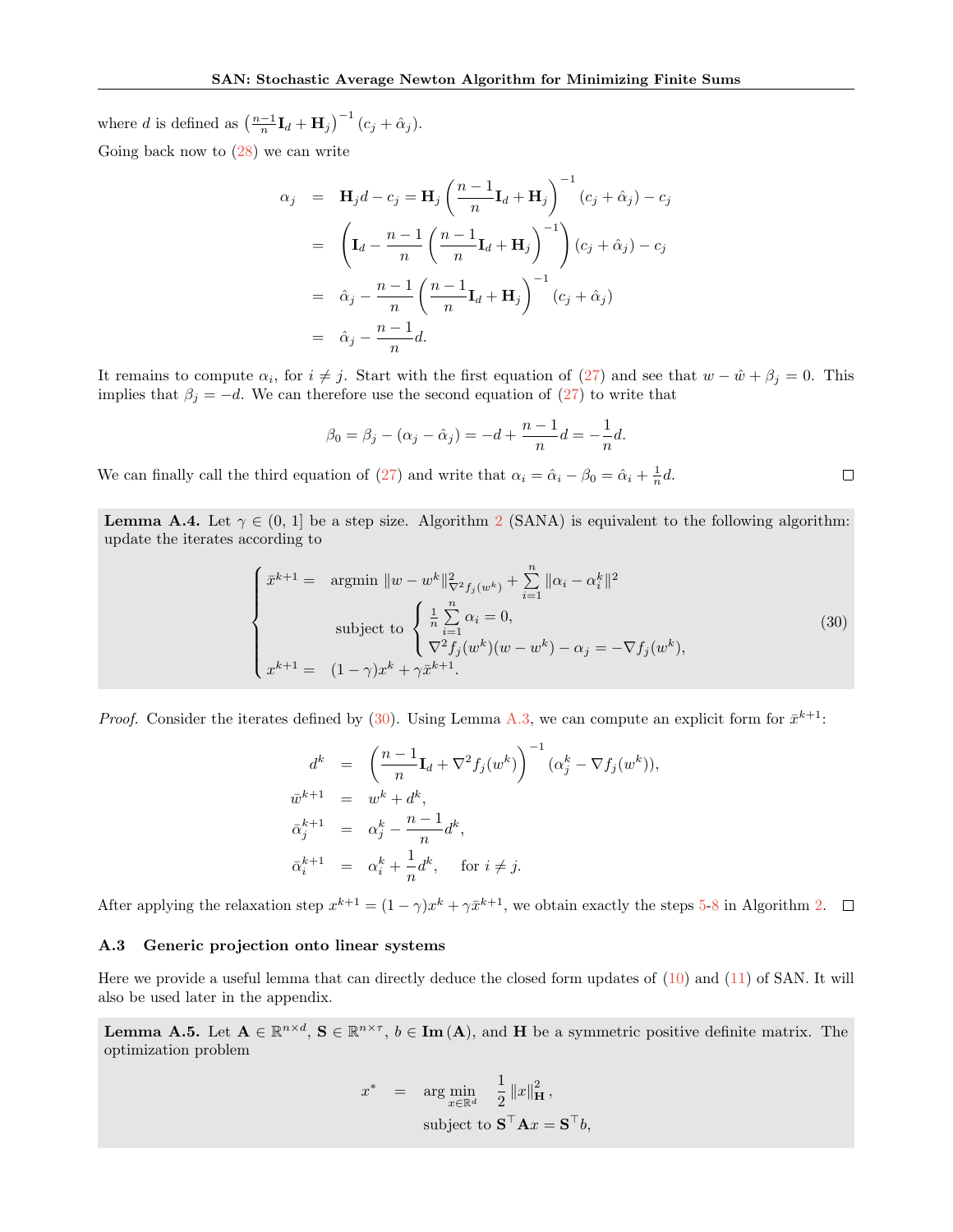where $d$ is defined as $\left(\frac{n-1}{n}\mathbf{I}_d + \mathbf{H}_j\right)^{-1}(c_j + \hat{\alpha}_j)$.

Going back now to (28) we can write

$$
\begin{aligned}
\alpha_j &= \mathbf{H}_j d - c_j = \mathbf{H}_j \left(\frac{n-1}{n}\mathbf{I}_d + \mathbf{H}_j\right)^{-1}(c_j + \hat{\alpha}_j) - c_j \\
&= \left(\mathbf{I}_d - \frac{n-1}{n}\left(\frac{n-1}{n}\mathbf{I}_d + \mathbf{H}_j\right)^{-1}\right)(c_j + \hat{\alpha}_j) - c_j \\
&= \hat{\alpha}_j - \frac{n-1}{n}\left(\frac{n-1}{n}\mathbf{I}_d + \mathbf{H}_j\right)^{-1}(c_j + \hat{\alpha}_j) \\
&= \hat{\alpha}_j - \frac{n-1}{n}d.
\end{aligned}
$$

It remains to compute $\alpha_i$, for $i \neq j$. Start with the first equation of (27) and see that $w - \hat{w} + \beta_j = 0$. This implies that $\beta_j = -d$. We can therefore use the second equation of (27) to write that

$$
\beta_0 = \beta_j - (\alpha_j - \hat{\alpha}_j) = -d + \frac{n-1}{n}d = -\frac{1}{n}d.
$$

We can finally call the third equation of (27) and write that $\alpha_i = \hat{\alpha}_i - \beta_0 = \hat{\alpha}_i + \frac{1}{n}d$. □

**Lemma A.4.** Let $\gamma \in (0, 1]$ be a step size. Algorithm 2 (SANA) is equivalent to the following algorithm: update the iterates according to

$$
\begin{cases}
\bar{x}^{k+1} = & \text{argmin } \|w - w^k\|^2_{\nabla^2 f_j(w^k)} + \sum_{i=1}^{n} \|\alpha_i - \alpha_i^k\|^2 \\
& \text{subject to } \begin{cases} \frac{1}{n}\sum_{i=1}^{n} \alpha_i = 0, \\ \nabla^2 f_j(w^k)(w - w^k) - \alpha_j = -\nabla f_j(w^k), \end{cases} \\
x^{k+1} = & (1-\gamma)x^k + \gamma \bar{x}^{k+1}.
\end{cases}
\tag{30}
$$

*Proof.* Consider the iterates defined by (30). Using Lemma A.3, we can compute an explicit form for $\bar{x}^{k+1}$:

$$
\begin{aligned}
d^k &= \left(\frac{n-1}{n}\mathbf{I}_d + \nabla^2 f_j(w^k)\right)^{-1}(\alpha_j^k - \nabla f_j(w^k)), \\
\bar{w}^{k+1} &= w^k + d^k, \\
\bar{\alpha}_j^{k+1} &= \alpha_j^k - \frac{n-1}{n}d^k, \\
\bar{\alpha}_i^{k+1} &= \alpha_i^k + \frac{1}{n}d^k, \quad \text{for } i \neq j.
\end{aligned}
$$

After applying the relaxation step $x^{k+1} = (1-\gamma)x^k + \gamma\bar{x}^{k+1}$, we obtain exactly the steps 5-8 in Algorithm 2. □

### A.3 Generic projection onto linear systems

Here we provide a useful lemma that can directly deduce the closed form updates of (10) and (11) of SAN. It will also be used later in the appendix.

**Lemma A.5.** Let $\mathbf{A} \in \mathbb{R}^{n \times d}$, $\mathbf{S} \in \mathbb{R}^{n \times \tau}$, $b \in \mathbf{Im}(\mathbf{A})$, and $\mathbf{H}$ be a symmetric positive definite matrix. The optimization problem

$$
\begin{aligned}
x^* = \; & \arg\min_{x \in \mathbb{R}^d} \quad \frac{1}{2}\|x\|^2_{\mathbf{H}}, \\
& \text{subject to } \mathbf{S}^\top \mathbf{A} x = \mathbf{S}^\top b,
\end{aligned}
$$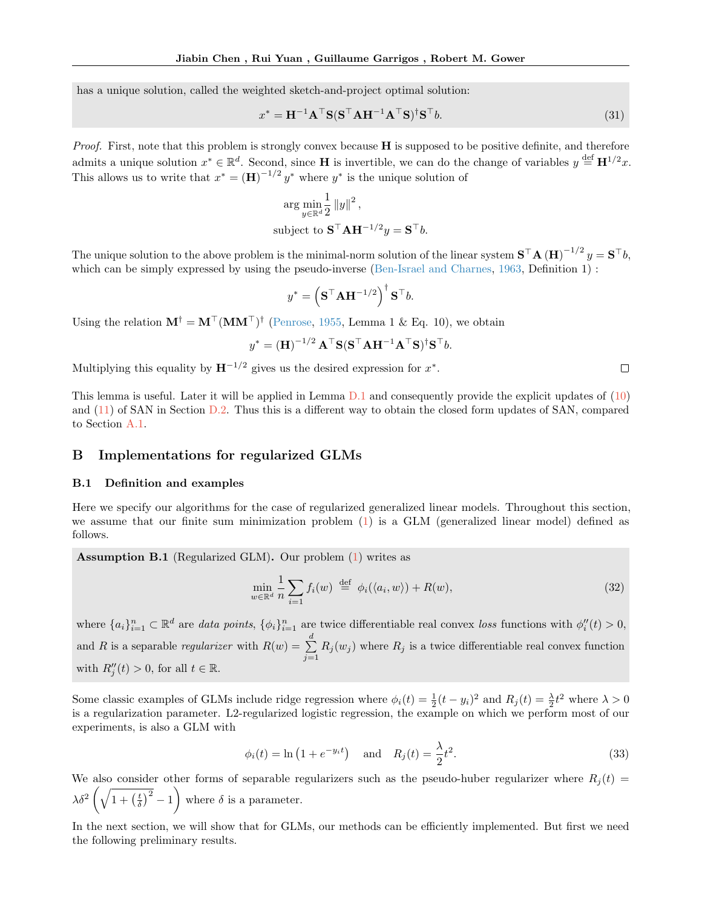has a unique solution, called the weighted sketch-and-project optimal solution:

$$x^* = \mathbf{H}^{-1}\mathbf{A}^\top \mathbf{S}(\mathbf{S}^\top \mathbf{A}\mathbf{H}^{-1}\mathbf{A}^\top \mathbf{S})^\dagger \mathbf{S}^\top b. \tag{31}$$

*Proof.* First, note that this problem is strongly convex because $\mathbf{H}$ is supposed to be positive definite, and therefore admits a unique solution $x^* \in \mathbb{R}^d$. Second, since $\mathbf{H}$ is invertible, we can do the change of variables $y \overset{\text{def}}{=} \mathbf{H}^{1/2}x$. This allows us to write that $x^* = (\mathbf{H})^{-1/2} y^*$ where $y^*$ is the unique solution of

$$\arg\min_{y\in\mathbb{R}^d} \frac{1}{2}\|y\|^2, \quad \text{subject to } \mathbf{S}^\top \mathbf{A}\mathbf{H}^{-1/2}y = \mathbf{S}^\top b.$$

The unique solution to the above problem is the minimal-norm solution of the linear system $\mathbf{S}^\top \mathbf{A}(\mathbf{H})^{-1/2} y = \mathbf{S}^\top b$, which can be simply expressed by using the pseudo-inverse (Ben-Israel and Charnes, 1963, Definition 1) :

$$y^* = \left(\mathbf{S}^\top \mathbf{A}\mathbf{H}^{-1/2}\right)^\dagger \mathbf{S}^\top b.$$

Using the relation $\mathbf{M}^\dagger = \mathbf{M}^\top(\mathbf{M}\mathbf{M}^\top)^\dagger$ (Penrose, 1955, Lemma 1 & Eq. 10), we obtain

$$y^* = (\mathbf{H})^{-1/2}\mathbf{A}^\top \mathbf{S}(\mathbf{S}^\top \mathbf{A}\mathbf{H}^{-1}\mathbf{A}^\top \mathbf{S})^\dagger \mathbf{S}^\top b.$$

Multiplying this equality by $\mathbf{H}^{-1/2}$ gives us the desired expression for $x^*$. $\square$

This lemma is useful. Later it will be applied in Lemma D.1 and consequently provide the explicit updates of (10) and (11) of SAN in Section D.2. Thus this is a different way to obtain the closed form updates of SAN, compared to Section A.1.

## B Implementations for regularized GLMs

### B.1 Definition and examples

Here we specify our algorithms for the case of regularized generalized linear models. Throughout this section, we assume that our finite sum minimization problem (1) is a GLM (generalized linear model) defined as follows.

**Assumption B.1** (Regularized GLM)**.** Our problem (1) writes as

$$\min_{w\in\mathbb{R}^d} \frac{1}{n}\sum_{i=1} f_i(w) \overset{\text{def}}{=} \phi_i(\langle a_i, w\rangle) + R(w), \tag{32}$$

where $\{a_i\}_{i=1}^n \subset \mathbb{R}^d$ are *data points*, $\{\phi_i\}_{i=1}^n$ are twice differentiable real convex *loss* functions with $\phi_i''(t) > 0$, and $R$ is a separable *regularizer* with $R(w) = \sum_{j=1}^d R_j(w_j)$ where $R_j$ is a twice differentiable real convex function with $R_j''(t) > 0$, for all $t \in \mathbb{R}$.

Some classic examples of GLMs include ridge regression where $\phi_i(t) = \frac{1}{2}(t-y_i)^2$ and $R_j(t) = \frac{\lambda}{2}t^2$ where $\lambda > 0$ is a regularization parameter. L2-regularized logistic regression, the example on which we perform most of our experiments, is also a GLM with

$$\phi_i(t) = \ln\left(1 + e^{-y_i t}\right) \quad \text{and} \quad R_j(t) = \frac{\lambda}{2}t^2. \tag{33}$$

We also consider other forms of separable regularizers such as the pseudo-huber regularizer where $R_j(t) = \lambda\delta^2\left(\sqrt{1+\left(\frac{t}{\delta}\right)^2} - 1\right)$ where $\delta$ is a parameter.

In the next section, we will show that for GLMs, our methods can be efficiently implemented. But first we need the following preliminary results.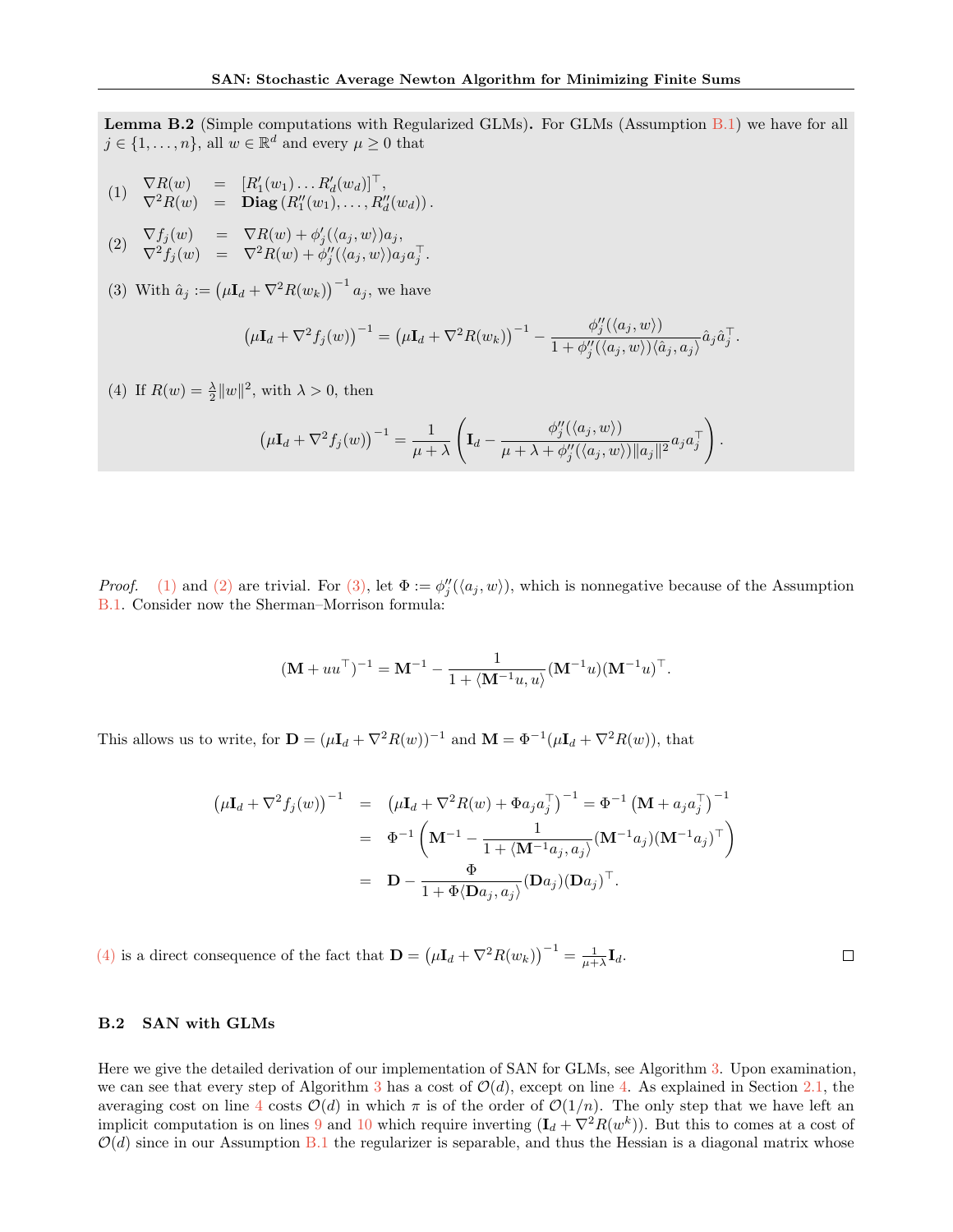**Lemma B.2** (Simple computations with Regularized GLMs)**.** For GLMs (Assumption B.1) we have for all $j \in \{1,\ldots,n\}$, all $w \in \mathbb{R}^d$ and every $\mu \geq 0$ that

(1)
$$
\begin{aligned}
\nabla R(w) &= [R_1'(w_1)\ldots R_d'(w_d)]^\top, \\
\nabla^2 R(w) &= \mathbf{Diag}\left(R_1''(w_1),\ldots,R_d''(w_d)\right).
\end{aligned}
$$

(2)
$$
\begin{aligned}
\nabla f_j(w) &= \nabla R(w) + \phi_j'(\langle a_j, w\rangle)a_j, \\
\nabla^2 f_j(w) &= \nabla^2 R(w) + \phi_j''(\langle a_j, w\rangle)a_j a_j^\top.
\end{aligned}
$$

(3) With $\hat{a}_j := \left(\mu \mathbf{I}_d + \nabla^2 R(w_k)\right)^{-1} a_j$, we have

$$
\left(\mu \mathbf{I}_d + \nabla^2 f_j(w)\right)^{-1} = \left(\mu \mathbf{I}_d + \nabla^2 R(w_k)\right)^{-1} - \frac{\phi_j''(\langle a_j, w\rangle)}{1+\phi_j''(\langle a_j, w\rangle)\langle \hat{a}_j, a_j\rangle}\hat{a}_j\hat{a}_j^\top.
$$

(4) If $R(w) = \frac{\lambda}{2}\|w\|^2$, with $\lambda > 0$, then

$$
\left(\mu \mathbf{I}_d + \nabla^2 f_j(w)\right)^{-1} = \frac{1}{\mu+\lambda}\left(\mathbf{I}_d - \frac{\phi_j''(\langle a_j, w\rangle)}{\mu+\lambda+\phi_j''(\langle a_j, w\rangle)\|a_j\|^2}a_j a_j^\top\right).
$$

*Proof.* (1) and (2) are trivial. For (3), let $\Phi := \phi_j''(\langle a_j, w\rangle)$, which is nonnegative because of the Assumption B.1. Consider now the Sherman–Morrison formula:

$$
(\mathbf{M} + uu^\top)^{-1} = \mathbf{M}^{-1} - \frac{1}{1+\langle \mathbf{M}^{-1}u, u\rangle}(\mathbf{M}^{-1}u)(\mathbf{M}^{-1}u)^\top.
$$

This allows us to write, for $\mathbf{D} = (\mu\mathbf{I}_d + \nabla^2 R(w))^{-1}$ and $\mathbf{M} = \Phi^{-1}(\mu\mathbf{I}_d + \nabla^2 R(w))$, that

$$
\begin{aligned}
\left(\mu \mathbf{I}_d + \nabla^2 f_j(w)\right)^{-1} &= \left(\mu \mathbf{I}_d + \nabla^2 R(w) + \Phi a_j a_j^\top\right)^{-1} = \Phi^{-1}\left(\mathbf{M} + a_j a_j^\top\right)^{-1} \\
&= \Phi^{-1}\left(\mathbf{M}^{-1} - \frac{1}{1+\langle \mathbf{M}^{-1}a_j, a_j\rangle}(\mathbf{M}^{-1}a_j)(\mathbf{M}^{-1}a_j)^\top\right) \\
&= \mathbf{D} - \frac{\Phi}{1+\Phi\langle \mathbf{D}a_j, a_j\rangle}(\mathbf{D}a_j)(\mathbf{D}a_j)^\top.
\end{aligned}
$$

(4) is a direct consequence of the fact that $\mathbf{D} = \left(\mu\mathbf{I}_d + \nabla^2 R(w_k)\right)^{-1} = \frac{1}{\mu+\lambda}\mathbf{I}_d$. $\square$

### B.2 SAN with GLMs

Here we give the detailed derivation of our implementation of SAN for GLMs, see Algorithm 3. Upon examination, we can see that every step of Algorithm 3 has a cost of $\mathcal{O}(d)$, except on line 4. As explained in Section 2.1, the averaging cost on line 4 costs $\mathcal{O}(d)$ in which $\pi$ is of the order of $\mathcal{O}(1/n)$. The only step that we have left an implicit computation is on lines 9 and 10 which require inverting $(\mathbf{I}_d + \nabla^2 R(w^k))$. But this to comes at a cost of $\mathcal{O}(d)$ since in our Assumption B.1 the regularizer is separable, and thus the Hessian is a diagonal matrix whose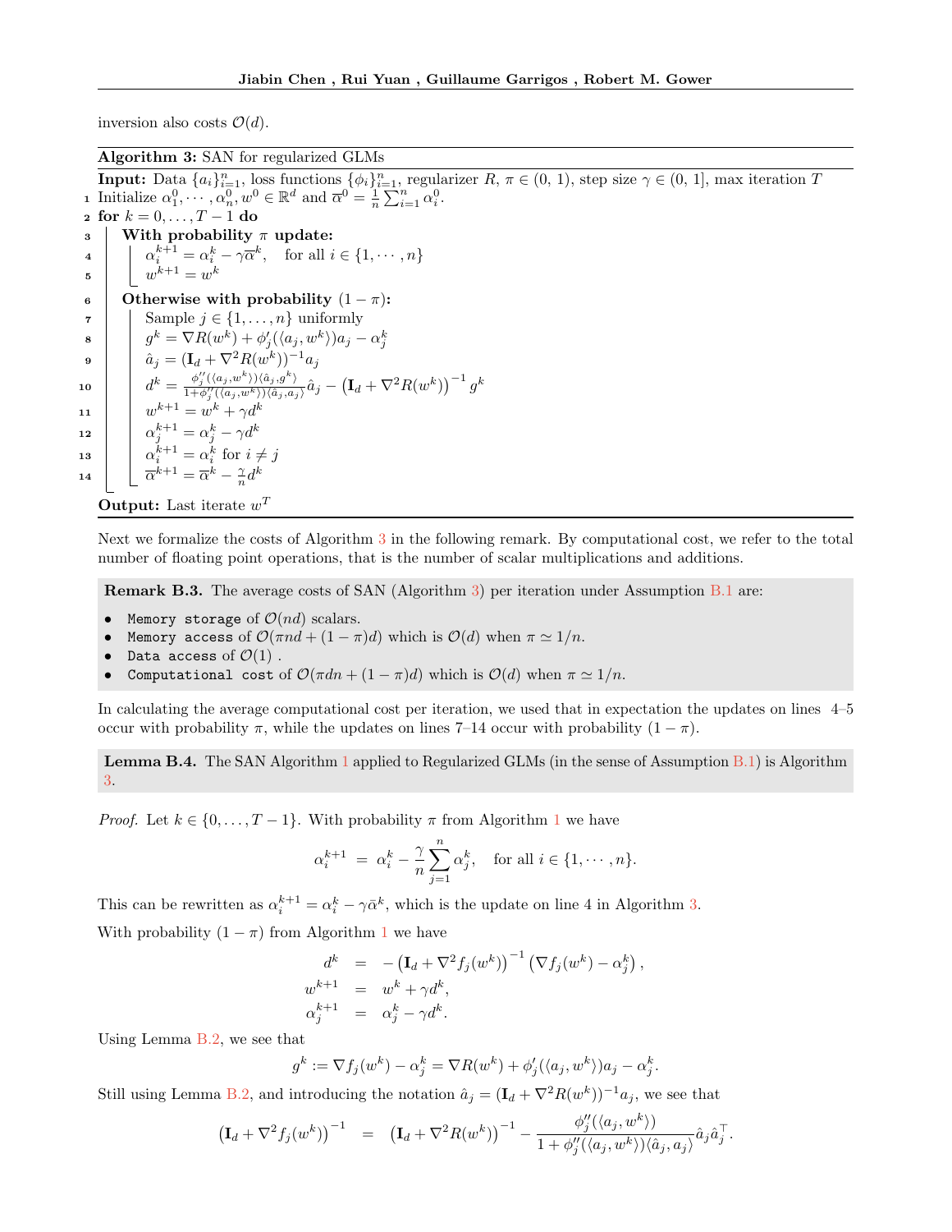inversion also costs $\mathcal{O}(d)$.

---

**Algorithm 3:** SAN for regularized GLMs

---

**Input:** Data $\{a_i\}_{i=1}^n$, loss functions $\{\phi_i\}_{i=1}^n$, regularizer $R$, $\pi \in (0, 1)$, step size $\gamma \in (0, 1]$, max iteration $T$

1. Initialize $\alpha_1^0, \cdots, \alpha_n^0, w^0 \in \mathbb{R}^d$ and $\overline{\alpha}^0 = \frac{1}{n}\sum_{i=1}^n \alpha_i^0$.
2. **for** $k = 0, \ldots, T-1$ **do**
3. &nbsp;&nbsp;&nbsp;&nbsp;**With probability** $\pi$ **update:**
4. &nbsp;&nbsp;&nbsp;&nbsp;&nbsp;&nbsp;&nbsp;&nbsp;$\alpha_i^{k+1} = \alpha_i^k - \gamma \overline{\alpha}^k, \quad$ for all $i \in \{1, \cdots, n\}$
5. &nbsp;&nbsp;&nbsp;&nbsp;&nbsp;&nbsp;&nbsp;&nbsp;$w^{k+1} = w^k$
6. &nbsp;&nbsp;&nbsp;&nbsp;**Otherwise with probability** $(1 - \pi)$**:**
7. &nbsp;&nbsp;&nbsp;&nbsp;&nbsp;&nbsp;&nbsp;&nbsp;Sample $j \in \{1, \ldots, n\}$ uniformly
8. &nbsp;&nbsp;&nbsp;&nbsp;&nbsp;&nbsp;&nbsp;&nbsp;$g^k = \nabla R(w^k) + \phi_j'(\langle a_j, w^k\rangle) a_j - \alpha_j^k$
9. &nbsp;&nbsp;&nbsp;&nbsp;&nbsp;&nbsp;&nbsp;&nbsp;$\hat{a}_j = (\mathbf{I}_d + \nabla^2 R(w^k))^{-1} a_j$
10. &nbsp;&nbsp;&nbsp;&nbsp;&nbsp;&nbsp;&nbsp;&nbsp;$d^k = \frac{\phi_j''(\langle a_j, w^k\rangle)\langle \hat{a}_j, g^k\rangle}{1 + \phi_j''(\langle a_j, w^k\rangle)\langle \hat{a}_j, a_j\rangle}\hat{a}_j - \left(\mathbf{I}_d + \nabla^2 R(w^k)\right)^{-1} g^k$
11. &nbsp;&nbsp;&nbsp;&nbsp;&nbsp;&nbsp;&nbsp;&nbsp;$w^{k+1} = w^k + \gamma d^k$
12. &nbsp;&nbsp;&nbsp;&nbsp;&nbsp;&nbsp;&nbsp;&nbsp;$\alpha_j^{k+1} = \alpha_j^k - \gamma d^k$
13. &nbsp;&nbsp;&nbsp;&nbsp;&nbsp;&nbsp;&nbsp;&nbsp;$\alpha_i^{k+1} = \alpha_i^k$ for $i \neq j$
14. &nbsp;&nbsp;&nbsp;&nbsp;&nbsp;&nbsp;&nbsp;&nbsp;$\overline{\alpha}^{k+1} = \overline{\alpha}^k - \frac{\gamma}{n} d^k$

**Output:** Last iterate $w^T$

---

Next we formalize the costs of Algorithm 3 in the following remark. By computational cost, we refer to the total number of floating point operations, that is the number of scalar multiplications and additions.

**Remark B.3.** The average costs of SAN (Algorithm 3) per iteration under Assumption B.1 are:

- `Memory storage` of $\mathcal{O}(nd)$ scalars.
- `Memory access` of $\mathcal{O}(\pi n d + (1-\pi)d)$ which is $\mathcal{O}(d)$ when $\pi \simeq 1/n$.
- `Data access` of $\mathcal{O}(1)$ .
- `Computational cost` of $\mathcal{O}(\pi d n + (1-\pi)d)$ which is $\mathcal{O}(d)$ when $\pi \simeq 1/n$.

In calculating the average computational cost per iteration, we used that in expectation the updates on lines 4–5 occur with probability $\pi$, while the updates on lines 7–14 occur with probability $(1-\pi)$.

**Lemma B.4.** The SAN Algorithm 1 applied to Regularized GLMs (in the sense of Assumption B.1) is Algorithm 3.

*Proof.* Let $k \in \{0, \ldots, T-1\}$. With probability $\pi$ from Algorithm 1 we have

$$\alpha_i^{k+1} \;=\; \alpha_i^k - \frac{\gamma}{n}\sum_{j=1}^n \alpha_j^k, \quad \text{for all } i \in \{1, \cdots, n\}.$$

This can be rewritten as $\alpha_i^{k+1} = \alpha_i^k - \gamma \bar{\alpha}^k$, which is the update on line 4 in Algorithm 3.

With probability $(1-\pi)$ from Algorithm 1 we have

$$\begin{aligned} d^k &= -\left(\mathbf{I}_d + \nabla^2 f_j(w^k)\right)^{-1}\left(\nabla f_j(w^k) - \alpha_j^k\right), \\ w^{k+1} &= w^k + \gamma d^k, \\ \alpha_j^{k+1} &= \alpha_j^k - \gamma d^k. \end{aligned}$$

Using Lemma B.2, we see that

$$g^k := \nabla f_j(w^k) - \alpha_j^k = \nabla R(w^k) + \phi_j'(\langle a_j, w^k\rangle) a_j - \alpha_j^k.$$

Still using Lemma B.2, and introducing the notation $\hat{a}_j = (\mathbf{I}_d + \nabla^2 R(w^k))^{-1} a_j$, we see that

$$\left(\mathbf{I}_d + \nabla^2 f_j(w^k)\right)^{-1} \;=\; \left(\mathbf{I}_d + \nabla^2 R(w^k)\right)^{-1} - \frac{\phi_j''(\langle a_j, w^k\rangle)}{1 + \phi_j''(\langle a_j, w^k\rangle)\langle \hat{a}_j, a_j\rangle}\hat{a}_j \hat{a}_j^\top.$$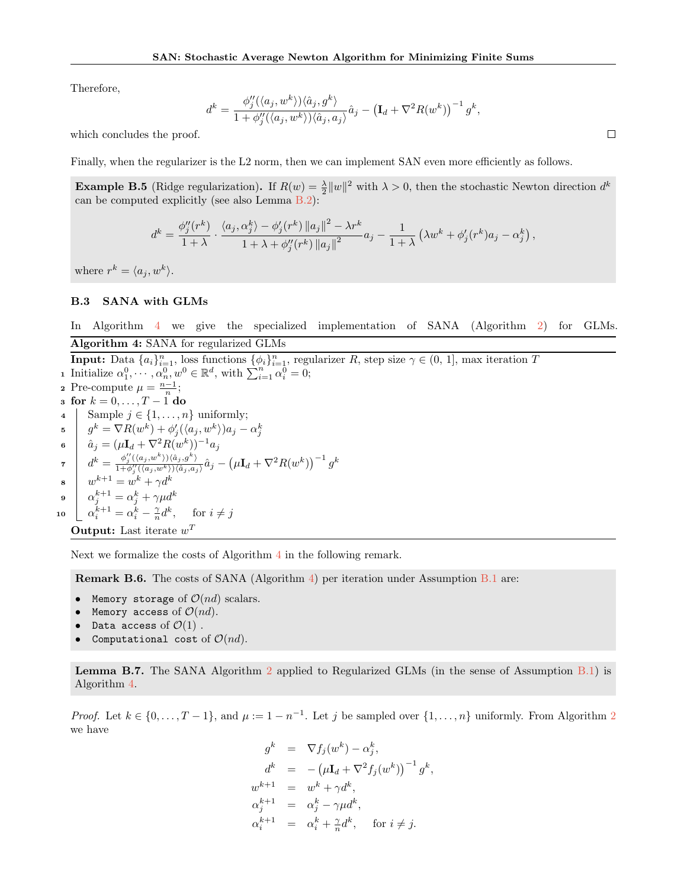Therefore,

$$d^k = \frac{\phi_j''(\langle a_j, w^k\rangle)\langle \hat{a}_j, g^k\rangle}{1+\phi_j''(\langle a_j, w^k\rangle)\langle \hat{a}_j, a_j\rangle}\hat{a}_j - \left(\mathbf{I}_d + \nabla^2 R(w^k)\right)^{-1} g^k,$$

which concludes the proof. ☐

Finally, when the regularizer is the L2 norm, then we can implement SAN even more efficiently as follows.

**Example B.5** (Ridge regularization)**.** If $R(w) = \frac{\lambda}{2}\|w\|^2$ with $\lambda > 0$, then the stochastic Newton direction $d^k$ can be computed explicitly (see also Lemma B.2):

$$d^k = \frac{\phi_j''(r^k)}{1+\lambda} \cdot \frac{\langle a_j, \alpha_j^k\rangle - \phi_j'(r^k)\|a_j\|^2 - \lambda r^k}{1+\lambda+\phi_j''(r^k)\|a_j\|^2} a_j - \frac{1}{1+\lambda}\left(\lambda w^k + \phi_j'(r^k)a_j - \alpha_j^k\right),$$

where $r^k = \langle a_j, w^k\rangle$.

### B.3 SANA with GLMs

In Algorithm 4 we give the specialized implementation of SANA (Algorithm 2) for GLMs.

**Algorithm 4:** SANA for regularized GLMs

**Input:** Data $\{a_i\}_{i=1}^n$, loss functions $\{\phi_i\}_{i=1}^n$, regularizer $R$, step size $\gamma \in (0, 1]$, max iteration $T$

1. Initialize $\alpha_1^0, \cdots, \alpha_n^0, w^0 \in \mathbb{R}^d$, with $\sum_{i=1}^n \alpha_i^0 = 0$;
2. Pre-compute $\mu = \frac{n-1}{n}$;
3. **for** $k = 0, \ldots, T-1$ **do**
4. Sample $j \in \{1, \ldots, n\}$ uniformly;
5. $g^k = \nabla R(w^k) + \phi_j'(\langle a_j, w^k\rangle)a_j - \alpha_j^k$
6. $\hat{a}_j = (\mu \mathbf{I}_d + \nabla^2 R(w^k))^{-1} a_j$
7. $d^k = \frac{\phi_j''(\langle a_j, w^k\rangle)\langle \hat{a}_j, g^k\rangle}{1+\phi_j''(\langle a_j, w^k\rangle)\langle \hat{a}_j, a_j\rangle}\hat{a}_j - \left(\mu\mathbf{I}_d + \nabla^2 R(w^k)\right)^{-1} g^k$
8. $w^{k+1} = w^k + \gamma d^k$
9. $\alpha_j^{k+1} = \alpha_j^k + \gamma\mu d^k$
10. $\alpha_i^{k+1} = \alpha_i^k - \frac{\gamma}{n} d^k, \quad$ for $i \neq j$

**Output:** Last iterate $w^T$

Next we formalize the costs of Algorithm 4 in the following remark.

**Remark B.6.** The costs of SANA (Algorithm 4) per iteration under Assumption B.1 are:

- `Memory storage` of $\mathcal{O}(nd)$ scalars.
- `Memory access` of $\mathcal{O}(nd)$.
- `Data access` of $\mathcal{O}(1)$ .
- `Computational cost` of $\mathcal{O}(nd)$.

**Lemma B.7.** The SANA Algorithm 2 applied to Regularized GLMs (in the sense of Assumption B.1) is Algorithm 4.

*Proof.* Let $k \in \{0, \ldots, T-1\}$, and $\mu := 1 - n^{-1}$. Let $j$ be sampled over $\{1, \ldots, n\}$ uniformly. From Algorithm 2 we have

$$\begin{aligned}
g^k &= \nabla f_j(w^k) - \alpha_j^k, \\
d^k &= -\left(\mu\mathbf{I}_d + \nabla^2 f_j(w^k)\right)^{-1} g^k, \\
w^{k+1} &= w^k + \gamma d^k, \\
\alpha_j^{k+1} &= \alpha_j^k - \gamma\mu d^k, \\
\alpha_i^{k+1} &= \alpha_i^k + \tfrac{\gamma}{n} d^k, \quad \text{for } i \neq j.
\end{aligned}$$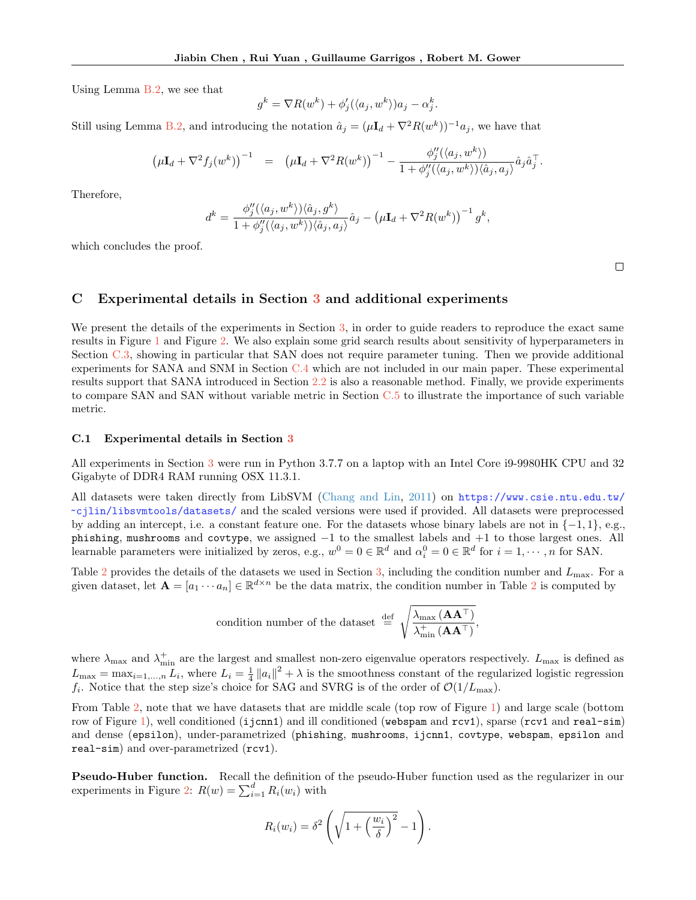Using Lemma B.2, we see that

$$g^k = \nabla R(w^k) + \phi_j'(\langle a_j, w^k\rangle)a_j - \alpha_j^k.$$

Still using Lemma B.2, and introducing the notation $\hat{a}_j = (\mu \mathbf{I}_d + \nabla^2 R(w^k))^{-1} a_j$, we have that

$$\left(\mu \mathbf{I}_d + \nabla^2 f_j(w^k)\right)^{-1} \quad = \quad \left(\mu \mathbf{I}_d + \nabla^2 R(w^k)\right)^{-1} - \frac{\phi_j''(\langle a_j, w^k\rangle)}{1 + \phi_j''(\langle a_j, w^k\rangle)\langle \hat{a}_j, a_j\rangle}\hat{a}_j \hat{a}_j^\top.$$

Therefore,

$$d^k = \frac{\phi_j''(\langle a_j, w^k\rangle)\langle \hat{a}_j, g^k\rangle}{1 + \phi_j''(\langle a_j, w^k\rangle)\langle \hat{a}_j, a_j\rangle}\hat{a}_j - \left(\mu \mathbf{I}_d + \nabla^2 R(w^k)\right)^{-1} g^k,$$

which concludes the proof.

□

## C Experimental details in Section 3 and additional experiments

We present the details of the experiments in Section 3, in order to guide readers to reproduce the exact same results in Figure 1 and Figure 2. We also explain some grid search results about sensitivity of hyperparameters in Section C.3, showing in particular that SAN does not require parameter tuning. Then we provide additional experiments for SANA and SNM in Section C.4 which are not included in our main paper. These experimental results support that SANA introduced in Section 2.2 is also a reasonable method. Finally, we provide experiments to compare SAN and SAN without variable metric in Section C.5 to illustrate the importance of such variable metric.

### C.1 Experimental details in Section 3

All experiments in Section 3 were run in Python 3.7.7 on a laptop with an Intel Core i9-9980HK CPU and 32 Gigabyte of DDR4 RAM running OSX 11.3.1.

All datasets were taken directly from LibSVM (Chang and Lin, 2011) on https://www.csie.ntu.edu.tw/~cjlin/libsvmtools/datasets/ and the scaled versions were used if provided. All datasets were preprocessed by adding an intercept, i.e. a constant feature one. For the datasets whose binary labels are not in $\{-1, 1\}$, e.g., `phishing`, `mushrooms` and `covtype`, we assigned $-1$ to the smallest labels and $+1$ to those largest ones. All learnable parameters were initialized by zeros, e.g., $w^0 = 0 \in \mathbb{R}^d$ and $\alpha_i^0 = 0 \in \mathbb{R}^d$ for $i = 1, \cdots, n$ for SAN.

Table 2 provides the details of the datasets we used in Section 3, including the condition number and $L_{\max}$. For a given dataset, let $\mathbf{A} = [a_1 \cdots a_n] \in \mathbb{R}^{d\times n}$ be the data matrix, the condition number in Table 2 is computed by

$$\text{condition number of the dataset} \ \stackrel{\text{def}}{=} \ \sqrt{\frac{\lambda_{\max}\left(\mathbf{A}\mathbf{A}^\top\right)}{\lambda_{\min}^+\left(\mathbf{A}\mathbf{A}^\top\right)}},$$

where $\lambda_{\max}$ and $\lambda_{\min}^+$ are the largest and smallest non-zero eigenvalue operators respectively. $L_{\max}$ is defined as $L_{\max} = \max_{i=1,\ldots,n} L_i$, where $L_i = \frac{1}{4}\|a_i\|^2 + \lambda$ is the smoothness constant of the regularized logistic regression $f_i$. Notice that the step size's choice for SAG and SVRG is of the order of $\mathcal{O}(1/L_{\max})$.

From Table 2, note that we have datasets that are middle scale (top row of Figure 1) and large scale (bottom row of Figure 1), well conditioned (`ijcnn1`) and ill conditioned (`webspam` and `rcv1`), sparse (`rcv1` and `real-sim`) and dense (`epsilon`), under-parametrized (`phishing`, `mushrooms`, `ijcnn1`, `covtype`, `webspam`, `epsilon` and `real-sim`) and over-parametrized (`rcv1`).

**Pseudo-Huber function.** Recall the definition of the pseudo-Huber function used as the regularizer in our experiments in Figure 2: $R(w) = \sum_{i=1}^d R_i(w_i)$ with

$$R_i(w_i) = \delta^2\left(\sqrt{1 + \left(\frac{w_i}{\delta}\right)^2} - 1\right).$$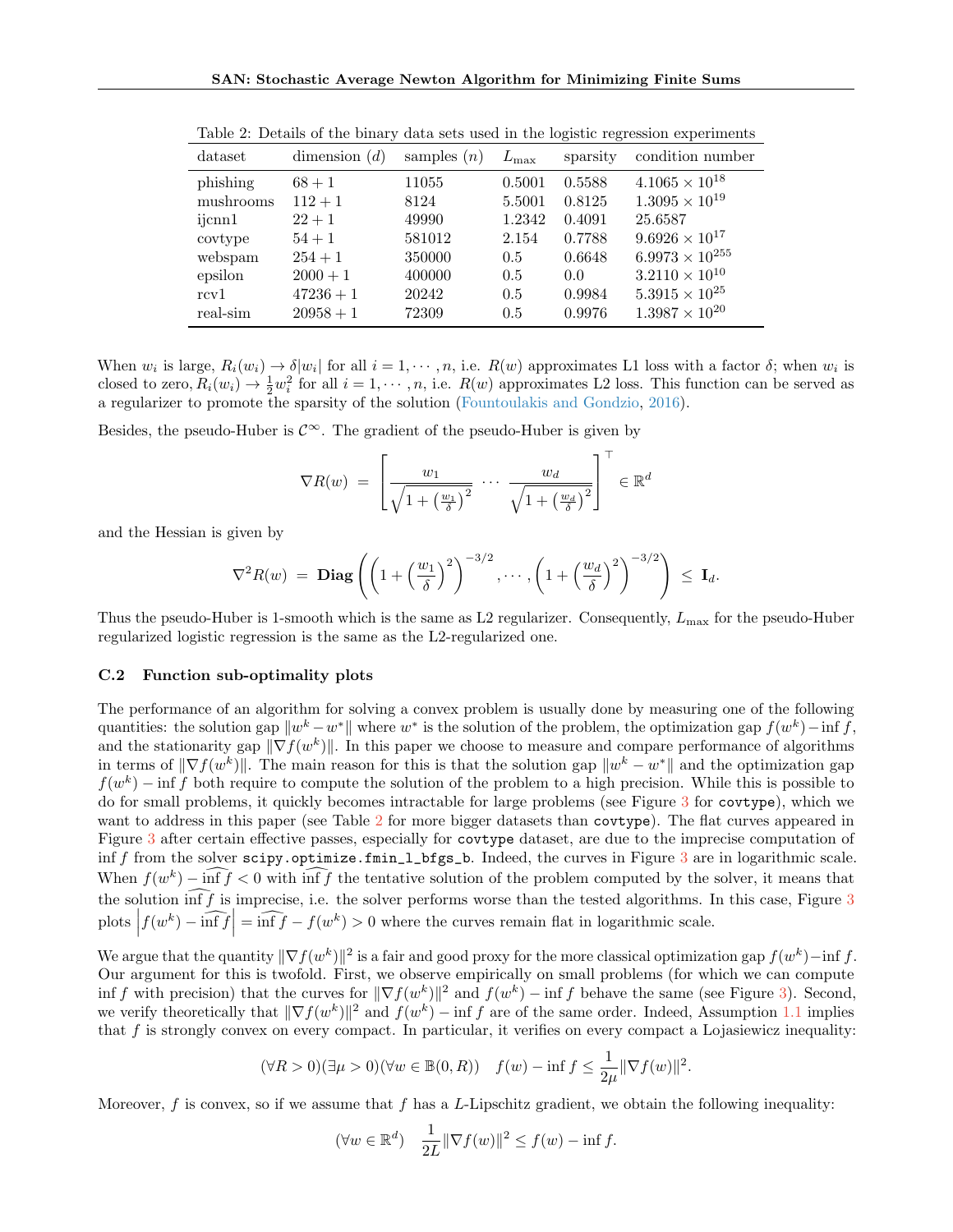Table 2: Details of the binary data sets used in the logistic regression experiments

| dataset | dimension ($d$) | samples ($n$) | $L_{\max}$ | sparsity | condition number |
|---|---|---|---|---|---|
| phishing | $68+1$ | 11055 | 0.5001 | 0.5588 | $4.1065 \times 10^{18}$ |
| mushrooms | $112+1$ | 8124 | 5.5001 | 0.8125 | $1.3095 \times 10^{19}$ |
| ijcnn1 | $22+1$ | 49990 | 1.2342 | 0.4091 | 25.6587 |
| covtype | $54+1$ | 581012 | 2.154 | 0.7788 | $9.6926 \times 10^{17}$ |
| webspam | $254+1$ | 350000 | 0.5 | 0.6648 | $6.9973 \times 10^{255}$ |
| epsilon | $2000+1$ | 400000 | 0.5 | 0.0 | $3.2110 \times 10^{10}$ |
| rcv1 | $47236+1$ | 20242 | 0.5 | 0.9984 | $5.3915 \times 10^{25}$ |
| real-sim | $20958+1$ | 72309 | 0.5 | 0.9976 | $1.3987 \times 10^{20}$ |

When $w_i$ is large, $R_i(w_i) \to \delta|w_i|$ for all $i = 1, \cdots, n$, i.e. $R(w)$ approximates L1 loss with a factor $\delta$; when $w_i$ is closed to zero, $R_i(w_i) \to \frac{1}{2}w_i^2$ for all $i = 1, \cdots, n$, i.e. $R(w)$ approximates L2 loss. This function can be served as a regularizer to promote the sparsity of the solution (Fountoulakis and Gondzio, 2016).

Besides, the pseudo-Huber is $\mathcal{C}^\infty$. The gradient of the pseudo-Huber is given by

$$\nabla R(w) \;=\; \left[ \frac{w_1}{\sqrt{1+\left(\frac{w_1}{\delta}\right)^2}} \;\cdots\; \frac{w_d}{\sqrt{1+\left(\frac{w_d}{\delta}\right)^2}} \right]^\top \in \mathbb{R}^d$$

and the Hessian is given by

$$\nabla^2 R(w) \;=\; \mathbf{Diag}\left( \left(1+\left(\frac{w_1}{\delta}\right)^2\right)^{-3/2}, \cdots, \left(1+\left(\frac{w_d}{\delta}\right)^2\right)^{-3/2} \right) \;\leq\; \mathbf{I}_d.$$

Thus the pseudo-Huber is 1-smooth which is the same as L2 regularizer. Consequently, $L_{\max}$ for the pseudo-Huber regularized logistic regression is the same as the L2-regularized one.

### C.2 Function sub-optimality plots

The performance of an algorithm for solving a convex problem is usually done by measuring one of the following quantities: the solution gap $\|w^k - w^*\|$ where $w^*$ is the solution of the problem, the optimization gap $f(w^k) - \inf f$, and the stationarity gap $\|\nabla f(w^k)\|$. In this paper we choose to measure and compare performance of algorithms in terms of $\|\nabla f(w^k)\|$. The main reason for this is that the solution gap $\|w^k - w^*\|$ and the optimization gap $f(w^k) - \inf f$ both require to compute the solution of the problem to a high precision. While this is possible to do for small problems, it quickly becomes intractable for large problems (see Figure 3 for `covtype`), which we want to address in this paper (see Table 2 for more bigger datasets than `covtype`). The flat curves appeared in Figure 3 after certain effective passes, especially for `covtype` dataset, are due to the imprecise computation of $\inf f$ from the solver `scipy.optimize.fmin_l_bfgs_b`. Indeed, the curves in Figure 3 are in logarithmic scale. When $f(w^k) - \widehat{\inf f} < 0$ with $\widehat{\inf f}$ the tentative solution of the problem computed by the solver, it means that the solution $\widehat{\inf f}$ is imprecise, i.e. the solver performs worse than the tested algorithms. In this case, Figure 3 plots $\left| f(w^k) - \widehat{\inf f} \right| = \widehat{\inf f} - f(w^k) > 0$ where the curves remain flat in logarithmic scale.

We argue that the quantity $\|\nabla f(w^k)\|^2$ is a fair and good proxy for the more classical optimization gap $f(w^k) - \inf f$. Our argument for this is twofold. First, we observe empirically on small problems (for which we can compute $\inf f$ with precision) that the curves for $\|\nabla f(w^k)\|^2$ and $f(w^k) - \inf f$ behave the same (see Figure 3). Second, we verify theoretically that $\|\nabla f(w^k)\|^2$ and $f(w^k) - \inf f$ are of the same order. Indeed, Assumption 1.1 implies that $f$ is strongly convex on every compact. In particular, it verifies on every compact a Lojasiewicz inequality:

$$(\forall R > 0)(\exists \mu > 0)(\forall w \in \mathbb{B}(0, R)) \quad f(w) - \inf f \leq \frac{1}{2\mu}\|\nabla f(w)\|^2.$$

Moreover, $f$ is convex, so if we assume that $f$ has a $L$-Lipschitz gradient, we obtain the following inequality:

$$(\forall w \in \mathbb{R}^d) \quad \frac{1}{2L}\|\nabla f(w)\|^2 \leq f(w) - \inf f.$$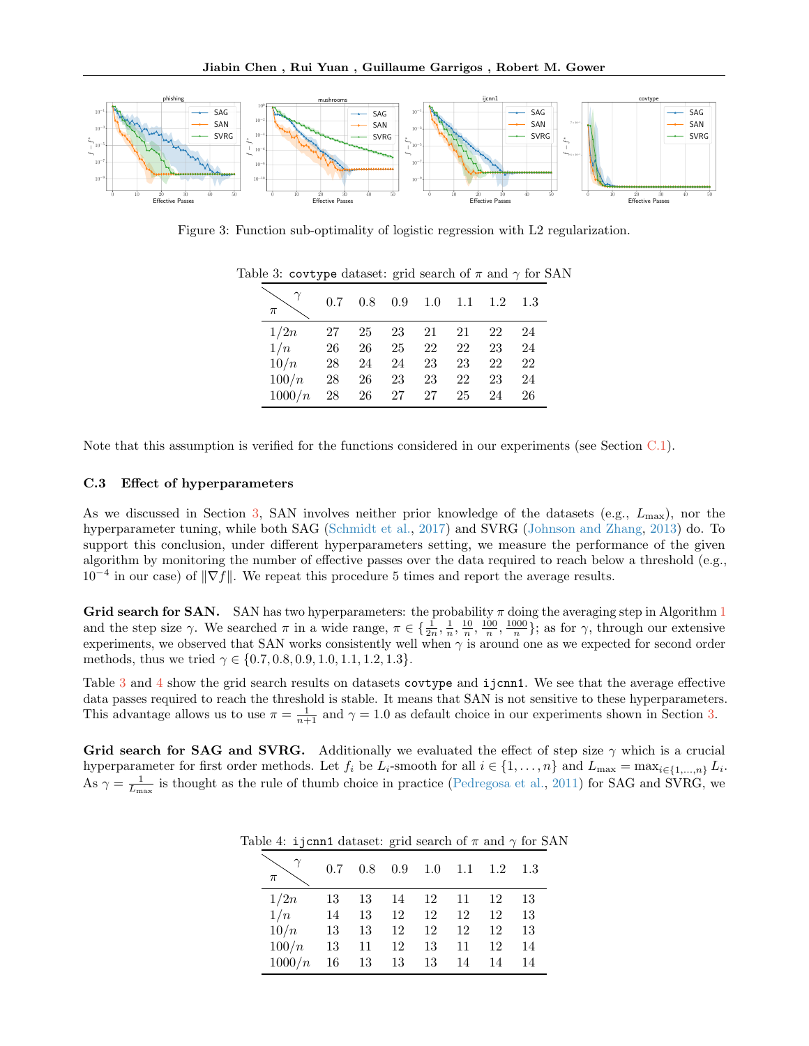Figure 3: Function sub-optimality of logistic regression with L2 regularization.

Table 3: `covtype` dataset: grid search of $\pi$ and $\gamma$ for SAN

| $\pi$ \ $\gamma$ | 0.7 | 0.8 | 0.9 | 1.0 | 1.1 | 1.2 | 1.3 |
|---|---|---|---|---|---|---|---|
| $1/2n$ | 27 | 25 | 23 | 21 | 21 | 22 | 24 |
| $1/n$ | 26 | 26 | 25 | 22 | 22 | 23 | 24 |
| $10/n$ | 28 | 24 | 24 | 23 | 23 | 22 | 22 |
| $100/n$ | 28 | 26 | 23 | 23 | 22 | 23 | 24 |
| $1000/n$ | 28 | 26 | 27 | 27 | 25 | 24 | 26 |

Note that this assumption is verified for the functions considered in our experiments (see Section C.1).

### C.3 Effect of hyperparameters

As we discussed in Section 3, SAN involves neither prior knowledge of the datasets (e.g., $L_{\max}$), nor the hyperparameter tuning, while both SAG (Schmidt et al., 2017) and SVRG (Johnson and Zhang, 2013) do. To support this conclusion, under different hyperparameters setting, we measure the performance of the given algorithm by monitoring the number of effective passes over the data required to reach below a threshold (e.g., $10^{-4}$ in our case) of $\|\nabla f\|$. We repeat this procedure 5 times and report the average results.

**Grid search for SAN.** SAN has two hyperparameters: the probability $\pi$ doing the averaging step in Algorithm 1 and the step size $\gamma$. We searched $\pi$ in a wide range, $\pi \in \{\frac{1}{2n}, \frac{1}{n}, \frac{10}{n}, \frac{100}{n}, \frac{1000}{n}\}$; as for $\gamma$, through our extensive experiments, we observed that SAN works consistently well when $\gamma$ is around one as we expected for second order methods, thus we tried $\gamma \in \{0.7, 0.8, 0.9, 1.0, 1.1, 1.2, 1.3\}$.

Table 3 and 4 show the grid search results on datasets `covtype` and `ijcnn1`. We see that the average effective data passes required to reach the threshold is stable. It means that SAN is not sensitive to these hyperparameters. This advantage allows us to use $\pi = \frac{1}{n+1}$ and $\gamma = 1.0$ as default choice in our experiments shown in Section 3.

**Grid search for SAG and SVRG.** Additionally we evaluated the effect of step size $\gamma$ which is a crucial hyperparameter for first order methods. Let $f_i$ be $L_i$-smooth for all $i \in \{1, \ldots, n\}$ and $L_{\max} = \max_{i \in \{1,\ldots,n\}} L_i$. As $\gamma = \frac{1}{L_{\max}}$ is thought as the rule of thumb choice in practice (Pedregosa et al., 2011) for SAG and SVRG, we

Table 4: `ijcnn1` dataset: grid search of $\pi$ and $\gamma$ for SAN

| $\pi$ \ $\gamma$ | 0.7 | 0.8 | 0.9 | 1.0 | 1.1 | 1.2 | 1.3 |
|---|---|---|---|---|---|---|---|
| $1/2n$ | 13 | 13 | 14 | 12 | 11 | 12 | 13 |
| $1/n$ | 14 | 13 | 12 | 12 | 12 | 12 | 13 |
| $10/n$ | 13 | 13 | 12 | 12 | 12 | 12 | 13 |
| $100/n$ | 13 | 11 | 12 | 13 | 11 | 12 | 14 |
| $1000/n$ | 16 | 13 | 13 | 13 | 14 | 14 | 14 |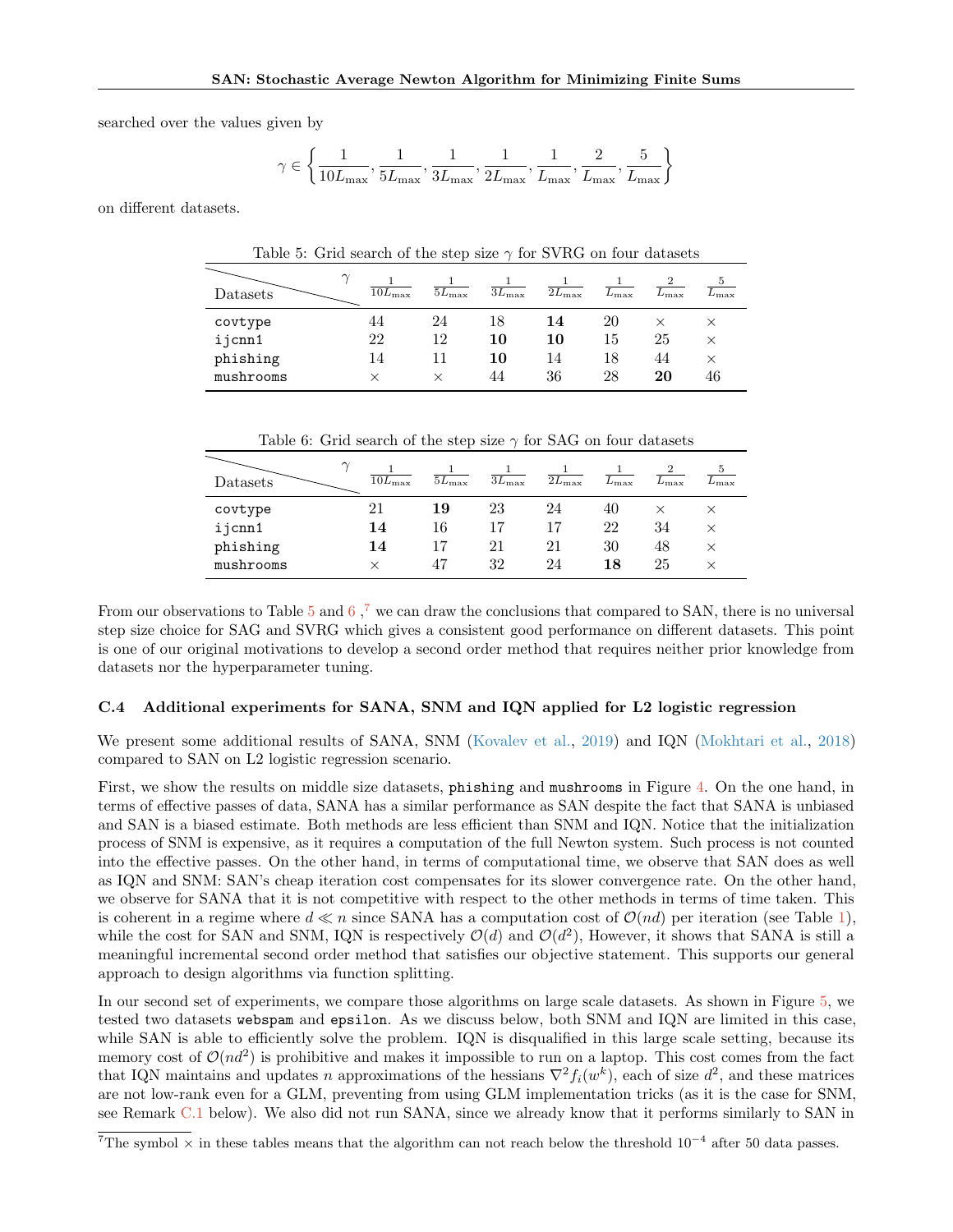searched over the values given by

$$\gamma \in \left\{ \frac{1}{10L_{\max}}, \frac{1}{5L_{\max}}, \frac{1}{3L_{\max}}, \frac{1}{2L_{\max}}, \frac{1}{L_{\max}}, \frac{2}{L_{\max}}, \frac{5}{L_{\max}} \right\}$$

on different datasets.

Table 5: Grid search of the step size $\gamma$ for SVRG on four datasets

| Datasets \ $\gamma$ | $\frac{1}{10L_{\max}}$ | $\frac{1}{5L_{\max}}$ | $\frac{1}{3L_{\max}}$ | $\frac{1}{2L_{\max}}$ | $\frac{1}{L_{\max}}$ | $\frac{2}{L_{\max}}$ | $\frac{5}{L_{\max}}$ |
|---|---|---|---|---|---|---|---|
| `covtype` | 44 | 24 | 18 | **14** | 20 | × | × |
| `ijcnn1` | 22 | 12 | **10** | **10** | 15 | 25 | × |
| `phishing` | 14 | 11 | **10** | 14 | 18 | 44 | × |
| `mushrooms` | × | × | 44 | 36 | 28 | **20** | 46 |

Table 6: Grid search of the step size $\gamma$ for SAG on four datasets

| Datasets \ $\gamma$ | $\frac{1}{10L_{\max}}$ | $\frac{1}{5L_{\max}}$ | $\frac{1}{3L_{\max}}$ | $\frac{1}{2L_{\max}}$ | $\frac{1}{L_{\max}}$ | $\frac{2}{L_{\max}}$ | $\frac{5}{L_{\max}}$ |
|---|---|---|---|---|---|---|---|
| `covtype` | 21 | **19** | 23 | 24 | 40 | × | × |
| `ijcnn1` | **14** | 16 | 17 | 17 | 22 | 34 | × |
| `phishing` | **14** | 17 | 21 | 21 | 30 | 48 | × |
| `mushrooms` | × | 47 | 32 | 24 | **18** | 25 | × |

From our observations to Table 5 and 6 ,[7] we can draw the conclusions that compared to SAN, there is no universal step size choice for SAG and SVRG which gives a consistent good performance on different datasets. This point is one of our original motivations to develop a second order method that requires neither prior knowledge from datasets nor the hyperparameter tuning.

### C.4 Additional experiments for SANA, SNM and IQN applied for L2 logistic regression

We present some additional results of SANA, SNM (Kovalev et al., 2019) and IQN (Mokhtari et al., 2018) compared to SAN on L2 logistic regression scenario.

First, we show the results on middle size datasets, `phishing` and `mushrooms` in Figure 4. On the one hand, in terms of effective passes of data, SANA has a similar performance as SAN despite the fact that SANA is unbiased and SAN is a biased estimate. Both methods are less efficient than SNM and IQN. Notice that the initialization process of SNM is expensive, as it requires a computation of the full Newton system. Such process is not counted into the effective passes. On the other hand, in terms of computational time, we observe that SAN does as well as IQN and SNM: SAN's cheap iteration cost compensates for its slower convergence rate. On the other hand, we observe for SANA that it is not competitive with respect to the other methods in terms of time taken. This is coherent in a regime where $d \ll n$ since SANA has a computation cost of $\mathcal{O}(nd)$ per iteration (see Table 1), while the cost for SAN and SNM, IQN is respectively $\mathcal{O}(d)$ and $\mathcal{O}(d^2)$, However, it shows that SANA is still a meaningful incremental second order method that satisfies our objective statement. This supports our general approach to design algorithms via function splitting.

In our second set of experiments, we compare those algorithms on large scale datasets. As shown in Figure 5, we tested two datasets `webspam` and `epsilon`. As we discuss below, both SNM and IQN are limited in this case, while SAN is able to efficiently solve the problem. IQN is disqualified in this large scale setting, because its memory cost of $\mathcal{O}(nd^2)$ is prohibitive and makes it impossible to run on a laptop. This cost comes from the fact that IQN maintains and updates $n$ approximations of the hessians $\nabla^2 f_i(w^k)$, each of size $d^2$, and these matrices are not low-rank even for a GLM, preventing from using GLM implementation tricks (as it is the case for SNM, see Remark C.1 below). We also did not run SANA, since we already know that it performs similarly to SAN in

[7] The symbol × in these tables means that the algorithm can not reach below the threshold $10^{-4}$ after 50 data passes.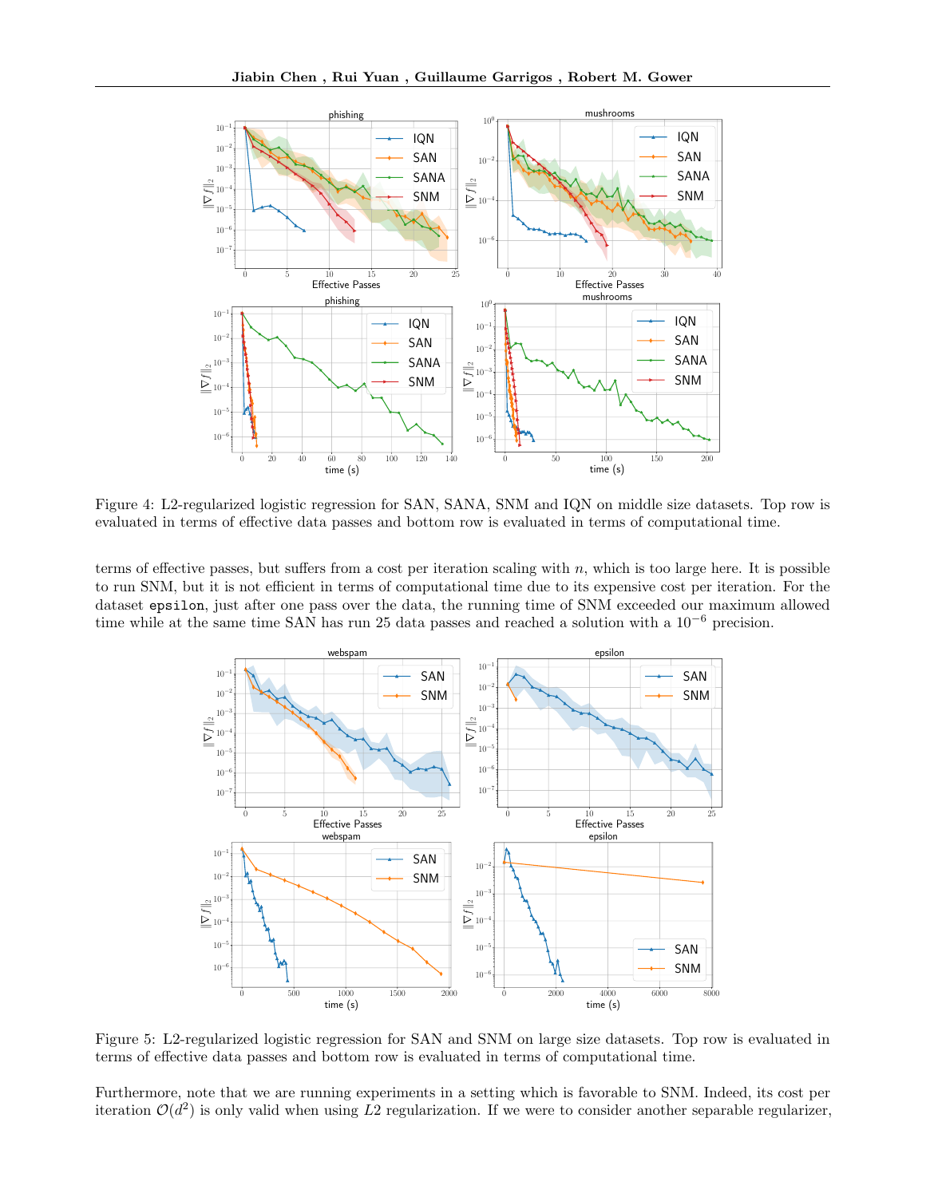Figure 4: L2-regularized logistic regression for SAN, SANA, SNM and IQN on middle size datasets. Top row is evaluated in terms of effective data passes and bottom row is evaluated in terms of computational time.

terms of effective passes, but suffers from a cost per iteration scaling with $n$, which is too large here. It is possible to run SNM, but it is not efficient in terms of computational time due to its expensive cost per iteration. For the dataset `epsilon`, just after one pass over the data, the running time of SNM exceeded our maximum allowed time while at the same time SAN has run 25 data passes and reached a solution with a $10^{-6}$ precision.

Figure 5: L2-regularized logistic regression for SAN and SNM on large size datasets. Top row is evaluated in terms of effective data passes and bottom row is evaluated in terms of computational time.

Furthermore, note that we are running experiments in a setting which is favorable to SNM. Indeed, its cost per iteration $\mathcal{O}(d^2)$ is only valid when using $L2$ regularization. If we were to consider another separable regularizer,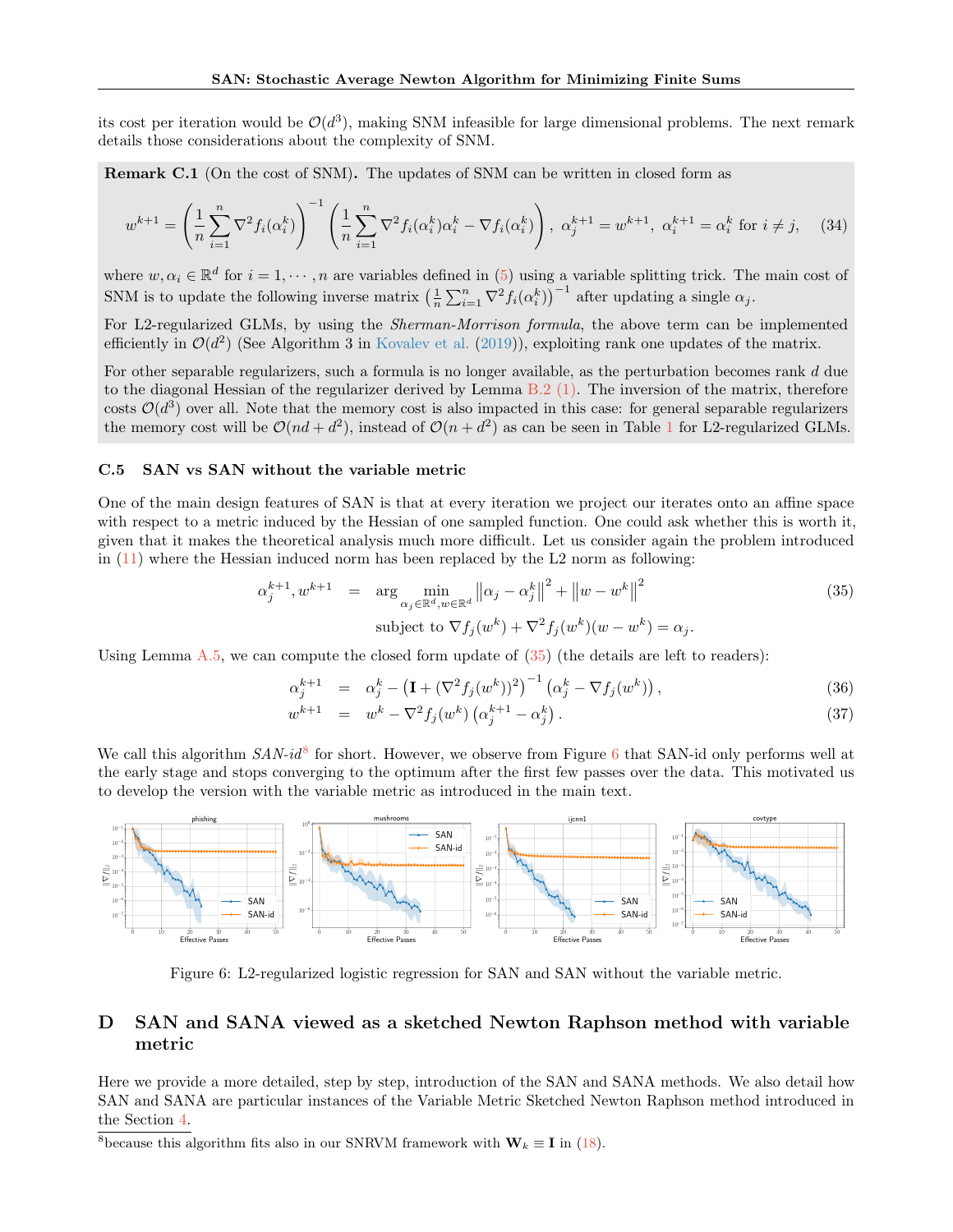its cost per iteration would be $\mathcal{O}(d^3)$, making SNM infeasible for large dimensional problems. The next remark details those considerations about the complexity of SNM.

**Remark C.1** (On the cost of SNM)**.** The updates of SNM can be written in closed form as

$$w^{k+1} = \left(\frac{1}{n}\sum_{i=1}^n \nabla^2 f_i(\alpha_i^k)\right)^{-1}\left(\frac{1}{n}\sum_{i=1}^n \nabla^2 f_i(\alpha_i^k)\alpha_i^k - \nabla f_i(\alpha_i^k)\right),\ \alpha_j^{k+1} = w^{k+1},\ \alpha_i^{k+1} = \alpha_i^k \text{ for } i \neq j, \quad (34)$$

where $w, \alpha_i \in \mathbb{R}^d$ for $i = 1, \cdots, n$ are variables defined in (5) using a variable splitting trick. The main cost of SNM is to update the following inverse matrix $\left(\frac{1}{n}\sum_{i=1}^n \nabla^2 f_i(\alpha_i^k)\right)^{-1}$ after updating a single $\alpha_j$.

For L2-regularized GLMs, by using the *Sherman-Morrison formula*, the above term can be implemented efficiently in $\mathcal{O}(d^2)$ (See Algorithm 3 in Kovalev et al. (2019)), exploiting rank one updates of the matrix.

For other separable regularizers, such a formula is no longer available, as the perturbation becomes rank $d$ due to the diagonal Hessian of the regularizer derived by Lemma B.2 (1). The inversion of the matrix, therefore costs $\mathcal{O}(d^3)$ over all. Note that the memory cost is also impacted in this case: for general separable regularizers the memory cost will be $\mathcal{O}(nd + d^2)$, instead of $\mathcal{O}(n + d^2)$ as can be seen in Table 1 for L2-regularized GLMs.

### C.5 SAN vs SAN without the variable metric

One of the main design features of SAN is that at every iteration we project our iterates onto an affine space with respect to a metric induced by the Hessian of one sampled function. One could ask whether this is worth it, given that it makes the theoretical analysis much more difficult. Let us consider again the problem introduced in (11) where the Hessian induced norm has been replaced by the L2 norm as following:

$$\begin{aligned}
\alpha_j^{k+1}, w^{k+1} &= \arg\min_{\alpha_j \in \mathbb{R}^d, w \in \mathbb{R}^d} \left\|\alpha_j - \alpha_j^k\right\|^2 + \left\|w - w^k\right\|^2 \\
&\quad \text{subject to } \nabla f_j(w^k) + \nabla^2 f_j(w^k)(w - w^k) = \alpha_j.
\end{aligned} \quad (35)$$

Using Lemma A.5, we can compute the closed form update of (35) (the details are left to readers):

$$\begin{aligned}
\alpha_j^{k+1} &= \alpha_j^k - \left(\mathbf{I} + (\nabla^2 f_j(w^k))^2\right)^{-1}\left(\alpha_j^k - \nabla f_j(w^k)\right), \quad (36)\\
w^{k+1} &= w^k - \nabla^2 f_j(w^k)\left(\alpha_j^{k+1} - \alpha_j^k\right). \quad (37)
\end{aligned}$$

We call this algorithm *SAN-id*[8] for short. However, we observe from Figure 6 that SAN-id only performs well at the early stage and stops converging to the optimum after the first few passes over the data. This motivated us to develop the version with the variable metric as introduced in the main text.

Figure 6: L2-regularized logistic regression for SAN and SAN without the variable metric.

## D SAN and SANA viewed as a sketched Newton Raphson method with variable metric

Here we provide a more detailed, step by step, introduction of the SAN and SANA methods. We also detail how SAN and SANA are particular instances of the Variable Metric Sketched Newton Raphson method introduced in the Section 4.

[8]because this algorithm fits also in our SNRVM framework with $\mathbf{W}_k \equiv \mathbf{I}$ in (18).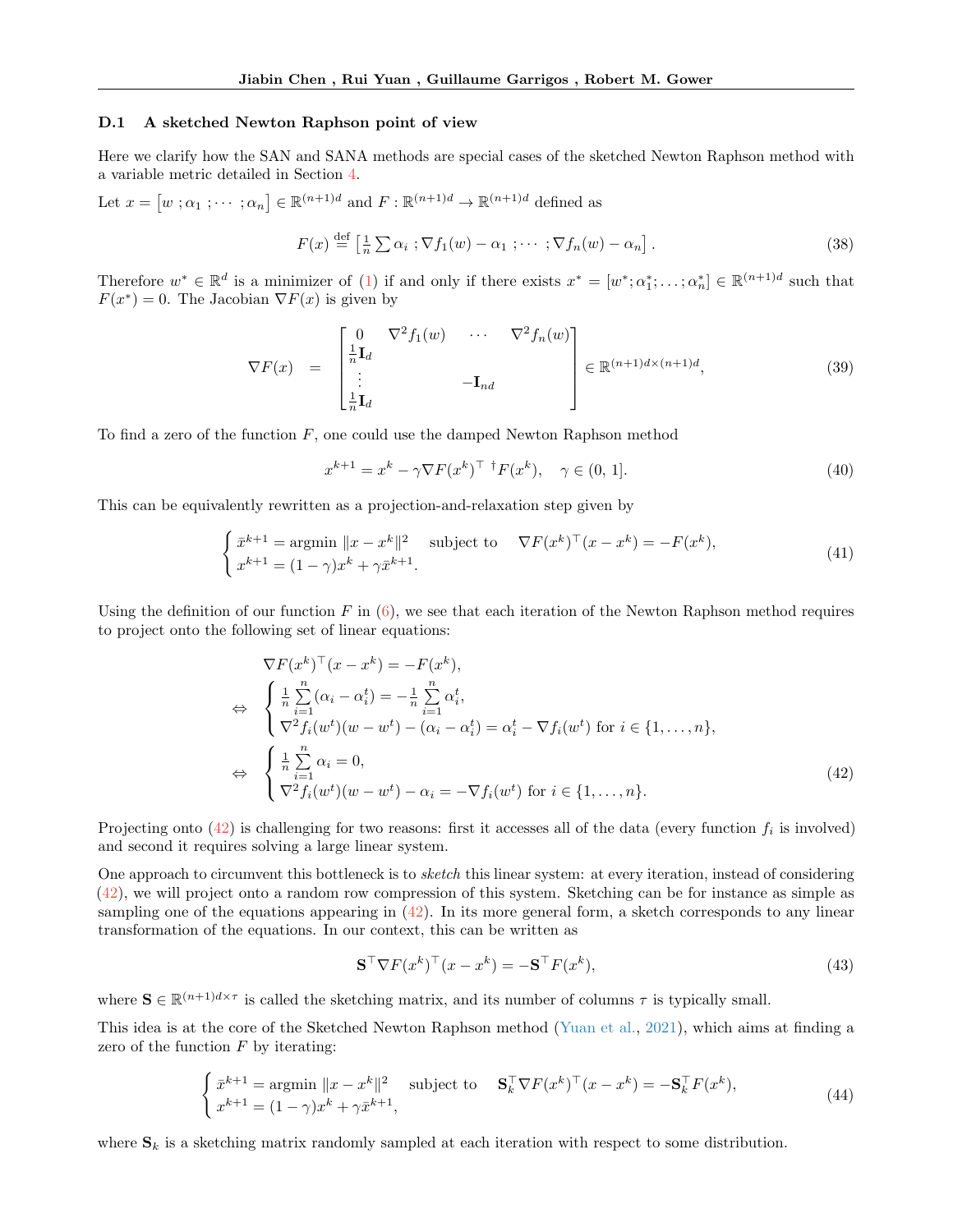### D.1 A sketched Newton Raphson point of view

Here we clarify how the SAN and SANA methods are special cases of the sketched Newton Raphson method with a variable metric detailed in Section 4.

Let $x = \left[w \,; \alpha_1 \,; \cdots \,; \alpha_n\right] \in \mathbb{R}^{(n+1)d}$ and $F : \mathbb{R}^{(n+1)d} \to \mathbb{R}^{(n+1)d}$ defined as

$$
F(x) \overset{\text{def}}{=} \left[\tfrac{1}{n}\sum \alpha_i \,; \nabla f_1(w) - \alpha_1 \,; \cdots \,; \nabla f_n(w) - \alpha_n\right]. \tag{38}
$$

Therefore $w^* \in \mathbb{R}^d$ is a minimizer of (1) if and only if there exists $x^* = [w^*; \alpha_1^*; \ldots; \alpha_n^*] \in \mathbb{R}^{(n+1)d}$ such that $F(x^*) = 0$. The Jacobian $\nabla F(x)$ is given by

$$
\nabla F(x) \quad = \quad \begin{bmatrix} 0 & \nabla^2 f_1(w) & \cdots & \nabla^2 f_n(w) \\ \frac{1}{n}\mathbf{I}_d & & & \\ \vdots & & -\mathbf{I}_{nd} & \\ \frac{1}{n}\mathbf{I}_d & & & \end{bmatrix} \in \mathbb{R}^{(n+1)d \times (n+1)d}, \tag{39}
$$

To find a zero of the function $F$, one could use the damped Newton Raphson method

$$
x^{k+1} = x^k - \gamma \nabla F(x^k)^{\top\;\dagger} F(x^k), \quad \gamma \in (0, 1]. \tag{40}
$$

This can be equivalently rewritten as a projection-and-relaxation step given by

$$
\begin{cases} \bar{x}^{k+1} = \operatorname{argmin} \|x - x^k\|^2 \quad \text{ subject to } \quad \nabla F(x^k)^\top (x - x^k) = -F(x^k), \\ x^{k+1} = (1-\gamma)x^k + \gamma \bar{x}^{k+1}. \end{cases} \tag{41}
$$

Using the definition of our function $F$ in (6), we see that each iteration of the Newton Raphson method requires to project onto the following set of linear equations:

$$
\begin{aligned}
& \nabla F(x^k)^\top (x - x^k) = -F(x^k), \\
\Leftrightarrow \quad & \begin{cases} \frac{1}{n}\sum\limits_{i=1}^n (\alpha_i - \alpha_i^t) = -\frac{1}{n}\sum\limits_{i=1}^n \alpha_i^t, \\ \nabla^2 f_i(w^t)(w - w^t) - (\alpha_i - \alpha_i^t) = \alpha_i^t - \nabla f_i(w^t) \text{ for } i \in \{1, \ldots, n\}, \end{cases} \\
\Leftrightarrow \quad & \begin{cases} \frac{1}{n}\sum\limits_{i=1}^n \alpha_i = 0, \\ \nabla^2 f_i(w^t)(w - w^t) - \alpha_i = -\nabla f_i(w^t) \text{ for } i \in \{1, \ldots, n\}. \end{cases}
\end{aligned} \tag{42}
$$

Projecting onto (42) is challenging for two reasons: first it accesses all of the data (every function $f_i$ is involved) and second it requires solving a large linear system.

One approach to circumvent this bottleneck is to *sketch* this linear system: at every iteration, instead of considering (42), we will project onto a random row compression of this system. Sketching can be for instance as simple as sampling one of the equations appearing in (42). In its more general form, a sketch corresponds to any linear transformation of the equations. In our context, this can be written as

$$
\mathbf{S}^\top \nabla F(x^k)^\top (x - x^k) = -\mathbf{S}^\top F(x^k), \tag{43}
$$

where $\mathbf{S} \in \mathbb{R}^{(n+1)d \times \tau}$ is called the sketching matrix, and its number of columns $\tau$ is typically small.

This idea is at the core of the Sketched Newton Raphson method (Yuan et al., 2021), which aims at finding a zero of the function $F$ by iterating:

$$
\begin{cases} \bar{x}^{k+1} = \operatorname{argmin} \|x - x^k\|^2 \quad \text{ subject to } \quad \mathbf{S}_k^\top \nabla F(x^k)^\top (x - x^k) = -\mathbf{S}_k^\top F(x^k), \\ x^{k+1} = (1-\gamma)x^k + \gamma \bar{x}^{k+1}, \end{cases} \tag{44}
$$

where $\mathbf{S}_k$ is a sketching matrix randomly sampled at each iteration with respect to some distribution.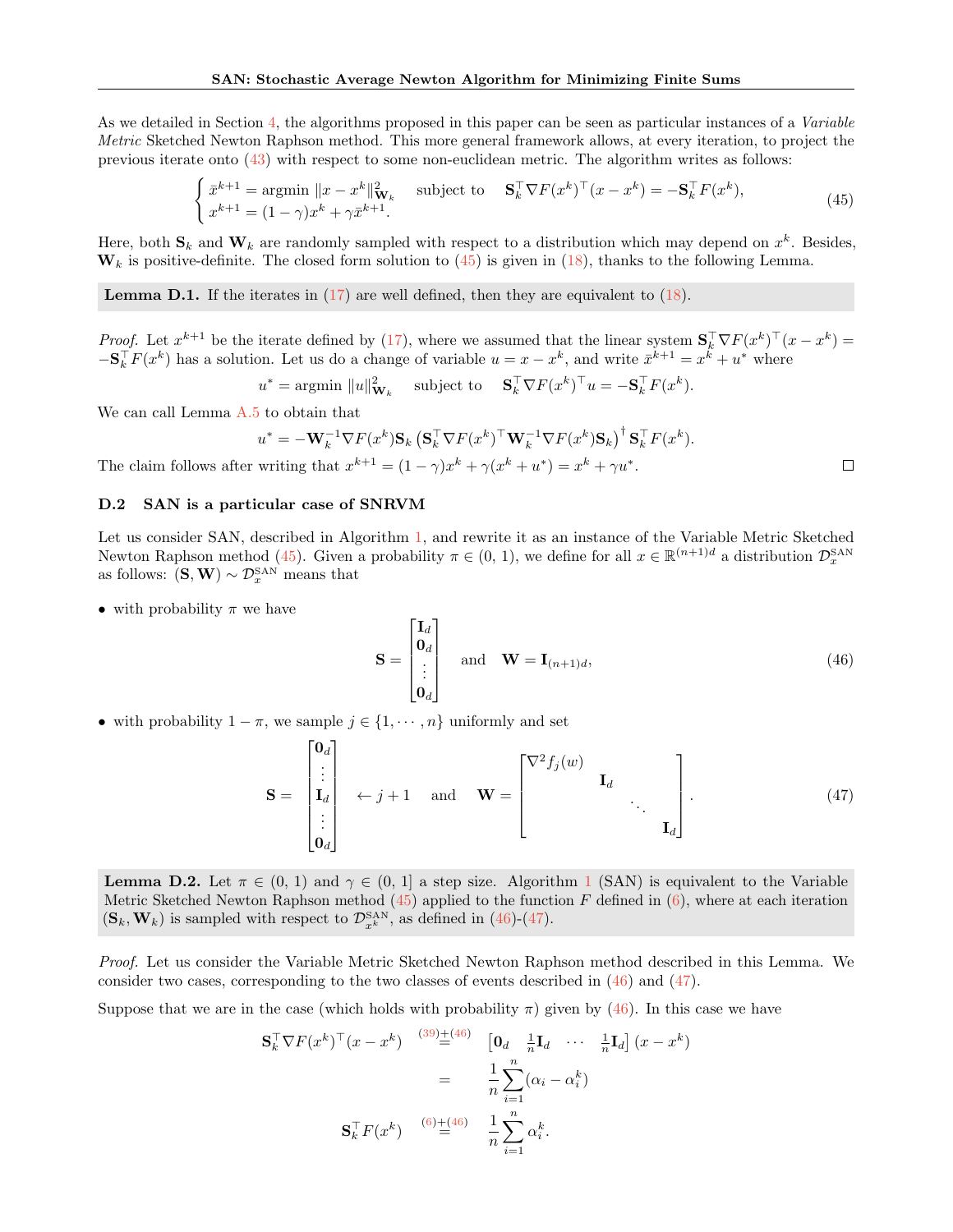As we detailed in Section 4, the algorithms proposed in this paper can be seen as particular instances of a *Variable Metric* Sketched Newton Raphson method. This more general framework allows, at every iteration, to project the previous iterate onto (43) with respect to some non-euclidean metric. The algorithm writes as follows:

$$\begin{cases} \bar{x}^{k+1} = \operatorname{argmin} \|x - x^k\|^2_{\mathbf{W}_k} \quad \text{subject to} \quad \mathbf{S}_k^\top \nabla F(x^k)^\top (x - x^k) = -\mathbf{S}_k^\top F(x^k), \\ x^{k+1} = (1-\gamma) x^k + \gamma \bar{x}^{k+1}. \end{cases} \tag{45}$$

Here, both $\mathbf{S}_k$ and $\mathbf{W}_k$ are randomly sampled with respect to a distribution which may depend on $x^k$. Besides, $\mathbf{W}_k$ is positive-definite. The closed form solution to (45) is given in (18), thanks to the following Lemma.

**Lemma D.1.** If the iterates in (17) are well defined, then they are equivalent to (18).

*Proof.* Let $x^{k+1}$ be the iterate defined by (17), where we assumed that the linear system $\mathbf{S}_k^\top \nabla F(x^k)^\top (x - x^k) = -\mathbf{S}_k^\top F(x^k)$ has a solution. Let us do a change of variable $u = x - x^k$, and write $\bar{x}^{k+1} = x^k + u^*$ where

$$u^* = \operatorname{argmin} \|u\|^2_{\mathbf{W}_k} \quad \text{subject to} \quad \mathbf{S}_k^\top \nabla F(x^k)^\top u = -\mathbf{S}_k^\top F(x^k).$$

We can call Lemma A.5 to obtain that

$$u^* = -\mathbf{W}_k^{-1} \nabla F(x^k) \mathbf{S}_k \left( \mathbf{S}_k^\top \nabla F(x^k)^\top \mathbf{W}_k^{-1} \nabla F(x^k) \mathbf{S}_k \right)^\dagger \mathbf{S}_k^\top F(x^k).$$

The claim follows after writing that $x^{k+1} = (1-\gamma)x^k + \gamma(x^k + u^*) = x^k + \gamma u^*$. $\square$

### D.2 SAN is a particular case of SNRVM

Let us consider SAN, described in Algorithm 1, and rewrite it as an instance of the Variable Metric Sketched Newton Raphson method (45). Given a probability $\pi \in (0, 1)$, we define for all $x \in \mathbb{R}^{(n+1)d}$ a distribution $\mathcal{D}_x^{\text{SAN}}$ as follows: $(\mathbf{S}, \mathbf{W}) \sim \mathcal{D}_x^{\text{SAN}}$ means that

- with probability $\pi$ we have

$$\mathbf{S} = \begin{bmatrix} \mathbf{I}_d \\ \mathbf{0}_d \\ \vdots \\ \mathbf{0}_d \end{bmatrix} \quad \text{and} \quad \mathbf{W} = \mathbf{I}_{(n+1)d}, \tag{46}$$

- with probability $1 - \pi$, we sample $j \in \{1, \cdots, n\}$ uniformly and set

$$\mathbf{S} = \begin{bmatrix} \mathbf{0}_d \\ \vdots \\ \mathbf{I}_d \\ \vdots \\ \mathbf{0}_d \end{bmatrix} \leftarrow j+1 \quad \text{and} \quad \mathbf{W} = \begin{bmatrix} \nabla^2 f_j(w) & & & \\ & \mathbf{I}_d & & \\ & & \ddots & \\ & & & \mathbf{I}_d \end{bmatrix}. \tag{47}$$

**Lemma D.2.** Let $\pi \in (0, 1)$ and $\gamma \in (0, 1]$ a step size. Algorithm 1 (SAN) is equivalent to the Variable Metric Sketched Newton Raphson method (45) applied to the function $F$ defined in (6), where at each iteration $(\mathbf{S}_k, \mathbf{W}_k)$ is sampled with respect to $\mathcal{D}_{x^k}^{\text{SAN}}$, as defined in (46)-(47).

*Proof.* Let us consider the Variable Metric Sketched Newton Raphson method described in this Lemma. We consider two cases, corresponding to the two classes of events described in (46) and (47).

Suppose that we are in the case (which holds with probability $\pi$) given by (46). In this case we have

$$\begin{aligned} \mathbf{S}_k^\top \nabla F(x^k)^\top (x - x^k) &\overset{(39)+(46)}{=} \begin{bmatrix} \mathbf{0}_d & \frac{1}{n}\mathbf{I}_d & \cdots & \frac{1}{n}\mathbf{I}_d \end{bmatrix} (x - x^k) \\ &= \frac{1}{n} \sum_{i=1}^n (\alpha_i - \alpha_i^k) \\ \mathbf{S}_k^\top F(x^k) &\overset{(6)+(46)}{=} \frac{1}{n} \sum_{i=1}^n \alpha_i^k. \end{aligned}$$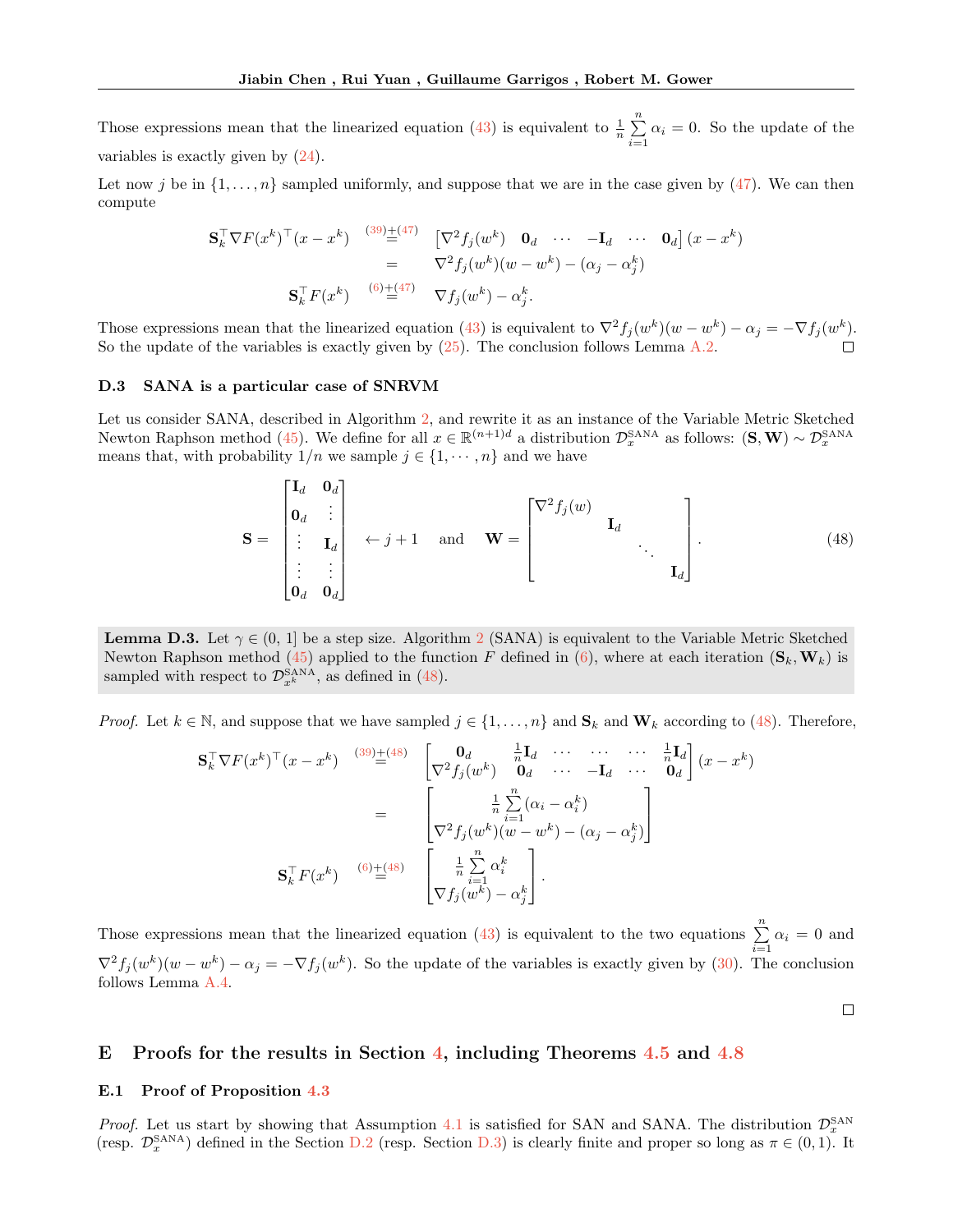Those expressions mean that the linearized equation (43) is equivalent to $\frac{1}{n}\sum_{i=1}^{n} \alpha_i = 0$. So the update of the variables is exactly given by (24).

Let now $j$ be in $\{1, \ldots, n\}$ sampled uniformly, and suppose that we are in the case given by (47). We can then compute

$$
\begin{aligned}
\mathbf{S}_k^\top \nabla F(x^k)^\top (x - x^k) &\overset{(39)+(47)}{=} \begin{bmatrix} \nabla^2 f_j(w^k) & \mathbf{0}_d & \cdots & -\mathbf{I}_d & \cdots & \mathbf{0}_d \end{bmatrix} (x - x^k) \\
&= \nabla^2 f_j(w^k)(w - w^k) - (\alpha_j - \alpha_j^k) \\
\mathbf{S}_k^\top F(x^k) &\overset{(6)+(47)}{=} \nabla f_j(w^k) - \alpha_j^k.
\end{aligned}
$$

Those expressions mean that the linearized equation (43) is equivalent to $\nabla^2 f_j(w^k)(w - w^k) - \alpha_j = -\nabla f_j(w^k)$. So the update of the variables is exactly given by (25). The conclusion follows Lemma A.2. $\square$

### D.3 SANA is a particular case of SNRVM

Let us consider SANA, described in Algorithm 2, and rewrite it as an instance of the Variable Metric Sketched Newton Raphson method (45). We define for all $x \in \mathbb{R}^{(n+1)d}$ a distribution $\mathcal{D}_x^{\text{SANA}}$ as follows: $(\mathbf{S}, \mathbf{W}) \sim \mathcal{D}_x^{\text{SANA}}$ means that, with probability $1/n$ we sample $j \in \{1, \cdots, n\}$ and we have

$$
\mathbf{S} = \begin{bmatrix} \mathbf{I}_d & \mathbf{0}_d \\ \mathbf{0}_d & \vdots \\ \vdots & \mathbf{I}_d \\ \vdots & \vdots \\ \mathbf{0}_d & \mathbf{0}_d \end{bmatrix} \leftarrow j+1 \quad \text{and} \quad \mathbf{W} = \begin{bmatrix} \nabla^2 f_j(w) & & & \\ & \mathbf{I}_d & & \\ & & \ddots & \\ & & & \mathbf{I}_d \end{bmatrix}. \tag{48}
$$

**Lemma D.3.** Let $\gamma \in (0, 1]$ be a step size. Algorithm 2 (SANA) is equivalent to the Variable Metric Sketched Newton Raphson method (45) applied to the function $F$ defined in (6), where at each iteration $(\mathbf{S}_k, \mathbf{W}_k)$ is sampled with respect to $\mathcal{D}_{x^k}^{\text{SANA}}$, as defined in (48).

*Proof.* Let $k \in \mathbb{N}$, and suppose that we have sampled $j \in \{1, \ldots, n\}$ and $\mathbf{S}_k$ and $\mathbf{W}_k$ according to (48). Therefore,

$$
\begin{aligned}
\mathbf{S}_k^\top \nabla F(x^k)^\top (x - x^k) &\overset{(39)+(48)}{=} \begin{bmatrix} \mathbf{0}_d & \frac{1}{n}\mathbf{I}_d & \cdots & \cdots & \cdots & \frac{1}{n}\mathbf{I}_d \\ \nabla^2 f_j(w^k) & \mathbf{0}_d & \cdots & -\mathbf{I}_d & \cdots & \mathbf{0}_d \end{bmatrix} (x - x^k) \\
&= \begin{bmatrix} \frac{1}{n}\sum_{i=1}^{n} (\alpha_i - \alpha_i^k) \\ \nabla^2 f_j(w^k)(w - w^k) - (\alpha_j - \alpha_j^k) \end{bmatrix} \\
\mathbf{S}_k^\top F(x^k) &\overset{(6)+(48)}{=} \begin{bmatrix} \frac{1}{n}\sum_{i=1}^{n} \alpha_i^k \\ \nabla f_j(w^k) - \alpha_j^k \end{bmatrix}.
\end{aligned}
$$

Those expressions mean that the linearized equation (43) is equivalent to the two equations $\sum_{i=1}^{n} \alpha_i = 0$ and $\nabla^2 f_j(w^k)(w - w^k) - \alpha_j = -\nabla f_j(w^k)$. So the update of the variables is exactly given by (30). The conclusion follows Lemma A.4. $\square$

## E Proofs for the results in Section 4, including Theorems 4.5 and 4.8

### E.1 Proof of Proposition 4.3

*Proof.* Let us start by showing that Assumption 4.1 is satisfied for SAN and SANA. The distribution $\mathcal{D}_x^{\text{SAN}}$ (resp. $\mathcal{D}_x^{\text{SANA}}$) defined in the Section D.2 (resp. Section D.3) is clearly finite and proper so long as $\pi \in (0, 1)$. It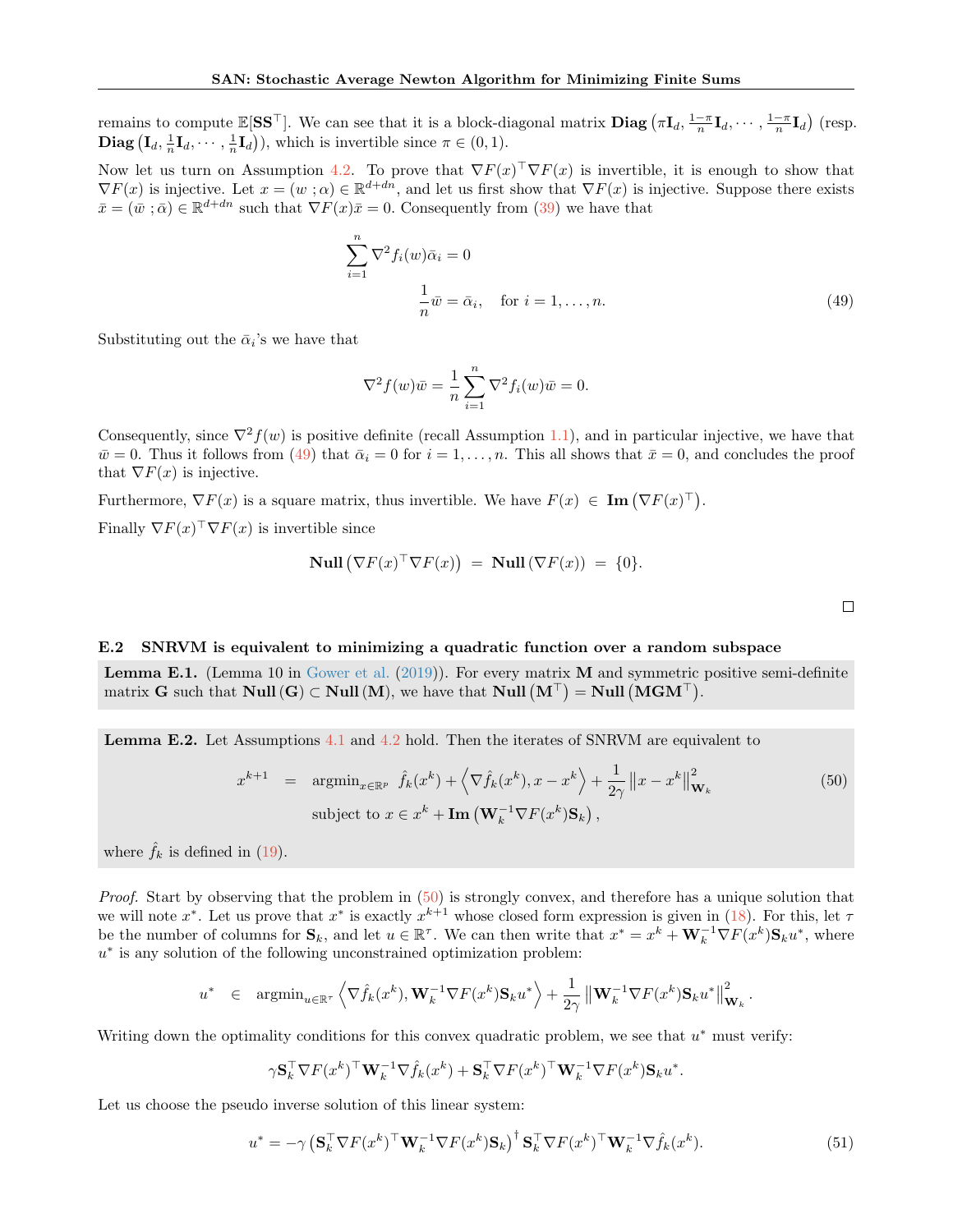remains to compute $\mathbb{E}[\mathbf{S}\mathbf{S}^\top]$. We can see that it is a block-diagonal matrix $\mathbf{Diag}\left(\pi \mathbf{I}_d, \frac{1-\pi}{n}\mathbf{I}_d, \cdots, \frac{1-\pi}{n}\mathbf{I}_d\right)$ (resp. $\mathbf{Diag}\left(\mathbf{I}_d, \frac{1}{n}\mathbf{I}_d, \cdots, \frac{1}{n}\mathbf{I}_d\right)$), which is invertible since $\pi \in (0,1)$.

Now let us turn on Assumption 4.2. To prove that $\nabla F(x)^\top \nabla F(x)$ is invertible, it is enough to show that $\nabla F(x)$ is injective. Let $x = (w\ ; \alpha) \in \mathbb{R}^{d+dn}$, and let us first show that $\nabla F(x)$ is injective. Suppose there exists $\bar{x} = (\bar{w}\ ; \bar{\alpha}) \in \mathbb{R}^{d+dn}$ such that $\nabla F(x)\bar{x} = 0$. Consequently from (39) we have that

$$
\begin{aligned}
\sum_{i=1}^n \nabla^2 f_i(w)\bar{\alpha}_i &= 0 \\
\frac{1}{n}\bar{w} &= \bar{\alpha}_i, \quad \text{for } i = 1, \ldots, n.
\end{aligned} \tag{49}
$$

Substituting out the $\bar{\alpha}_i$'s we have that

$$
\nabla^2 f(w)\bar{w} = \frac{1}{n}\sum_{i=1}^n \nabla^2 f_i(w)\bar{w} = 0.
$$

Consequently, since $\nabla^2 f(w)$ is positive definite (recall Assumption 1.1), and in particular injective, we have that $\bar{w} = 0$. Thus it follows from (49) that $\bar{\alpha}_i = 0$ for $i = 1, \ldots, n$. This all shows that $\bar{x} = 0$, and concludes the proof that $\nabla F(x)$ is injective.

Furthermore, $\nabla F(x)$ is a square matrix, thus invertible. We have $F(x) \in \mathbf{Im}\left(\nabla F(x)^\top\right)$.

Finally $\nabla F(x)^\top \nabla F(x)$ is invertible since

$$
\mathbf{Null}\left(\nabla F(x)^\top \nabla F(x)\right) = \mathbf{Null}\left(\nabla F(x)\right) = \{0\}.
$$

□

### E.2 SNRVM is equivalent to minimizing a quadratic function over a random subspace

**Lemma E.1.** (Lemma 10 in Gower et al. (2019)). For every matrix $\mathbf{M}$ and symmetric positive semi-definite matrix $\mathbf{G}$ such that $\mathbf{Null}\left(\mathbf{G}\right) \subset \mathbf{Null}\left(\mathbf{M}\right)$, we have that $\mathbf{Null}\left(\mathbf{M}^\top\right) = \mathbf{Null}\left(\mathbf{M}\mathbf{G}\mathbf{M}^\top\right)$.

**Lemma E.2.** Let Assumptions 4.1 and 4.2 hold. Then the iterates of SNRVM are equivalent to

$$
\begin{aligned}
x^{k+1} \;\; = \;\; & \operatorname{argmin}_{x \in \mathbb{R}^p} \;\; \hat{f}_k(x^k) + \left\langle \nabla \hat{f}_k(x^k), x - x^k \right\rangle + \frac{1}{2\gamma}\left\|x - x^k\right\|^2_{\mathbf{W}_k} \\
& \text{subject to } x \in x^k + \mathbf{Im}\left(\mathbf{W}_k^{-1}\nabla F(x^k)\mathbf{S}_k\right),
\end{aligned} \tag{50}
$$

where $\hat{f}_k$ is defined in (19).

*Proof.* Start by observing that the problem in (50) is strongly convex, and therefore has a unique solution that we will note $x^*$. Let us prove that $x^*$ is exactly $x^{k+1}$ whose closed form expression is given in (18). For this, let $\tau$ be the number of columns for $\mathbf{S}_k$, and let $u \in \mathbb{R}^\tau$. We can then write that $x^* = x^k + \mathbf{W}_k^{-1}\nabla F(x^k)\mathbf{S}_k u^*$, where $u^*$ is any solution of the following unconstrained optimization problem:

$$
u^* \;\; \in \;\; \operatorname{argmin}_{u \in \mathbb{R}^\tau} \left\langle \nabla \hat{f}_k(x^k), \mathbf{W}_k^{-1}\nabla F(x^k)\mathbf{S}_k u^* \right\rangle + \frac{1}{2\gamma}\left\|\mathbf{W}_k^{-1}\nabla F(x^k)\mathbf{S}_k u^*\right\|^2_{\mathbf{W}_k}.
$$

Writing down the optimality conditions for this convex quadratic problem, we see that $u^*$ must verify:

$$
\gamma \mathbf{S}_k^\top \nabla F(x^k)^\top \mathbf{W}_k^{-1}\nabla \hat{f}_k(x^k) + \mathbf{S}_k^\top \nabla F(x^k)^\top \mathbf{W}_k^{-1}\nabla F(x^k)\mathbf{S}_k u^*.
$$

Let us choose the pseudo inverse solution of this linear system:

$$
u^* = -\gamma\left(\mathbf{S}_k^\top \nabla F(x^k)^\top \mathbf{W}_k^{-1}\nabla F(x^k)\mathbf{S}_k\right)^\dagger \mathbf{S}_k^\top \nabla F(x^k)^\top \mathbf{W}_k^{-1}\nabla \hat{f}_k(x^k). \tag{51}
$$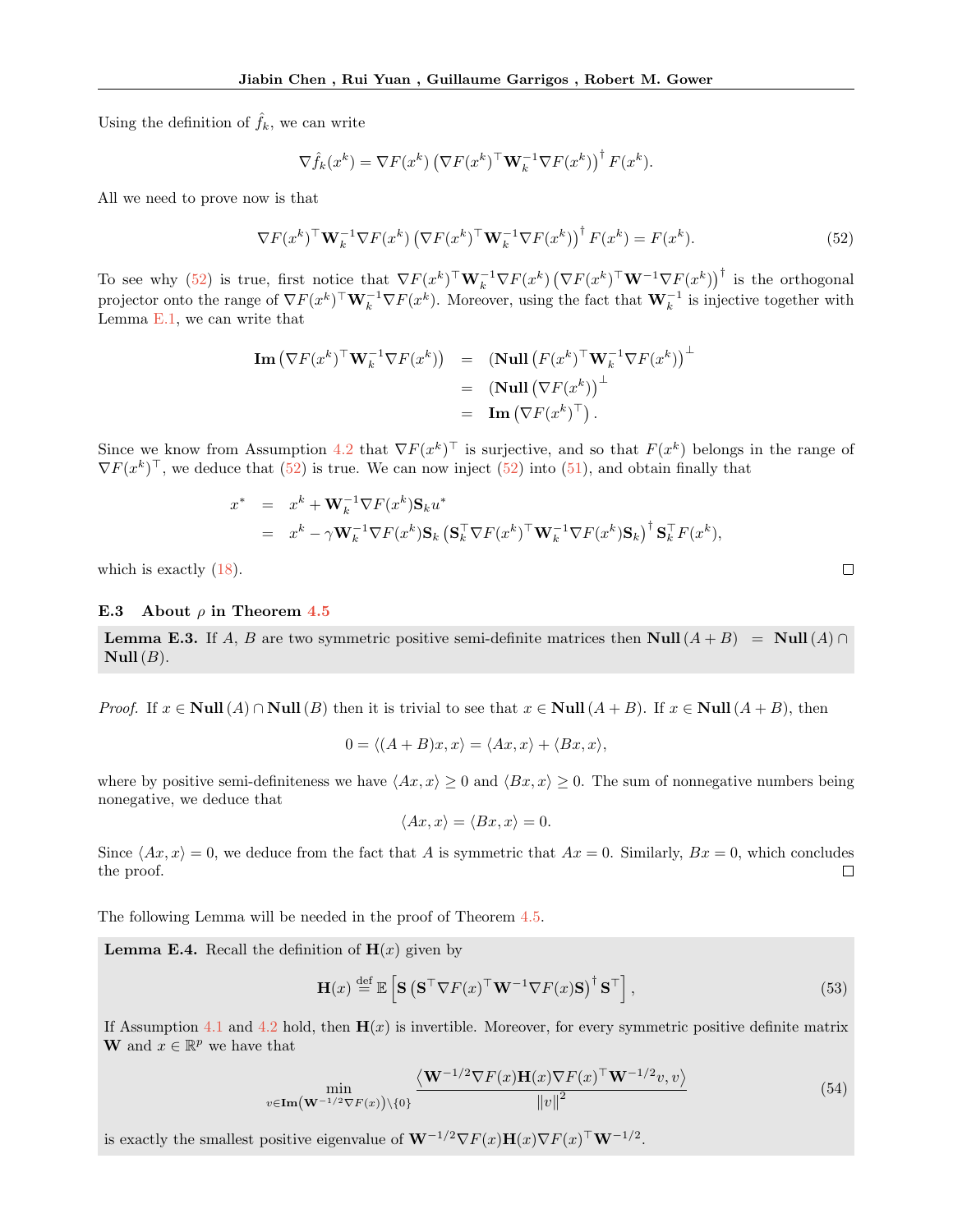Using the definition of $\hat{f}_k$, we can write

$$\nabla \hat{f}_k(x^k) = \nabla F(x^k) \left(\nabla F(x^k)^\top \mathbf{W}_k^{-1} \nabla F(x^k)\right)^\dagger F(x^k).$$

All we need to prove now is that

$$\nabla F(x^k)^\top \mathbf{W}_k^{-1} \nabla F(x^k) \left(\nabla F(x^k)^\top \mathbf{W}_k^{-1} \nabla F(x^k)\right)^\dagger F(x^k) = F(x^k). \tag{52}$$

To see why (52) is true, first notice that $\nabla F(x^k)^\top \mathbf{W}_k^{-1} \nabla F(x^k) \left(\nabla F(x^k)^\top \mathbf{W}^{-1} \nabla F(x^k)\right)^\dagger$ is the orthogonal projector onto the range of $\nabla F(x^k)^\top \mathbf{W}_k^{-1} \nabla F(x^k)$. Moreover, using the fact that $\mathbf{W}_k^{-1}$ is injective together with Lemma E.1, we can write that

$$\begin{aligned}
\mathbf{Im}\left(\nabla F(x^k)^\top \mathbf{W}_k^{-1} \nabla F(x^k)\right) &= \left(\mathbf{Null}\left(F(x^k)^\top \mathbf{W}_k^{-1} \nabla F(x^k)\right)\right)^\perp \\
&= \left(\mathbf{Null}\left(\nabla F(x^k)\right)\right)^\perp \\
&= \mathbf{Im}\left(\nabla F(x^k)^\top\right).
\end{aligned}$$

Since we know from Assumption 4.2 that $\nabla F(x^k)^\top$ is surjective, and so that $F(x^k)$ belongs in the range of $\nabla F(x^k)^\top$, we deduce that (52) is true. We can now inject (52) into (51), and obtain finally that

$$\begin{aligned}
x^* &= x^k + \mathbf{W}_k^{-1} \nabla F(x^k) \mathbf{S}_k u^* \\
&= x^k - \gamma \mathbf{W}_k^{-1} \nabla F(x^k) \mathbf{S}_k \left(\mathbf{S}_k^\top \nabla F(x^k)^\top \mathbf{W}_k^{-1} \nabla F(x^k) \mathbf{S}_k\right)^\dagger \mathbf{S}_k^\top F(x^k),
\end{aligned}$$

which is exactly (18). $\square$

### E.3 About $\rho$ in Theorem 4.5

**Lemma E.3.** If $A$, $B$ are two symmetric positive semi-definite matrices then $\mathbf{Null}(A + B) = \mathbf{Null}(A) \cap \mathbf{Null}(B)$.

*Proof.* If $x \in \mathbf{Null}(A) \cap \mathbf{Null}(B)$ then it is trivial to see that $x \in \mathbf{Null}(A + B)$. If $x \in \mathbf{Null}(A + B)$, then

$$0 = \langle (A + B)x, x \rangle = \langle Ax, x \rangle + \langle Bx, x \rangle,$$

where by positive semi-definiteness we have $\langle Ax, x \rangle \geq 0$ and $\langle Bx, x \rangle \geq 0$. The sum of nonnegative numbers being nonegative, we deduce that

$$\langle Ax, x \rangle = \langle Bx, x \rangle = 0.$$

Since $\langle Ax, x \rangle = 0$, we deduce from the fact that $A$ is symmetric that $Ax = 0$. Similarly, $Bx = 0$, which concludes the proof. $\square$

The following Lemma will be needed in the proof of Theorem 4.5.

**Lemma E.4.** Recall the definition of $\mathbf{H}(x)$ given by

$$\mathbf{H}(x) \stackrel{\text{def}}{=} \mathbb{E}\left[\mathbf{S}\left(\mathbf{S}^\top \nabla F(x)^\top \mathbf{W}^{-1} \nabla F(x) \mathbf{S}\right)^\dagger \mathbf{S}^\top\right], \tag{53}$$

If Assumption 4.1 and 4.2 hold, then $\mathbf{H}(x)$ is invertible. Moreover, for every symmetric positive definite matrix $\mathbf{W}$ and $x \in \mathbb{R}^p$ we have that

$$\min_{v \in \mathbf{Im}\left(\mathbf{W}^{-1/2} \nabla F(x)\right) \setminus \{0\}} \frac{\left\langle \mathbf{W}^{-1/2} \nabla F(x) \mathbf{H}(x) \nabla F(x)^\top \mathbf{W}^{-1/2} v, v \right\rangle}{\|v\|^2} \tag{54}$$

is exactly the smallest positive eigenvalue of $\mathbf{W}^{-1/2} \nabla F(x) \mathbf{H}(x) \nabla F(x)^\top \mathbf{W}^{-1/2}$.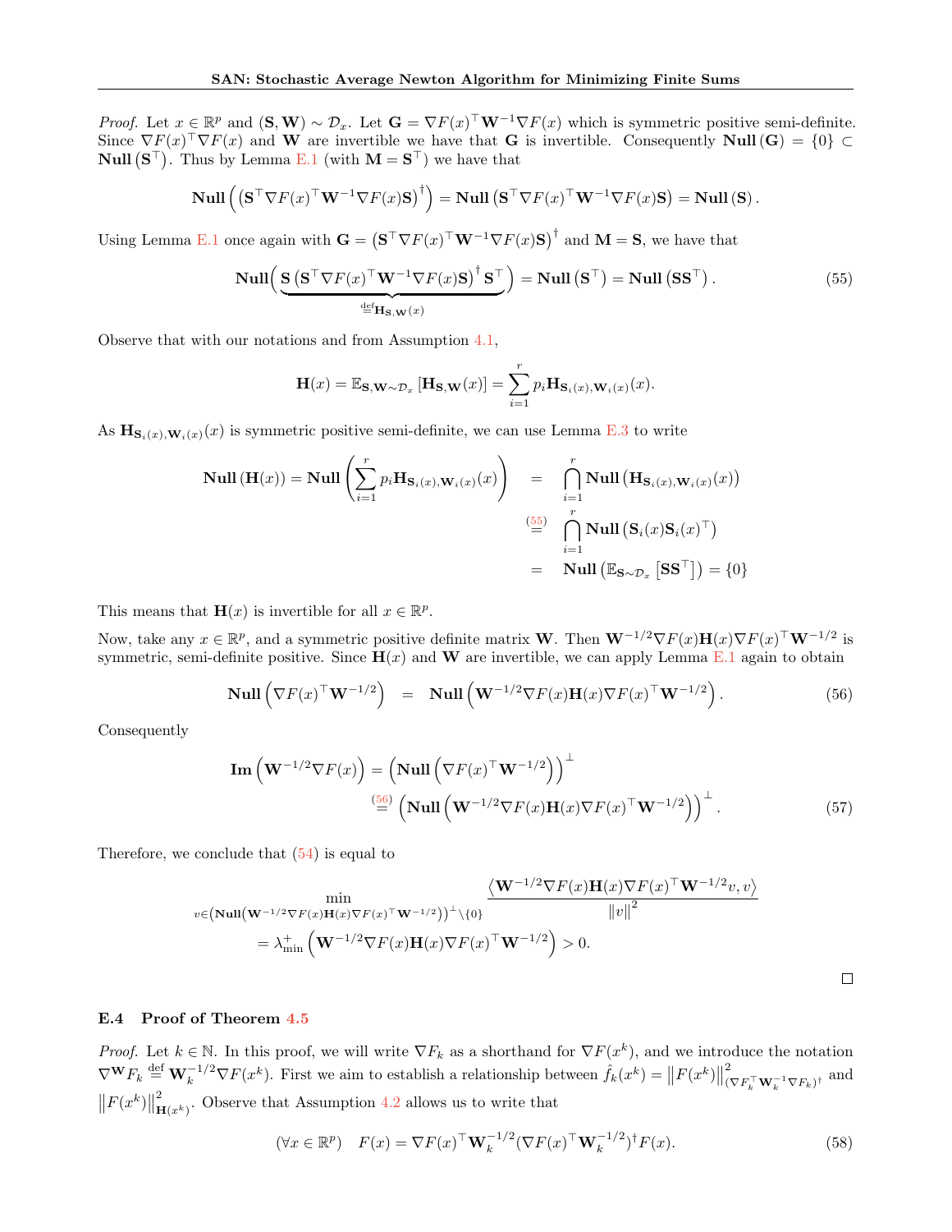*Proof.* Let $x \in \mathbb{R}^p$ and $(\mathbf{S}, \mathbf{W}) \sim \mathcal{D}_x$. Let $\mathbf{G} = \nabla F(x)^\top \mathbf{W}^{-1} \nabla F(x)$ which is symmetric positive semi-definite. Since $\nabla F(x)^\top \nabla F(x)$ and $\mathbf{W}$ are invertible we have that $\mathbf{G}$ is invertible. Consequently $\mathbf{Null}(\mathbf{G}) = \{0\} \subset \mathbf{Null}(\mathbf{S}^\top)$. Thus by Lemma E.1 (with $\mathbf{M} = \mathbf{S}^\top$) we have that

$$\mathbf{Null}\left(\left(\mathbf{S}^\top \nabla F(x)^\top \mathbf{W}^{-1} \nabla F(x) \mathbf{S}\right)^\dagger\right) = \mathbf{Null}\left(\mathbf{S}^\top \nabla F(x)^\top \mathbf{W}^{-1} \nabla F(x) \mathbf{S}\right) = \mathbf{Null}(\mathbf{S}).$$

Using Lemma E.1 once again with $\mathbf{G} = \left(\mathbf{S}^\top \nabla F(x)^\top \mathbf{W}^{-1} \nabla F(x) \mathbf{S}\right)^\dagger$ and $\mathbf{M} = \mathbf{S}$, we have that

$$\mathbf{Null}\Big(\underbrace{\mathbf{S}\left(\mathbf{S}^\top \nabla F(x)^\top \mathbf{W}^{-1} \nabla F(x) \mathbf{S}\right)^\dagger \mathbf{S}^\top}_{\stackrel{\text{def}}{=} \mathbf{H}_{\mathbf{S},\mathbf{W}}(x)}\Big) = \mathbf{Null}\left(\mathbf{S}^\top\right) = \mathbf{Null}\left(\mathbf{S}\mathbf{S}^\top\right). \tag{55}$$

Observe that with our notations and from Assumption 4.1,

$$\mathbf{H}(x) = \mathbb{E}_{\mathbf{S},\mathbf{W} \sim \mathcal{D}_x}\left[\mathbf{H}_{\mathbf{S},\mathbf{W}}(x)\right] = \sum_{i=1}^r p_i \mathbf{H}_{\mathbf{S}_i(x),\mathbf{W}_i(x)}(x).$$

As $\mathbf{H}_{\mathbf{S}_i(x),\mathbf{W}_i(x)}(x)$ is symmetric positive semi-definite, we can use Lemma E.3 to write

$$\begin{aligned}
\mathbf{Null}(\mathbf{H}(x)) = \mathbf{Null}\left(\sum_{i=1}^r p_i \mathbf{H}_{\mathbf{S}_i(x),\mathbf{W}_i(x)}(x)\right) &= \bigcap_{i=1}^r \mathbf{Null}\left(\mathbf{H}_{\mathbf{S}_i(x),\mathbf{W}_i(x)}(x)\right) \\
&\stackrel{(55)}{=} \bigcap_{i=1}^r \mathbf{Null}\left(\mathbf{S}_i(x)\mathbf{S}_i(x)^\top\right) \\
&= \mathbf{Null}\left(\mathbb{E}_{\mathbf{S} \sim \mathcal{D}_x}\left[\mathbf{S}\mathbf{S}^\top\right]\right) = \{0\}
\end{aligned}$$

This means that $\mathbf{H}(x)$ is invertible for all $x \in \mathbb{R}^p$.

Now, take any $x \in \mathbb{R}^p$, and a symmetric positive definite matrix $\mathbf{W}$. Then $\mathbf{W}^{-1/2} \nabla F(x) \mathbf{H}(x) \nabla F(x)^\top \mathbf{W}^{-1/2}$ is symmetric, semi-definite positive. Since $\mathbf{H}(x)$ and $\mathbf{W}$ are invertible, we can apply Lemma E.1 again to obtain

$$\mathbf{Null}\left(\nabla F(x)^\top \mathbf{W}^{-1/2}\right) = \mathbf{Null}\left(\mathbf{W}^{-1/2} \nabla F(x) \mathbf{H}(x) \nabla F(x)^\top \mathbf{W}^{-1/2}\right). \tag{56}$$

Consequently

$$\begin{aligned}
\mathbf{Im}\left(\mathbf{W}^{-1/2} \nabla F(x)\right) &= \left(\mathbf{Null}\left(\nabla F(x)^\top \mathbf{W}^{-1/2}\right)\right)^\perp \\
&\stackrel{(56)}{=} \left(\mathbf{Null}\left(\mathbf{W}^{-1/2} \nabla F(x) \mathbf{H}(x) \nabla F(x)^\top \mathbf{W}^{-1/2}\right)\right)^\perp.
\end{aligned} \tag{57}$$

Therefore, we conclude that (54) is equal to

$$\begin{aligned}
&\min_{v \in \left(\mathbf{Null}\left(\mathbf{W}^{-1/2} \nabla F(x) \mathbf{H}(x) \nabla F(x)^\top \mathbf{W}^{-1/2}\right)\right)^\perp \setminus \{0\}} \frac{\left\langle \mathbf{W}^{-1/2} \nabla F(x) \mathbf{H}(x) \nabla F(x)^\top \mathbf{W}^{-1/2} v, v \right\rangle}{\|v\|^2} \\
&\quad = \lambda_{\min}^+\left(\mathbf{W}^{-1/2} \nabla F(x) \mathbf{H}(x) \nabla F(x)^\top \mathbf{W}^{-1/2}\right) > 0.
\end{aligned}$$

$\square$

### E.4 Proof of Theorem 4.5

*Proof.* Let $k \in \mathbb{N}$. In this proof, we will write $\nabla F_k$ as a shorthand for $\nabla F(x^k)$, and we introduce the notation $\nabla^{\mathbf{W}} F_k \stackrel{\text{def}}{=} \mathbf{W}_k^{-1/2} \nabla F(x^k)$. First we aim to establish a relationship between $\hat{f}_k(x^k) = \left\|F(x^k)\right\|^2_{(\nabla F_k^\top \mathbf{W}_k^{-1} \nabla F_k)^\dagger}$ and $\left\|F(x^k)\right\|^2_{\mathbf{H}(x^k)}$. Observe that Assumption 4.2 allows us to write that

$$(\forall x \in \mathbb{R}^p) \quad F(x) = \nabla F(x)^\top \mathbf{W}_k^{-1/2} (\nabla F(x)^\top \mathbf{W}_k^{-1/2})^\dagger F(x). \tag{58}$$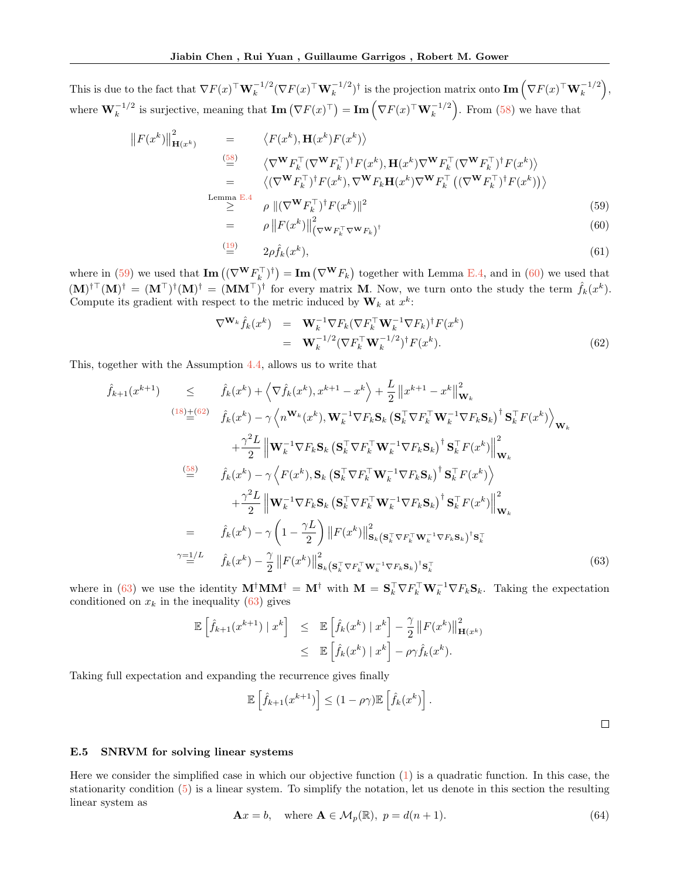This is due to the fact that $\nabla F(x)^\top \mathbf{W}_k^{-1/2}(\nabla F(x)^\top \mathbf{W}_k^{-1/2})^\dagger$ is the projection matrix onto $\mathbf{Im}\left(\nabla F(x)^\top \mathbf{W}_k^{-1/2}\right)$, where $\mathbf{W}_k^{-1/2}$ is surjective, meaning that $\mathbf{Im}\left(\nabla F(x)^\top\right) = \mathbf{Im}\left(\nabla F(x)^\top \mathbf{W}_k^{-1/2}\right)$. From (58) we have that

$$
\begin{aligned}
\left\|F(x^k)\right\|^2_{\mathbf{H}(x^k)} &= \left\langle F(x^k), \mathbf{H}(x^k)F(x^k)\right\rangle \\
&\overset{(58)}{=} \left\langle \nabla^{\mathbf{W}} F_k^\top (\nabla^{\mathbf{W}} F_k^\top)^\dagger F(x^k), \mathbf{H}(x^k)\nabla^{\mathbf{W}} F_k^\top (\nabla^{\mathbf{W}} F_k^\top)^\dagger F(x^k)\right\rangle \\
&= \left\langle (\nabla^{\mathbf{W}} F_k^\top)^\dagger F(x^k), \nabla^{\mathbf{W}} F_k \mathbf{H}(x^k)\nabla^{\mathbf{W}} F_k^\top \left((\nabla^{\mathbf{W}} F_k^\top)^\dagger F(x^k)\right)\right\rangle \\
&\overset{\text{Lemma E.4}}{\geq} \rho \,\|(\nabla^{\mathbf{W}} F_k^\top)^\dagger F(x^k)\|^2 \qquad (59)\\
&= \rho \left\|F(x^k)\right\|^2_{(\nabla^{\mathbf{W}} F_k^\top \nabla^{\mathbf{W}} F_k)^\dagger} \qquad (60)\\
&\overset{(19)}{=} 2\rho \hat{f}_k(x^k), \qquad (61)
\end{aligned}
$$

where in (59) we used that $\mathbf{Im}\left((\nabla^{\mathbf{W}} F_k^\top)^\dagger\right) = \mathbf{Im}\left(\nabla^{\mathbf{W}} F_k\right)$ together with Lemma E.4, and in (60) we used that $(\mathbf{M})^{\dagger\top}(\mathbf{M})^\dagger = (\mathbf{M}^\top)^\dagger(\mathbf{M})^\dagger = (\mathbf{M}\mathbf{M}^\top)^\dagger$ for every matrix $\mathbf{M}$. Now, we turn onto the study the term $\hat{f}_k(x^k)$. Compute its gradient with respect to the metric induced by $\mathbf{W}_k$ at $x^k$:

$$
\begin{aligned}
\nabla^{\mathbf{W}_k} \hat{f}_k(x^k) &= \mathbf{W}_k^{-1}\nabla F_k(\nabla F_k^\top \mathbf{W}_k^{-1}\nabla F_k)^\dagger F(x^k) \\
&= \mathbf{W}_k^{-1/2}(\nabla F_k^\top \mathbf{W}_k^{-1/2})^\dagger F(x^k). \qquad (62)
\end{aligned}
$$

This, together with the Assumption 4.4, allows us to write that

$$
\begin{aligned}
\hat{f}_{k+1}(x^{k+1}) &\leq \hat{f}_k(x^k) + \left\langle \nabla \hat{f}_k(x^k), x^{k+1}-x^k\right\rangle + \frac{L}{2}\left\|x^{k+1}-x^k\right\|^2_{\mathbf{W}_k} \\
&\overset{(18)+(62)}{=} \hat{f}_k(x^k) - \gamma\left\langle n^{\mathbf{W}_k}(x^k), \mathbf{W}_k^{-1}\nabla F_k \mathbf{S}_k\left(\mathbf{S}_k^\top \nabla F_k^\top \mathbf{W}_k^{-1}\nabla F_k \mathbf{S}_k\right)^\dagger \mathbf{S}_k^\top F(x^k)\right\rangle_{\mathbf{W}_k} \\
&\quad + \frac{\gamma^2 L}{2}\left\|\mathbf{W}_k^{-1}\nabla F_k \mathbf{S}_k\left(\mathbf{S}_k^\top \nabla F_k^\top \mathbf{W}_k^{-1}\nabla F_k \mathbf{S}_k\right)^\dagger \mathbf{S}_k^\top F(x^k)\right\|^2_{\mathbf{W}_k} \\
&\overset{(58)}{=} \hat{f}_k(x^k) - \gamma\left\langle F(x^k), \mathbf{S}_k\left(\mathbf{S}_k^\top \nabla F_k^\top \mathbf{W}_k^{-1}\nabla F_k \mathbf{S}_k\right)^\dagger \mathbf{S}_k^\top F(x^k)\right\rangle \\
&\quad + \frac{\gamma^2 L}{2}\left\|\mathbf{W}_k^{-1}\nabla F_k \mathbf{S}_k\left(\mathbf{S}_k^\top \nabla F_k^\top \mathbf{W}_k^{-1}\nabla F_k \mathbf{S}_k\right)^\dagger \mathbf{S}_k^\top F(x^k)\right\|^2_{\mathbf{W}_k} \\
&= \hat{f}_k(x^k) - \gamma\left(1-\frac{\gamma L}{2}\right)\left\|F(x^k)\right\|^2_{\mathbf{S}_k\left(\mathbf{S}_k^\top \nabla F_k^\top \mathbf{W}_k^{-1}\nabla F_k \mathbf{S}_k\right)^\dagger \mathbf{S}_k^\top} \\
&\overset{\gamma=1/L}{=} \hat{f}_k(x^k) - \frac{\gamma}{2}\left\|F(x^k)\right\|^2_{\mathbf{S}_k\left(\mathbf{S}_k^\top \nabla F_k^\top \mathbf{W}_k^{-1}\nabla F_k \mathbf{S}_k\right)^\dagger \mathbf{S}_k^\top} \qquad (63)
\end{aligned}
$$

where in (63) we use the identity $\mathbf{M}^\dagger\mathbf{M}\mathbf{M}^\dagger = \mathbf{M}^\dagger$ with $\mathbf{M} = \mathbf{S}_k^\top \nabla F_k^\top \mathbf{W}_k^{-1}\nabla F_k \mathbf{S}_k$. Taking the expectation conditioned on $x_k$ in the inequality (63) gives

$$
\begin{aligned}
\mathbb{E}\left[\hat{f}_{k+1}(x^{k+1}) \mid x^k\right] &\leq \mathbb{E}\left[\hat{f}_k(x^k) \mid x^k\right] - \frac{\gamma}{2}\left\|F(x^k)\right\|^2_{\mathbf{H}(x^k)} \\
&\leq \mathbb{E}\left[\hat{f}_k(x^k) \mid x^k\right] - \rho\gamma \hat{f}_k(x^k).
\end{aligned}
$$

Taking full expectation and expanding the recurrence gives finally

$$
\mathbb{E}\left[\hat{f}_{k+1}(x^{k+1})\right] \leq (1-\rho\gamma)\mathbb{E}\left[\hat{f}_k(x^k)\right].
$$

□

### E.5 SNRVM for solving linear systems

Here we consider the simplified case in which our objective function (1) is a quadratic function. In this case, the stationarity condition (5) is a linear system. To simplify the notation, let us denote in this section the resulting linear system as

$$
\mathbf{A}x = b, \quad \text{where } \mathbf{A} \in \mathcal{M}_p(\mathbb{R}),\ p = d(n+1). \qquad (64)
$$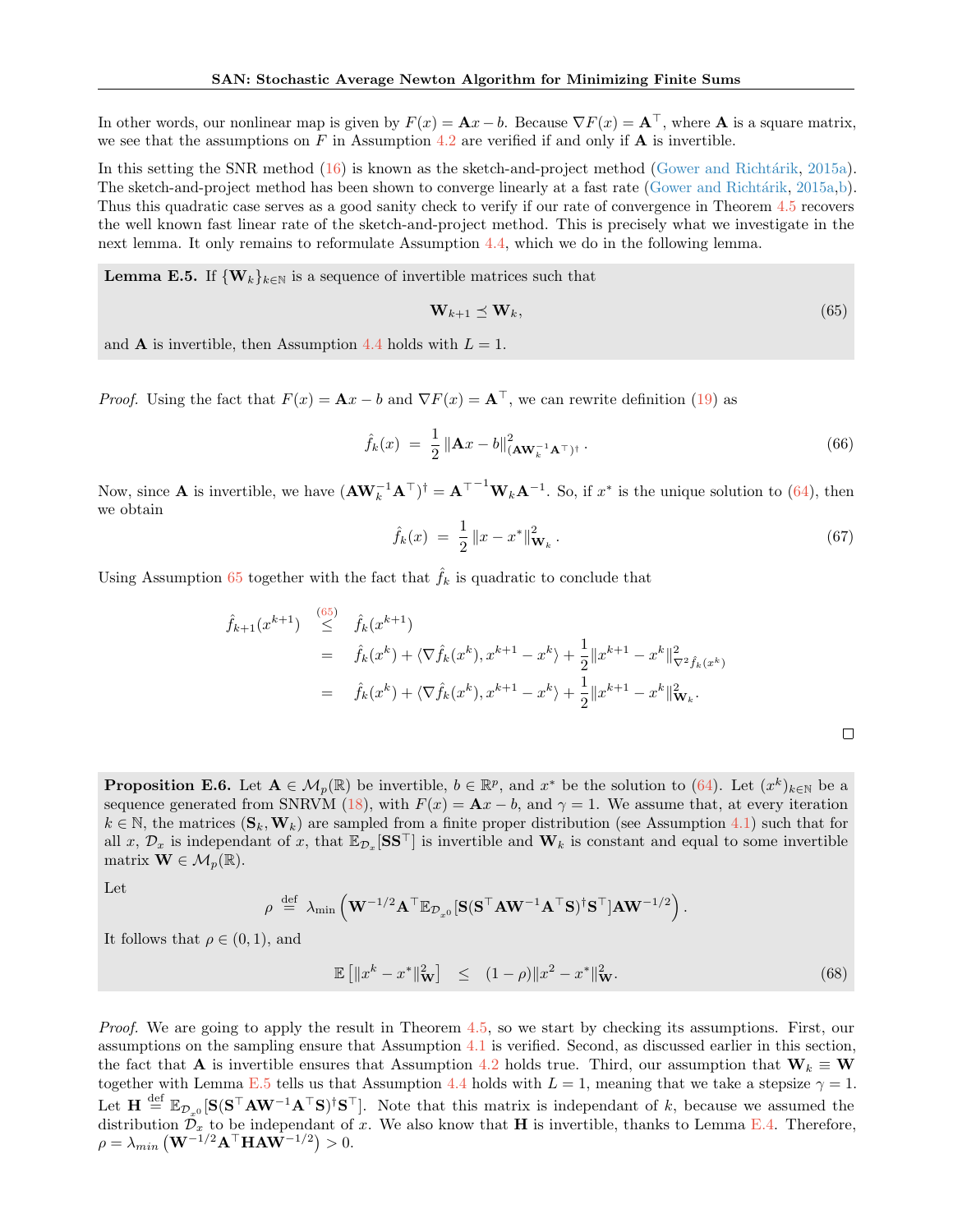In other words, our nonlinear map is given by $F(x) = \mathbf{A}x - b$. Because $\nabla F(x) = \mathbf{A}^\top$, where $\mathbf{A}$ is a square matrix, we see that the assumptions on $F$ in Assumption 4.2 are verified if and only if $\mathbf{A}$ is invertible.

In this setting the SNR method (16) is known as the sketch-and-project method (Gower and Richtárik, 2015a). The sketch-and-project method has been shown to converge linearly at a fast rate (Gower and Richtárik, 2015a,b). Thus this quadratic case serves as a good sanity check to verify if our rate of convergence in Theorem 4.5 recovers the well known fast linear rate of the sketch-and-project method. This is precisely what we investigate in the next lemma. It only remains to reformulate Assumption 4.4, which we do in the following lemma.

**Lemma E.5.** If $\{\mathbf{W}_k\}_{k\in\mathbb{N}}$ is a sequence of invertible matrices such that

$$\mathbf{W}_{k+1} \preceq \mathbf{W}_k, \tag{65}$$

and $\mathbf{A}$ is invertible, then Assumption 4.4 holds with $L = 1$.

*Proof.* Using the fact that $F(x) = \mathbf{A}x - b$ and $\nabla F(x) = \mathbf{A}^\top$, we can rewrite definition (19) as

$$\hat{f}_k(x) \;=\; \frac{1}{2}\left\|\mathbf{A}x - b\right\|^2_{(\mathbf{A}\mathbf{W}_k^{-1}\mathbf{A}^\top)^\dagger}. \tag{66}$$

Now, since $\mathbf{A}$ is invertible, we have $(\mathbf{A}\mathbf{W}_k^{-1}\mathbf{A}^\top)^\dagger = {\mathbf{A}^\top}^{-1}\mathbf{W}_k\mathbf{A}^{-1}$. So, if $x^*$ is the unique solution to (64), then we obtain

$$\hat{f}_k(x) \;=\; \frac{1}{2}\left\|x - x^*\right\|^2_{\mathbf{W}_k}. \tag{67}$$

Using Assumption 65 together with the fact that $\hat{f}_k$ is quadratic to conclude that

$$\begin{aligned}
\hat{f}_{k+1}(x^{k+1}) &\overset{(65)}{\leq} \hat{f}_k(x^{k+1}) \\
&= \hat{f}_k(x^k) + \langle \nabla \hat{f}_k(x^k), x^{k+1} - x^k\rangle + \frac{1}{2}\|x^{k+1} - x^k\|^2_{\nabla^2 \hat{f}_k(x^k)} \\
&= \hat{f}_k(x^k) + \langle \nabla \hat{f}_k(x^k), x^{k+1} - x^k\rangle + \frac{1}{2}\|x^{k+1} - x^k\|^2_{\mathbf{W}_k}.
\end{aligned}$$

□

**Proposition E.6.** Let $\mathbf{A} \in \mathcal{M}_p(\mathbb{R})$ be invertible, $b \in \mathbb{R}^p$, and $x^*$ be the solution to (64). Let $(x^k)_{k\in\mathbb{N}}$ be a sequence generated from SNRVM (18), with $F(x) = \mathbf{A}x - b$, and $\gamma = 1$. We assume that, at every iteration $k \in \mathbb{N}$, the matrices $(\mathbf{S}_k, \mathbf{W}_k)$ are sampled from a finite proper distribution (see Assumption 4.1) such that for all $x$, $\mathcal{D}_x$ is independant of $x$, that $\mathbb{E}_{\mathcal{D}_x}[\mathbf{S}\mathbf{S}^\top]$ is invertible and $\mathbf{W}_k$ is constant and equal to some invertible matrix $\mathbf{W} \in \mathcal{M}_p(\mathbb{R})$.

Let

$$\rho \;\overset{\text{def}}{=}\; \lambda_{\min}\left(\mathbf{W}^{-1/2}\mathbf{A}^\top \mathbb{E}_{\mathcal{D}_{x^0}}[\mathbf{S}(\mathbf{S}^\top\mathbf{A}\mathbf{W}^{-1}\mathbf{A}^\top\mathbf{S})^\dagger\mathbf{S}^\top]\mathbf{A}\mathbf{W}^{-1/2}\right).$$

It follows that $\rho \in (0, 1)$, and

$$\mathbb{E}\left[\|x^k - x^*\|^2_{\mathbf{W}}\right] \;\leq\; (1-\rho)\|x^2 - x^*\|^2_{\mathbf{W}}. \tag{68}$$

*Proof.* We are going to apply the result in Theorem 4.5, so we start by checking its assumptions. First, our assumptions on the sampling ensure that Assumption 4.1 is verified. Second, as discussed earlier in this section, the fact that $\mathbf{A}$ is invertible ensures that Assumption 4.2 holds true. Third, our assumption that $\mathbf{W}_k \equiv \mathbf{W}$ together with Lemma E.5 tells us that Assumption 4.4 holds with $L = 1$, meaning that we take a stepsize $\gamma = 1$. Let $\mathbf{H} \overset{\text{def}}{=} \mathbb{E}_{\mathcal{D}_{x^0}}[\mathbf{S}(\mathbf{S}^\top\mathbf{A}\mathbf{W}^{-1}\mathbf{A}^\top\mathbf{S})^\dagger\mathbf{S}^\top]$. Note that this matrix is independant of $k$, because we assumed the distribution $\mathcal{D}_x$ to be independant of $x$. We also know that $\mathbf{H}$ is invertible, thanks to Lemma E.4. Therefore, $\rho = \lambda_{min}\left(\mathbf{W}^{-1/2}\mathbf{A}^\top\mathbf{H}\mathbf{A}\mathbf{W}^{-1/2}\right) > 0$.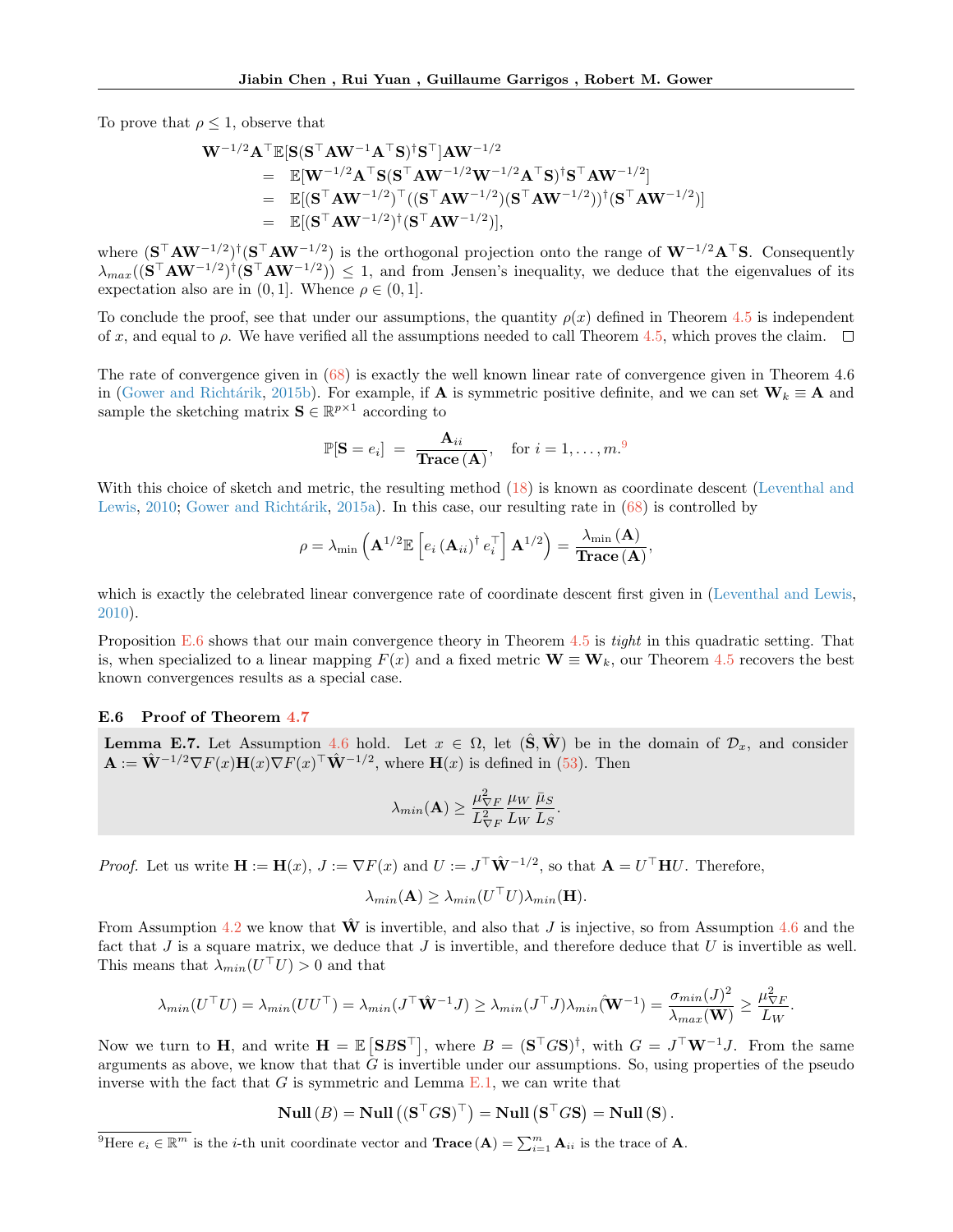To prove that $\rho \leq 1$, observe that

$$
\begin{aligned}
\mathbf{W}^{-1/2}\mathbf{A}^\top \mathbb{E}[\mathbf{S}(\mathbf{S}^\top \mathbf{A}\mathbf{W}^{-1}\mathbf{A}^\top \mathbf{S})^\dagger \mathbf{S}^\top]\mathbf{A}\mathbf{W}^{-1/2} \\
&= \mathbb{E}[\mathbf{W}^{-1/2}\mathbf{A}^\top \mathbf{S}(\mathbf{S}^\top \mathbf{A}\mathbf{W}^{-1/2}\mathbf{W}^{-1/2}\mathbf{A}^\top \mathbf{S})^\dagger \mathbf{S}^\top \mathbf{A}\mathbf{W}^{-1/2}] \\
&= \mathbb{E}[(\mathbf{S}^\top \mathbf{A}\mathbf{W}^{-1/2})^\top ((\mathbf{S}^\top \mathbf{A}\mathbf{W}^{-1/2})(\mathbf{S}^\top \mathbf{A}\mathbf{W}^{-1/2}))^\dagger (\mathbf{S}^\top \mathbf{A}\mathbf{W}^{-1/2})] \\
&= \mathbb{E}[(\mathbf{S}^\top \mathbf{A}\mathbf{W}^{-1/2})^\dagger (\mathbf{S}^\top \mathbf{A}\mathbf{W}^{-1/2})],
\end{aligned}
$$

where $(\mathbf{S}^\top \mathbf{A}\mathbf{W}^{-1/2})^\dagger (\mathbf{S}^\top \mathbf{A}\mathbf{W}^{-1/2})$ is the orthogonal projection onto the range of $\mathbf{W}^{-1/2}\mathbf{A}^\top \mathbf{S}$. Consequently $\lambda_{max}((\mathbf{S}^\top \mathbf{A}\mathbf{W}^{-1/2})^\dagger (\mathbf{S}^\top \mathbf{A}\mathbf{W}^{-1/2})) \leq 1$, and from Jensen's inequality, we deduce that the eigenvalues of its expectation also are in $(0, 1]$. Whence $\rho \in (0, 1]$.

To conclude the proof, see that under our assumptions, the quantity $\rho(x)$ defined in Theorem 4.5 is independent of $x$, and equal to $\rho$. We have verified all the assumptions needed to call Theorem 4.5, which proves the claim. $\square$

The rate of convergence given in (68) is exactly the well known linear rate of convergence given in Theorem 4.6 in (Gower and Richtárik, 2015b). For example, if $\mathbf{A}$ is symmetric positive definite, and we can set $\mathbf{W}_k \equiv \mathbf{A}$ and sample the sketching matrix $\mathbf{S} \in \mathbb{R}^{p\times 1}$ according to

$$
\mathbb{P}[\mathbf{S} = e_i] = \frac{\mathbf{A}_{ii}}{\mathbf{Trace}\,(\mathbf{A})}, \quad \text{for } i = 1, \ldots, m.^{9}
$$

With this choice of sketch and metric, the resulting method (18) is known as coordinate descent (Leventhal and Lewis, 2010; Gower and Richtárik, 2015a). In this case, our resulting rate in (68) is controlled by

$$
\rho = \lambda_{\min}\left(\mathbf{A}^{1/2}\mathbb{E}\left[e_i\left(\mathbf{A}_{ii}\right)^\dagger e_i^\top\right]\mathbf{A}^{1/2}\right) = \frac{\lambda_{\min}\left(\mathbf{A}\right)}{\mathbf{Trace}\left(\mathbf{A}\right)},
$$

which is exactly the celebrated linear convergence rate of coordinate descent first given in (Leventhal and Lewis, 2010).

Proposition E.6 shows that our main convergence theory in Theorem 4.5 is *tight* in this quadratic setting. That is, when specialized to a linear mapping $F(x)$ and a fixed metric $\mathbf{W} \equiv \mathbf{W}_k$, our Theorem 4.5 recovers the best known convergences results as a special case.

### E.6 Proof of Theorem 4.7

**Lemma E.7.** Let Assumption 4.6 hold. Let $x \in \Omega$, let $(\hat{\mathbf{S}}, \hat{\mathbf{W}})$ be in the domain of $\mathcal{D}_x$, and consider $\mathbf{A} := \hat{\mathbf{W}}^{-1/2}\nabla F(x)\mathbf{H}(x)\nabla F(x)^\top \hat{\mathbf{W}}^{-1/2}$, where $\mathbf{H}(x)$ is defined in (53). Then

$$
\lambda_{min}(\mathbf{A}) \geq \frac{\mu_{\nabla F}^2}{L_{\nabla F}^2}\frac{\mu_W}{L_W}\frac{\bar{\mu}_S}{L_S}.
$$

*Proof.* Let us write $\mathbf{H} := \mathbf{H}(x)$, $J := \nabla F(x)$ and $U := J^\top \hat{\mathbf{W}}^{-1/2}$, so that $\mathbf{A} = U^\top \mathbf{H} U$. Therefore,

$$
\lambda_{min}(\mathbf{A}) \geq \lambda_{min}(U^\top U)\lambda_{min}(\mathbf{H}).
$$

From Assumption 4.2 we know that $\hat{\mathbf{W}}$ is invertible, and also that $J$ is injective, so from Assumption 4.6 and the fact that $J$ is a square matrix, we deduce that $J$ is invertible, and therefore deduce that $U$ is invertible as well. This means that $\lambda_{min}(U^\top U) > 0$ and that

$$
\lambda_{min}(U^\top U) = \lambda_{min}(UU^\top) = \lambda_{min}(J^\top \hat{\mathbf{W}}^{-1}J) \geq \lambda_{min}(J^\top J)\lambda_{min}(\hat{\mathbf{W}}^{-1}) = \frac{\sigma_{min}(J)^2}{\lambda_{max}(\mathbf{W})} \geq \frac{\mu_{\nabla F}^2}{L_W}.
$$

Now we turn to $\mathbf{H}$, and write $\mathbf{H} = \mathbb{E}\left[\mathbf{S}B\mathbf{S}^\top\right]$, where $B = (\mathbf{S}^\top G\mathbf{S})^\dagger$, with $G = J^\top \mathbf{W}^{-1}J$. From the same arguments as above, we know that that $G$ is invertible under our assumptions. So, using properties of the pseudo inverse with the fact that $G$ is symmetric and Lemma E.1, we can write that

$$
\mathbf{Null}\,(B) = \mathbf{Null}\left((\mathbf{S}^\top G\mathbf{S})^\top\right) = \mathbf{Null}\left(\mathbf{S}^\top G\mathbf{S}\right) = \mathbf{Null}\left(\mathbf{S}\right).
$$

[9] Here $e_i \in \mathbb{R}^m$ is the $i$-th unit coordinate vector and $\mathbf{Trace}\,(\mathbf{A}) = \sum_{i=1}^m \mathbf{A}_{ii}$ is the trace of $\mathbf{A}$.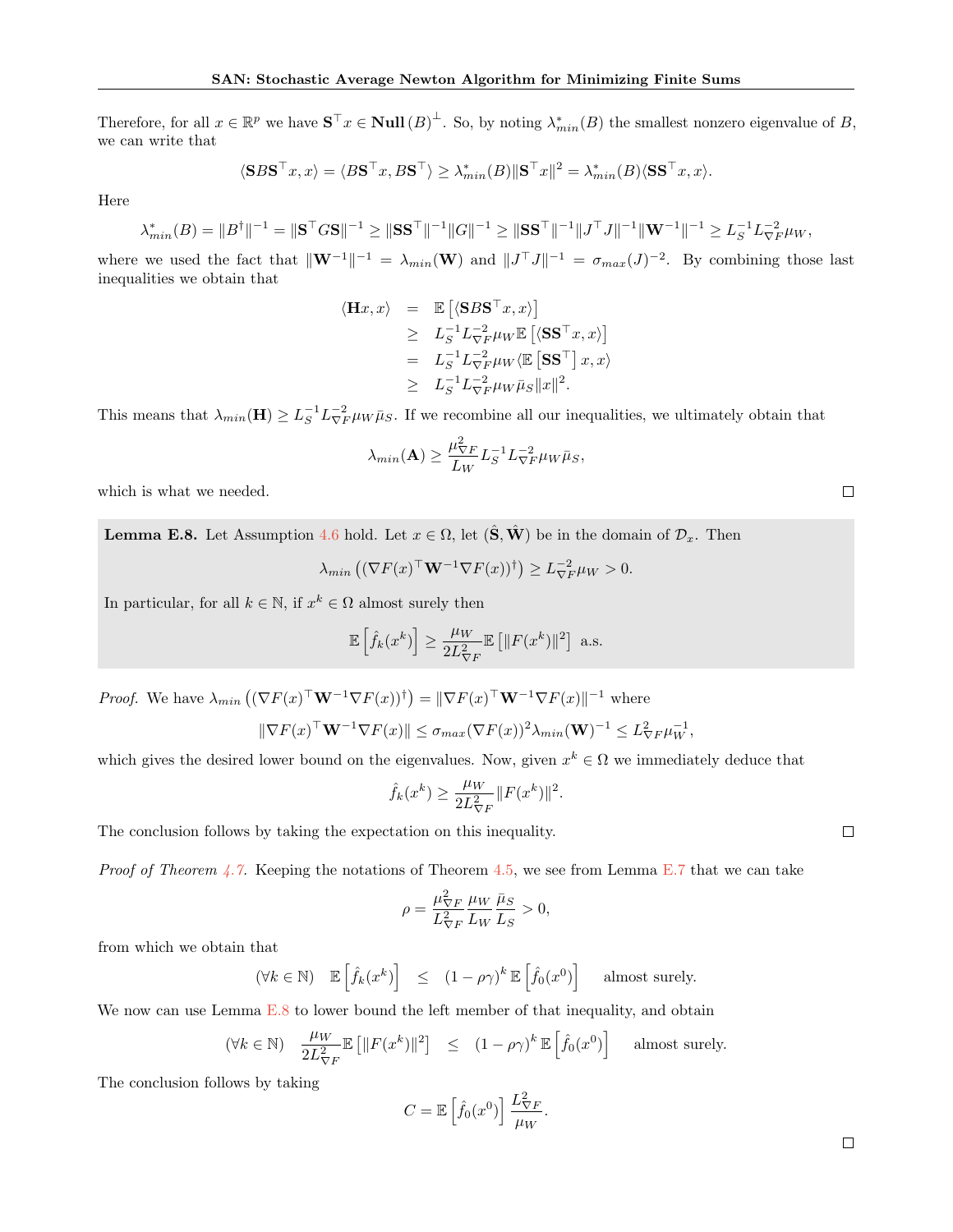Therefore, for all $x \in \mathbb{R}^p$ we have $\mathbf{S}^\top x \in \mathbf{Null}\,(B)^\perp$. So, by noting $\lambda^*_{min}(B)$ the smallest nonzero eigenvalue of $B$, we can write that

$$\langle \mathbf{S} B \mathbf{S}^\top x, x\rangle = \langle B\mathbf{S}^\top x, B\mathbf{S}^\top\rangle \geq \lambda^*_{min}(B)\|\mathbf{S}^\top x\|^2 = \lambda^*_{min}(B)\langle \mathbf{S}\mathbf{S}^\top x, x\rangle.$$

Here

$$\lambda^*_{min}(B) = \|B^\dagger\|^{-1} = \|\mathbf{S}^\top G \mathbf{S}\|^{-1} \geq \|\mathbf{S}\mathbf{S}^\top\|^{-1}\|G\|^{-1} \geq \|\mathbf{S}\mathbf{S}^\top\|^{-1}\|J^\top J\|^{-1}\|\mathbf{W}^{-1}\|^{-1} \geq L_S^{-1}L_{\nabla F}^{-2}\mu_W,$$

where we used the fact that $\|\mathbf{W}^{-1}\|^{-1} = \lambda_{min}(\mathbf{W})$ and $\|J^\top J\|^{-1} = \sigma_{max}(J)^{-2}$. By combining those last inequalities we obtain that

$$\begin{aligned}
\langle \mathbf{H}x, x\rangle &= \mathbb{E}\left[\langle \mathbf{S}B\mathbf{S}^\top x, x\rangle\right] \\
&\geq L_S^{-1}L_{\nabla F}^{-2}\mu_W \mathbb{E}\left[\langle \mathbf{S}\mathbf{S}^\top x, x\rangle\right] \\
&= L_S^{-1}L_{\nabla F}^{-2}\mu_W \langle \mathbb{E}\left[\mathbf{S}\mathbf{S}^\top\right] x, x\rangle \\
&\geq L_S^{-1}L_{\nabla F}^{-2}\mu_W \bar{\mu}_S \|x\|^2.
\end{aligned}$$

This means that $\lambda_{min}(\mathbf{H}) \geq L_S^{-1}L_{\nabla F}^{-2}\mu_W\bar{\mu}_S$. If we recombine all our inequalities, we ultimately obtain that

$$\lambda_{min}(\mathbf{A}) \geq \frac{\mu_{\nabla F}^2}{L_W} L_S^{-1}L_{\nabla F}^{-2}\mu_W\bar{\mu}_S,$$

which is what we needed. □

**Lemma E.8.** Let Assumption 4.6 hold. Let $x \in \Omega$, let $(\hat{\mathbf{S}}, \hat{\mathbf{W}})$ be in the domain of $\mathcal{D}_x$. Then

$$\lambda_{min}\left((\nabla F(x)^\top \mathbf{W}^{-1}\nabla F(x))^\dagger\right) \geq L_{\nabla F}^{-2}\mu_W > 0.$$

In particular, for all $k \in \mathbb{N}$, if $x^k \in \Omega$ almost surely then

$$\mathbb{E}\left[\hat{f}_k(x^k)\right] \geq \frac{\mu_W}{2L_{\nabla F}^2}\mathbb{E}\left[\|F(x^k)\|^2\right] \text{ a.s.}$$

*Proof.* We have $\lambda_{min}\left((\nabla F(x)^\top \mathbf{W}^{-1}\nabla F(x))^\dagger\right) = \|\nabla F(x)^\top \mathbf{W}^{-1}\nabla F(x)\|^{-1}$ where

$$\|\nabla F(x)^\top \mathbf{W}^{-1}\nabla F(x)\| \leq \sigma_{max}(\nabla F(x))^2\lambda_{min}(\mathbf{W})^{-1} \leq L_{\nabla F}^2\mu_W^{-1},$$

which gives the desired lower bound on the eigenvalues. Now, given $x^k \in \Omega$ we immediately deduce that

$$\hat{f}_k(x^k) \geq \frac{\mu_W}{2L_{\nabla F}^2}\|F(x^k)\|^2.$$

The conclusion follows by taking the expectation on this inequality. □

*Proof of Theorem 4.7.* Keeping the notations of Theorem 4.5, we see from Lemma E.7 that we can take

$$\rho = \frac{\mu_{\nabla F}^2}{L_{\nabla F}^2}\frac{\mu_W}{L_W}\frac{\bar{\mu}_S}{L_S} > 0,$$

from which we obtain that

$$(\forall k \in \mathbb{N}) \quad \mathbb{E}\left[\hat{f}_k(x^k)\right] \;\; \leq \;\; (1-\rho\gamma)^k\,\mathbb{E}\left[\hat{f}_0(x^0)\right] \quad \text{almost surely.}$$

We now can use Lemma E.8 to lower bound the left member of that inequality, and obtain

$$(\forall k \in \mathbb{N}) \quad \frac{\mu_W}{2L_{\nabla F}^2}\mathbb{E}\left[\|F(x^k)\|^2\right] \;\; \leq \;\; (1-\rho\gamma)^k\,\mathbb{E}\left[\hat{f}_0(x^0)\right] \quad \text{almost surely.}$$

The conclusion follows by taking

$$C = \mathbb{E}\left[\hat{f}_0(x^0)\right]\frac{L_{\nabla F}^2}{\mu_W}.$$

□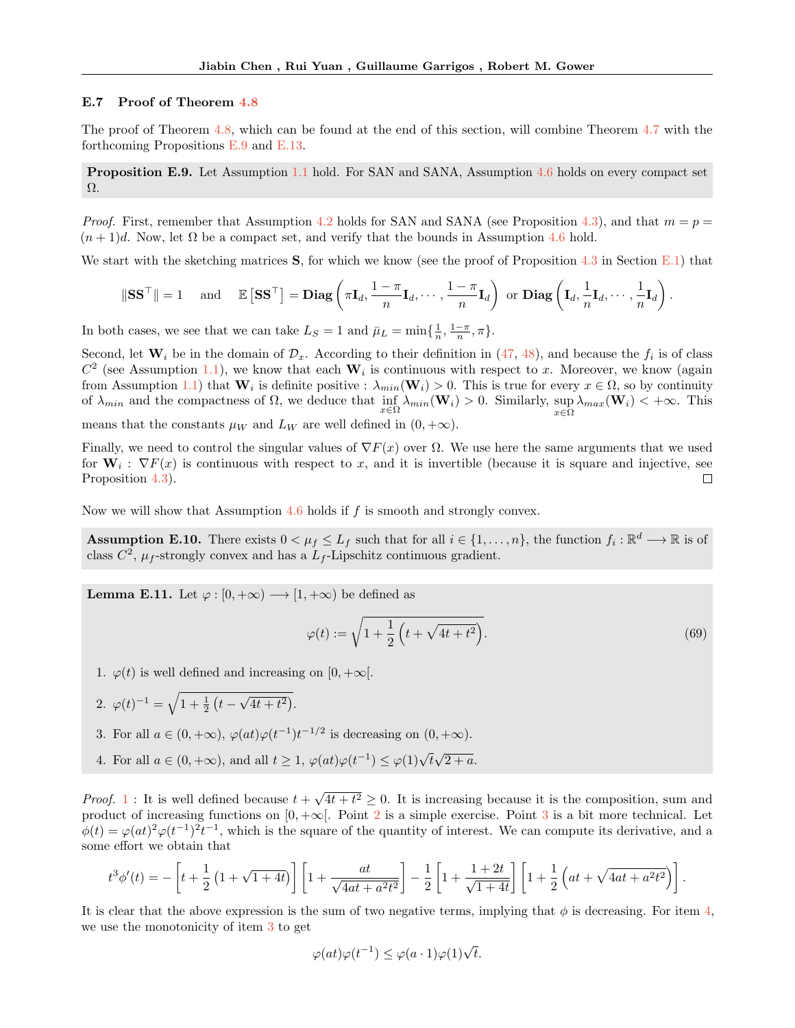### E.7 Proof of Theorem 4.8

The proof of Theorem 4.8, which can be found at the end of this section, will combine Theorem 4.7 with the forthcoming Propositions E.9 and E.13.

**Proposition E.9.** Let Assumption 1.1 hold. For SAN and SANA, Assumption 4.6 holds on every compact set $\Omega$.

*Proof.* First, remember that Assumption 4.2 holds for SAN and SANA (see Proposition 4.3), and that $m = p = (n+1)d$. Now, let $\Omega$ be a compact set, and verify that the bounds in Assumption 4.6 hold.

We start with the sketching matrices $\mathbf{S}$, for which we know (see the proof of Proposition 4.3 in Section E.1) that

$$\|\mathbf{S}\mathbf{S}^\top\| = 1 \quad \text{and} \quad \mathbb{E}\left[\mathbf{S}\mathbf{S}^\top\right] = \mathbf{Diag}\left(\pi \mathbf{I}_d, \frac{1-\pi}{n}\mathbf{I}_d, \cdots, \frac{1-\pi}{n}\mathbf{I}_d\right) \text{ or } \mathbf{Diag}\left(\mathbf{I}_d, \frac{1}{n}\mathbf{I}_d, \cdots, \frac{1}{n}\mathbf{I}_d\right).$$

In both cases, we see that we can take $L_S = 1$ and $\bar{\mu}_L = \min\{\frac{1}{n}, \frac{1-\pi}{n}, \pi\}$.

Second, let $\mathbf{W}_i$ be in the domain of $\mathcal{D}_x$. According to their definition in (47, 48), and because the $f_i$ is of class $C^2$ (see Assumption 1.1), we know that each $\mathbf{W}_i$ is continuous with respect to $x$. Moreover, we know (again from Assumption 1.1) that $\mathbf{W}_i$ is definite positive : $\lambda_{min}(\mathbf{W}_i) > 0$. This is true for every $x \in \Omega$, so by continuity of $\lambda_{min}$ and the compactness of $\Omega$, we deduce that $\inf\limits_{x\in\Omega} \lambda_{min}(\mathbf{W}_i) > 0$. Similarly, $\sup\limits_{x\in\Omega} \lambda_{max}(\mathbf{W}_i) < +\infty$. This means that the constants $\mu_W$ and $L_W$ are well defined in $(0, +\infty)$.

Finally, we need to control the singular values of $\nabla F(x)$ over $\Omega$. We use here the same arguments that we used for $\mathbf{W}_i$ : $\nabla F(x)$ is continuous with respect to $x$, and it is invertible (because it is square and injective, see Proposition 4.3). $\square$

Now we will show that Assumption 4.6 holds if $f$ is smooth and strongly convex.

**Assumption E.10.** There exists $0 < \mu_f \leq L_f$ such that for all $i \in \{1, \ldots, n\}$, the function $f_i : \mathbb{R}^d \longrightarrow \mathbb{R}$ is of class $C^2$, $\mu_f$-strongly convex and has a $L_f$-Lipschitz continuous gradient.

**Lemma E.11.** Let $\varphi : [0, +\infty) \longrightarrow [1, +\infty)$ be defined as

$$\varphi(t) := \sqrt{1 + \frac{1}{2}\left(t + \sqrt{4t + t^2}\right)}. \tag{69}$$

1. $\varphi(t)$ is well defined and increasing on $[0, +\infty[$.
2. $\varphi(t)^{-1} = \sqrt{1 + \frac{1}{2}\left(t - \sqrt{4t + t^2}\right)}$.
3. For all $a \in (0, +\infty)$, $\varphi(at)\varphi(t^{-1})t^{-1/2}$ is decreasing on $(0, +\infty)$.
4. For all $a \in (0, +\infty)$, and all $t \geq 1$, $\varphi(at)\varphi(t^{-1}) \leq \varphi(1)\sqrt{t}\sqrt{2+a}$.

*Proof.* 1 : It is well defined because $t + \sqrt{4t + t^2} \geq 0$. It is increasing because it is the composition, sum and product of increasing functions on $[0, +\infty[$. Point 2 is a simple exercise. Point 3 is a bit more technical. Let $\phi(t) = \varphi(at)^2\varphi(t^{-1})^2 t^{-1}$, which is the square of the quantity of interest. We can compute its derivative, and a some effort we obtain that

$$t^3\phi'(t) = -\left[t + \frac{1}{2}\left(1 + \sqrt{1+4t}\right)\right]\left[1 + \frac{at}{\sqrt{4at + a^2t^2}}\right] - \frac{1}{2}\left[1 + \frac{1+2t}{\sqrt{1+4t}}\right]\left[1 + \frac{1}{2}\left(at + \sqrt{4at + a^2t^2}\right)\right].$$

It is clear that the above expression is the sum of two negative terms, implying that $\phi$ is decreasing. For item 4, we use the monotonicity of item 3 to get

$$\varphi(at)\varphi(t^{-1}) \leq \varphi(a \cdot 1)\varphi(1)\sqrt{t}.$$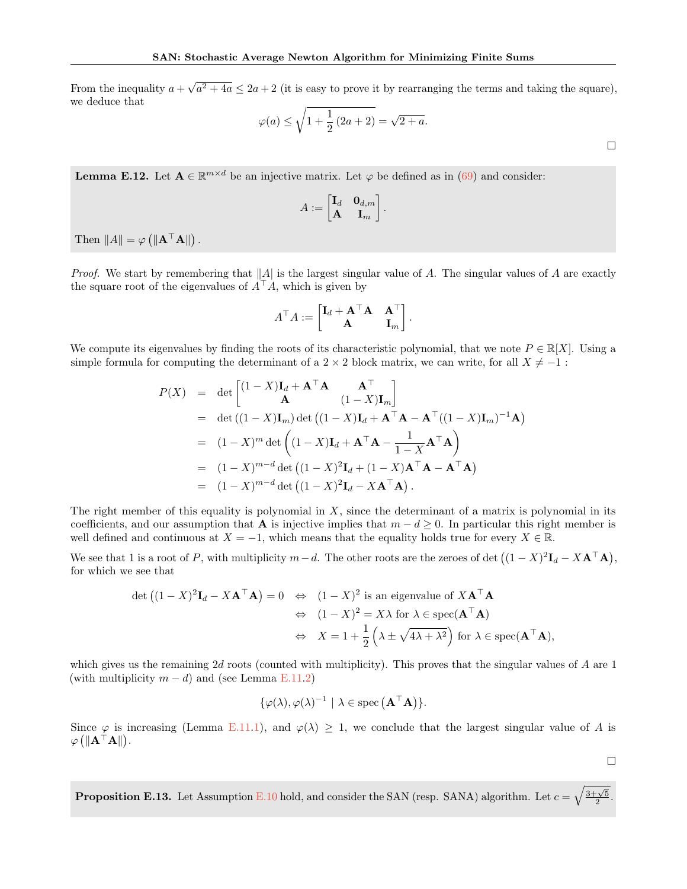From the inequality $a + \sqrt{a^2 + 4a} \leq 2a + 2$ (it is easy to prove it by rearranging the terms and taking the square), we deduce that

$$\varphi(a) \leq \sqrt{1 + \frac{1}{2}(2a + 2)} = \sqrt{2 + a}.$$

□

**Lemma E.12.** Let $\mathbf{A} \in \mathbb{R}^{m \times d}$ be an injective matrix. Let $\varphi$ be defined as in (69) and consider:

$$A := \begin{bmatrix} \mathbf{I}_d & \mathbf{0}_{d,m} \\ \mathbf{A} & \mathbf{I}_m \end{bmatrix}.$$

Then $\|A\| = \varphi\left(\|\mathbf{A}^\top \mathbf{A}\|\right)$.

*Proof.* We start by remembering that $\|A\|$ is the largest singular value of $A$. The singular values of $A$ are exactly the square root of the eigenvalues of $A^\top A$, which is given by

$$A^\top A := \begin{bmatrix} \mathbf{I}_d + \mathbf{A}^\top \mathbf{A} & \mathbf{A}^\top \\ \mathbf{A} & \mathbf{I}_m \end{bmatrix}.$$

We compute its eigenvalues by finding the roots of its characteristic polynomial, that we note $P \in \mathbb{R}[X]$. Using a simple formula for computing the determinant of a $2 \times 2$ block matrix, we can write, for all $X \neq -1$ :

$$\begin{aligned}
P(X) &= \det \begin{bmatrix} (1-X)\mathbf{I}_d + \mathbf{A}^\top \mathbf{A} & \mathbf{A}^\top \\ \mathbf{A} & (1-X)\mathbf{I}_m \end{bmatrix} \\
&= \det\left((1-X)\mathbf{I}_m\right) \det\left((1-X)\mathbf{I}_d + \mathbf{A}^\top \mathbf{A} - \mathbf{A}^\top ((1-X)\mathbf{I}_m)^{-1} \mathbf{A}\right) \\
&= (1-X)^m \det\left((1-X)\mathbf{I}_d + \mathbf{A}^\top \mathbf{A} - \frac{1}{1-X}\mathbf{A}^\top \mathbf{A}\right) \\
&= (1-X)^{m-d} \det\left((1-X)^2 \mathbf{I}_d + (1-X)\mathbf{A}^\top \mathbf{A} - \mathbf{A}^\top \mathbf{A}\right) \\
&= (1-X)^{m-d} \det\left((1-X)^2 \mathbf{I}_d - X\mathbf{A}^\top \mathbf{A}\right).
\end{aligned}$$

The right member of this equality is polynomial in $X$, since the determinant of a matrix is polynomial in its coefficients, and our assumption that $\mathbf{A}$ is injective implies that $m - d \geq 0$. In particular this right member is well defined and continuous at $X = -1$, which means that the equality holds true for every $X \in \mathbb{R}$.

We see that 1 is a root of $P$, with multiplicity $m - d$. The other roots are the zeroes of $\det\left((1-X)^2 \mathbf{I}_d - X\mathbf{A}^\top \mathbf{A}\right)$, for which we see that

$$\begin{aligned}
\det\left((1-X)^2 \mathbf{I}_d - X\mathbf{A}^\top \mathbf{A}\right) = 0 \quad &\Leftrightarrow \quad (1-X)^2 \text{ is an eigenvalue of } X\mathbf{A}^\top \mathbf{A} \\
&\Leftrightarrow \quad (1-X)^2 = X\lambda \text{ for } \lambda \in \operatorname{spec}(\mathbf{A}^\top \mathbf{A}) \\
&\Leftrightarrow \quad X = 1 + \frac{1}{2}\left(\lambda \pm \sqrt{4\lambda + \lambda^2}\right) \text{ for } \lambda \in \operatorname{spec}(\mathbf{A}^\top \mathbf{A}),
\end{aligned}$$

which gives us the remaining $2d$ roots (counted with multiplicity). This proves that the singular values of $A$ are 1 (with multiplicity $m - d$) and (see Lemma E.11.2)

$$\{\varphi(\lambda), \varphi(\lambda)^{-1} \mid \lambda \in \operatorname{spec}\left(\mathbf{A}^\top \mathbf{A}\right)\}.$$

Since $\varphi$ is increasing (Lemma E.11.1), and $\varphi(\lambda) \geq 1$, we conclude that the largest singular value of $A$ is $\varphi\left(\|\mathbf{A}^\top \mathbf{A}\|\right)$.

□

**Proposition E.13.** Let Assumption E.10 hold, and consider the SAN (resp. SANA) algorithm. Let $c = \sqrt{\frac{3+\sqrt{5}}{2}}$.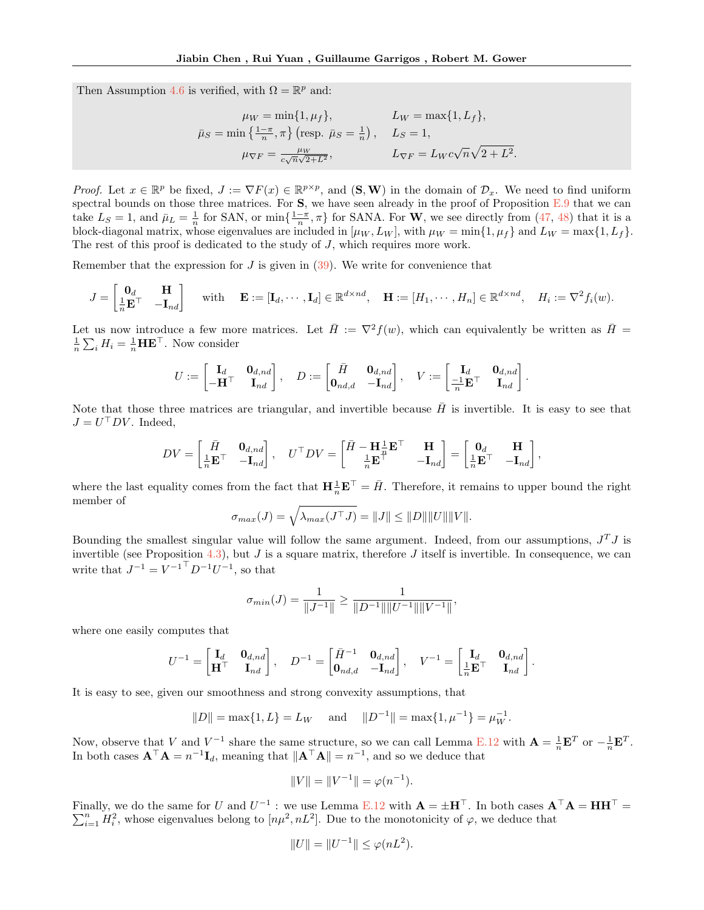Then Assumption 4.6 is verified, with $\Omega = \mathbb{R}^p$ and:

$$
\begin{aligned}
\mu_W &= \min\{1, \mu_f\}, & L_W &= \max\{1, L_f\}, \\
\bar{\mu}_S &= \min\left\{\tfrac{1-\pi}{n}, \pi\right\} \left(\text{resp. } \bar{\mu}_S = \tfrac{1}{n}\right), & L_S &= 1, \\
\mu_{\nabla F} &= \frac{\mu_W}{c\sqrt{n}\sqrt{2+L^2}}, & L_{\nabla F} &= L_W c \sqrt{n}\sqrt{2+L^2}.
\end{aligned}
$$

*Proof.* Let $x \in \mathbb{R}^p$ be fixed, $J := \nabla F(x) \in \mathbb{R}^{p\times p}$, and $(\mathbf{S}, \mathbf{W})$ in the domain of $\mathcal{D}_x$. We need to find uniform spectral bounds on those three matrices. For $\mathbf{S}$, we have seen already in the proof of Proposition E.9 that we can take $L_S = 1$, and $\bar{\mu}_L = \frac{1}{n}$ for SAN, or $\min\{\frac{1-\pi}{n}, \pi\}$ for SANA. For $\mathbf{W}$, we see directly from (47, 48) that it is a block-diagonal matrix, whose eigenvalues are included in $[\mu_W, L_W]$, with $\mu_W = \min\{1, \mu_f\}$ and $L_W = \max\{1, L_f\}$. The rest of this proof is dedicated to the study of $J$, which requires more work.

Remember that the expression for $J$ is given in (39). We write for convenience that

$$
J = \begin{bmatrix} \mathbf{0}_d & \mathbf{H} \\ \frac{1}{n}\mathbf{E}^\top & -\mathbf{I}_{nd} \end{bmatrix} \quad \text{with} \quad \mathbf{E} := [\mathbf{I}_d, \cdots, \mathbf{I}_d] \in \mathbb{R}^{d\times nd}, \quad \mathbf{H} := [H_1, \cdots, H_n] \in \mathbb{R}^{d\times nd}, \quad H_i := \nabla^2 f_i(w).
$$

Let us now introduce a few more matrices. Let $\bar{H} := \nabla^2 f(w)$, which can equivalently be written as $\bar{H} = \frac{1}{n}\sum_i H_i = \frac{1}{n}\mathbf{H}\mathbf{E}^\top$. Now consider

$$
U := \begin{bmatrix} \mathbf{I}_d & \mathbf{0}_{d,nd} \\ -\mathbf{H}^\top & \mathbf{I}_{nd} \end{bmatrix}, \quad D := \begin{bmatrix} \bar{H} & \mathbf{0}_{d,nd} \\ \mathbf{0}_{nd,d} & -\mathbf{I}_{nd} \end{bmatrix}, \quad V := \begin{bmatrix} \mathbf{I}_d & \mathbf{0}_{d,nd} \\ \frac{-1}{n}\mathbf{E}^\top & \mathbf{I}_{nd} \end{bmatrix}.
$$

Note that those three matrices are triangular, and invertible because $\bar{H}$ is invertible. It is easy to see that $J = U^\top D V$. Indeed,

$$
DV = \begin{bmatrix} \bar{H} & \mathbf{0}_{d,nd} \\ \frac{1}{n}\mathbf{E}^\top & -\mathbf{I}_{nd} \end{bmatrix}, \quad U^\top D V = \begin{bmatrix} \bar{H} - \mathbf{H}\frac{1}{n}\mathbf{E}^\top & \mathbf{H} \\ \frac{1}{n}\mathbf{E}^\top & -\mathbf{I}_{nd} \end{bmatrix} = \begin{bmatrix} \mathbf{0}_d & \mathbf{H} \\ \frac{1}{n}\mathbf{E}^\top & -\mathbf{I}_{nd} \end{bmatrix},
$$

where the last equality comes from the fact that $\mathbf{H}\frac{1}{n}\mathbf{E}^\top = \bar{H}$. Therefore, it remains to upper bound the right member of

$$
\sigma_{max}(J) = \sqrt{\lambda_{max}(J^\top J)} = \|J\| \leq \|D\|\|U\|\|V\|.
$$

Bounding the smallest singular value will follow the same argument. Indeed, from our assumptions, $J^T J$ is invertible (see Proposition 4.3), but $J$ is a square matrix, therefore $J$ itself is invertible. In consequence, we can write that $J^{-1} = {V^{-1}}^\top D^{-1} U^{-1}$, so that

$$
\sigma_{min}(J) = \frac{1}{\|J^{-1}\|} \geq \frac{1}{\|D^{-1}\|\|U^{-1}\|\|V^{-1}\|},
$$

where one easily computes that

$$
U^{-1} = \begin{bmatrix} \mathbf{I}_d & \mathbf{0}_{d,nd} \\ \mathbf{H}^\top & \mathbf{I}_{nd} \end{bmatrix}, \quad D^{-1} = \begin{bmatrix} \bar{H}^{-1} & \mathbf{0}_{d,nd} \\ \mathbf{0}_{nd,d} & -\mathbf{I}_{nd} \end{bmatrix}, \quad V^{-1} = \begin{bmatrix} \mathbf{I}_d & \mathbf{0}_{d,nd} \\ \frac{1}{n}\mathbf{E}^\top & \mathbf{I}_{nd} \end{bmatrix}.
$$

It is easy to see, given our smoothness and strong convexity assumptions, that

$$
\|D\| = \max\{1, L\} = L_W \quad \text{and} \quad \|D^{-1}\| = \max\{1, \mu^{-1}\} = \mu_W^{-1}.
$$

Now, observe that $V$ and $V^{-1}$ share the same structure, so we can call Lemma E.12 with $\mathbf{A} = \frac{1}{n}\mathbf{E}^T$ or $-\frac{1}{n}\mathbf{E}^T$. In both cases $\mathbf{A}^\top\mathbf{A} = n^{-1}\mathbf{I}_d$, meaning that $\|\mathbf{A}^\top\mathbf{A}\| = n^{-1}$, and so we deduce that

$$
\|V\| = \|V^{-1}\| = \varphi(n^{-1}).
$$

Finally, we do the same for $U$ and $U^{-1}$ : we use Lemma E.12 with $\mathbf{A} = \pm\mathbf{H}^\top$. In both cases $\mathbf{A}^\top\mathbf{A} = \mathbf{H}\mathbf{H}^\top = \sum_{i=1}^n H_i^2$, whose eigenvalues belong to $[n\mu^2, nL^2]$. Due to the monotonicity of $\varphi$, we deduce that

$$
\|U\| = \|U^{-1}\| \leq \varphi(nL^2).
$$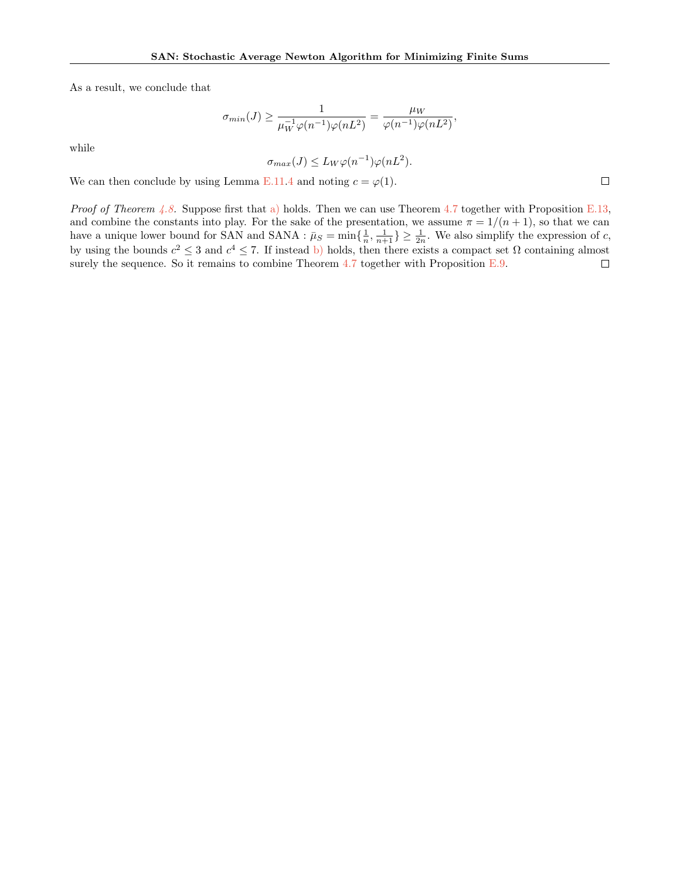As a result, we conclude that

$$\sigma_{min}(J) \geq \frac{1}{\mu_W^{-1}\varphi(n^{-1})\varphi(nL^2)} = \frac{\mu_W}{\varphi(n^{-1})\varphi(nL^2)},$$

while

$$\sigma_{max}(J) \leq L_W \varphi(n^{-1})\varphi(nL^2).$$

We can then conclude by using Lemma E.11.4 and noting $c = \varphi(1)$. □

*Proof of Theorem 4.8.* Suppose first that a) holds. Then we can use Theorem 4.7 together with Proposition E.13, and combine the constants into play. For the sake of the presentation, we assume $\pi = 1/(n+1)$, so that we can have a unique lower bound for SAN and SANA : $\bar{\mu}_S = \min\{\frac{1}{n}, \frac{1}{n+1}\} \geq \frac{1}{2n}$. We also simplify the expression of $c$, by using the bounds $c^2 \leq 3$ and $c^4 \leq 7$. If instead b) holds, then there exists a compact set $\Omega$ containing almost surely the sequence. So it remains to combine Theorem 4.7 together with Proposition E.9. □